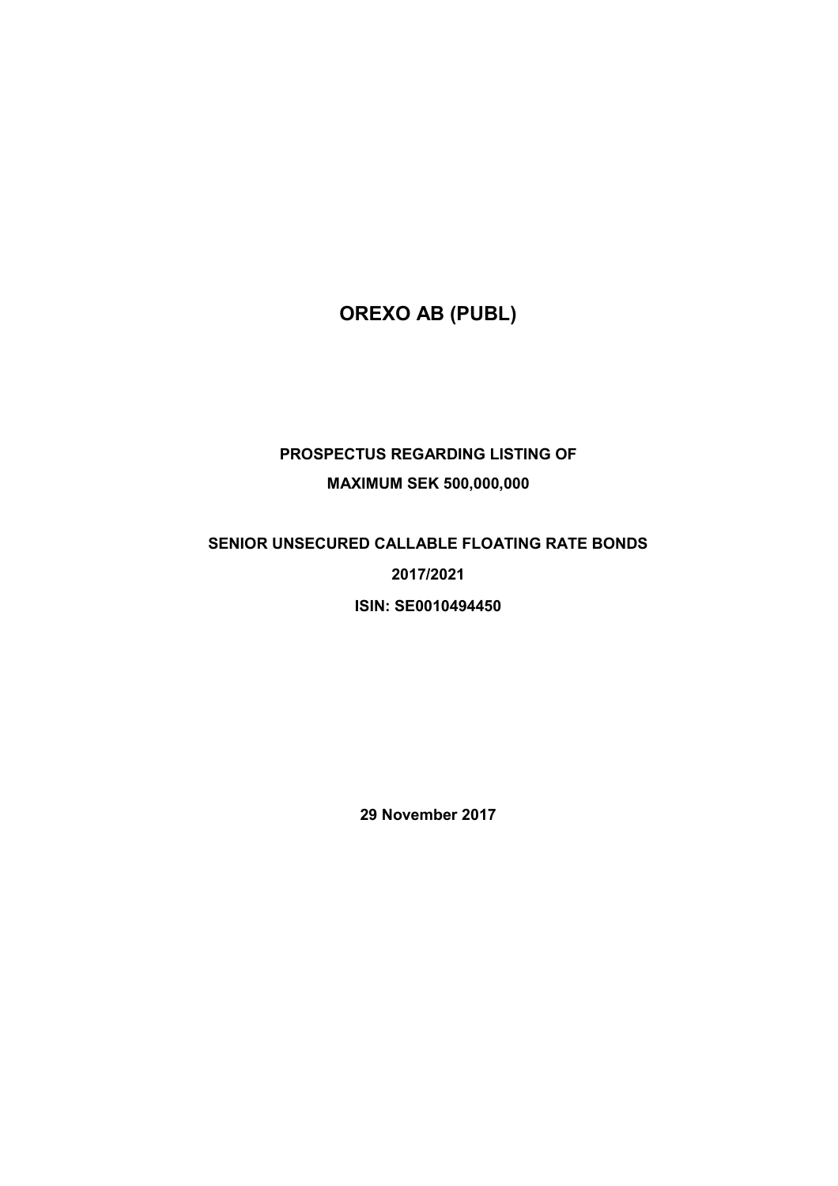# OREXO AB (PUBL)

**PROSPECTUS REGARDING LISTING OF**

**MAXIMUM SEK 500,000,000**

**SENIOR UNSECURED CALLABLE FLOATING RATE BONDS**

**2017/2021**

**ISIN: SE0010494450**

**29 November 2017**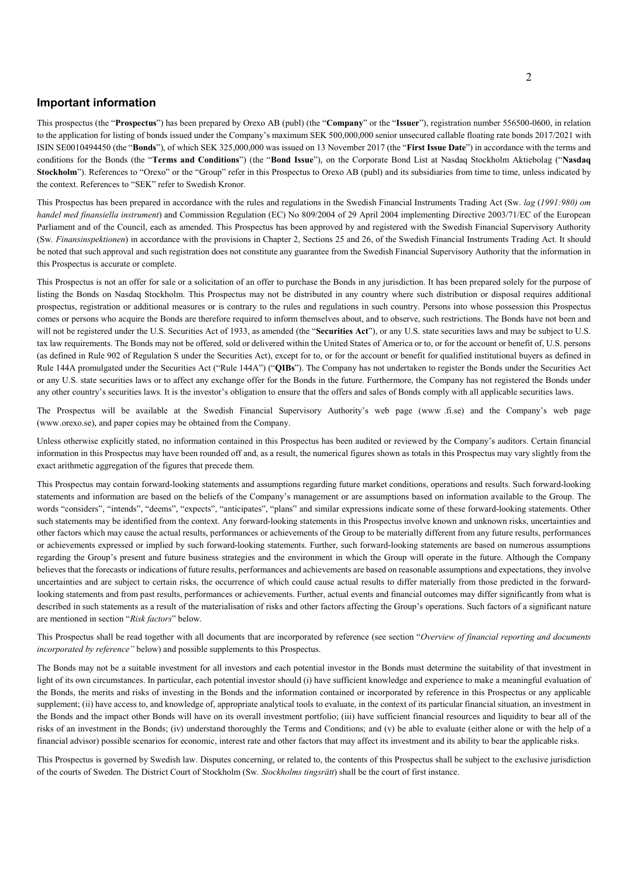## Important information

This prospectus (the "**Prospectus**") has been prepared by Orexo AB (publ) (the "**Company**" or the "**Issuer**"), registration number 556500-0600, in relation to the application for listing of bonds issued under the Company's maximum SEK 500,000,000 senior unsecured callable floating rate bonds 2017/2021 with ISIN SE0010494450 (the "**Bonds**"), of which SEK 325,000,000 was issued on 13 November 2017 (the "**First Issue Date**") in accordance with the terms and conditions for the Bonds (the "**Terms and Conditions**") (the "**Bond Issue**"), on the Corporate Bond List at Nasdaq Stockholm Aktiebolag ("**Nasdaq Stockholm**"). References to "Orexo" or the "Group" refer in this Prospectus to Orexo AB (publ) and its subsidiaries from time to time, unless indicated by the context. References to "SEK" refer to Swedish Kronor.

This Prospectus has been prepared in accordance with the rules and regulations in the Swedish Financial Instruments Trading Act (Sw. *lag* (*1991:980) om handel med finansiella instrument*) and Commission Regulation (EC) No 809/2004 of 29 April 2004 implementing Directive 2003/71/EC of the European Parliament and of the Council, each as amended. This Prospectus has been approved by and registered with the Swedish Financial Supervisory Authority (Sw. *Finansinspektionen*) in accordance with the provisions in Chapter 2, Sections 25 and 26, of the Swedish Financial Instruments Trading Act. It should be noted that such approval and such registration does not constitute any guarantee from the Swedish Financial Supervisory Authority that the information in this Prospectus is accurate or complete.

This Prospectus is not an offer for sale or a solicitation of an offer to purchase the Bonds in any jurisdiction. It has been prepared solely for the purpose of listing the Bonds on Nasdaq Stockholm. This Prospectus may not be distributed in any country where such distribution or disposal requires additional prospectus, registration or additional measures or is contrary to the rules and regulations in such country. Persons into whose possession this Prospectus comes or persons who acquire the Bonds are therefore required to inform themselves about, and to observe, such restrictions. The Bonds have not been and will not be registered under the U.S. Securities Act of 1933, as amended (the "**Securities Act**"), or any U.S. state securities laws and may be subject to U.S. tax law requirements. The Bonds may not be offered, sold or delivered within the United States of America or to, or for the account or benefit of, U.S. persons (as defined in Rule 902 of Regulation S under the Securities Act), except for to, or for the account or benefit for qualified institutional buyers as defined in Rule 144A promulgated under the Securities Act ("Rule 144A") ("**QIBs**"). The Company has not undertaken to register the Bonds under the Securities Act or any U.S. state securities laws or to affect any exchange offer for the Bonds in the future. Furthermore, the Company has not registered the Bonds under any other country's securities laws. It is the investor's obligation to ensure that the offers and sales of Bonds comply with all applicable securities laws.

The Prospectus will be available at the Swedish Financial Supervisory Authority's web page (www .fi.se) and the Company's web page (www.orexo.se), and paper copies may be obtained from the Company.

Unless otherwise explicitly stated, no information contained in this Prospectus has been audited or reviewed by the Company's auditors. Certain financial information in this Prospectus may have been rounded off and, as a result, the numerical figures shown as totals in this Prospectus may vary slightly from the exact arithmetic aggregation of the figures that precede them.

This Prospectus may contain forward-looking statements and assumptions regarding future market conditions, operations and results. Such forward-looking statements and information are based on the beliefs of the Company's management or are assumptions based on information available to the Group. The words "considers", "intends", "deems", "expects", "anticipates", "plans" and similar expressions indicate some of these forward-looking statements. Other such statements may be identified from the context. Any forward-looking statements in this Prospectus involve known and unknown risks, uncertainties and other factors which may cause the actual results, performances or achievements of the Group to be materially different from any future results, performances or achievements expressed or implied by such forward-looking statements. Further, such forward-looking statements are based on numerous assumptions regarding the Group's present and future business strategies and the environment in which the Group will operate in the future. Although the Company believes that the forecasts or indications of future results, performances and achievements are based on reasonable assumptions and expectations, they involve uncertainties and are subject to certain risks, the occurrence of which could cause actual results to differ materially from those predicted in the forward-looking statements and from past results, performances or achievements. Further, actual events and financial outcomes may differ significantly from what is described in such statements as a result of the materialisation of risks and other factors affecting the Group's operations. Such factors of a significant nature are mentioned in section "*Risk factors*" below.

This Prospectus shall be read together with all documents that are incorporated by reference (see section "*Overview of financial reporting and documents incorporated by reference"* below) and possible supplements to this Prospectus.

The Bonds may not be a suitable investment for all investors and each potential investor in the Bonds must determine the suitability of that investment in light of its own circumstances. In particular, each potential investor should (i) have sufficient knowledge and experience to make a meaningful evaluation of the Bonds, the merits and risks of investing in the Bonds and the information contained or incorporated by reference in this Prospectus or any applicable supplement; (ii) have access to, and knowledge of, appropriate analytical tools to evaluate, in the context of its particular financial situation, an investment in the Bonds and the impact other Bonds will have on its overall investment portfolio; (iii) have sufficient financial resources and liquidity to bear all of the risks of an investment in the Bonds; (iv) understand thoroughly the Terms and Conditions; and (v) be able to evaluate (either alone or with the help of a financial advisor) possible scenarios for economic, interest rate and other factors that may affect its investment and its ability to bear the applicable risks.

This Prospectus is governed by Swedish law. Disputes concerning, or related to, the contents of this Prospectus shall be subject to the exclusive jurisdiction of the courts of Sweden. The District Court of Stockholm (Sw. *Stockholms tingsrätt*) shall be the court of first instance.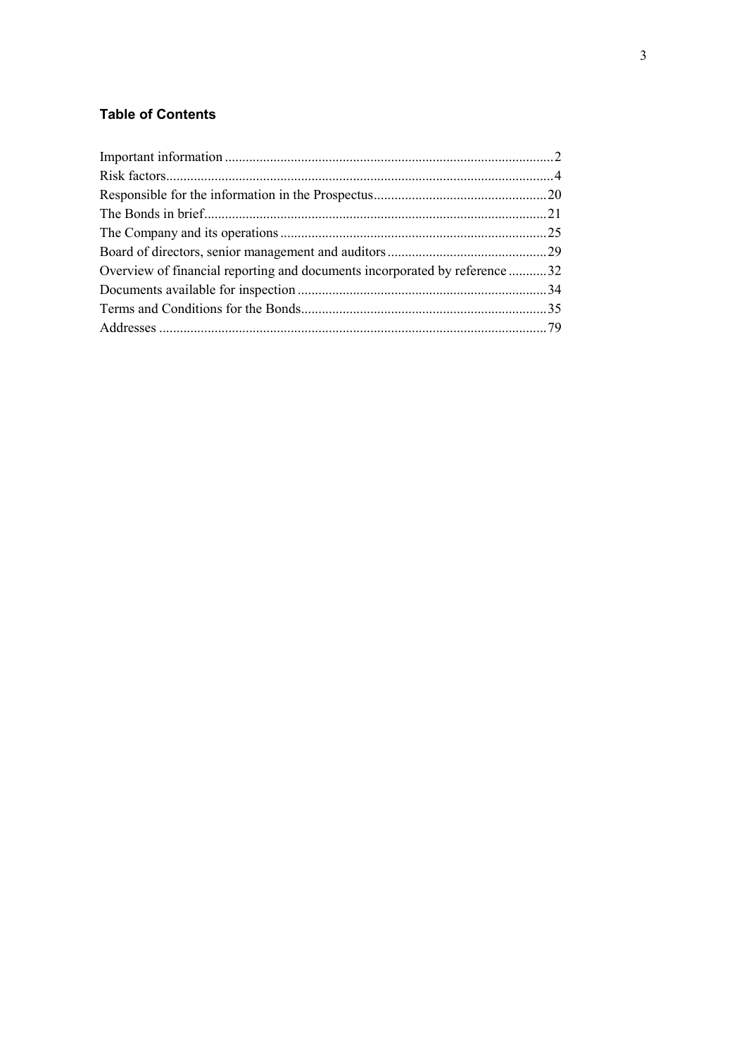## Table of Contents

| | |
|---|---|
| Important information | 2 |
| Risk factors | 4 |
| Responsible for the information in the Prospectus | 20 |
| The Bonds in brief | 21 |
| The Company and its operations | 25 |
| Board of directors, senior management and auditors | 29 |
| Overview of financial reporting and documents incorporated by reference | 32 |
| Documents available for inspection | 34 |
| Terms and Conditions for the Bonds | 35 |
| Addresses | 79 |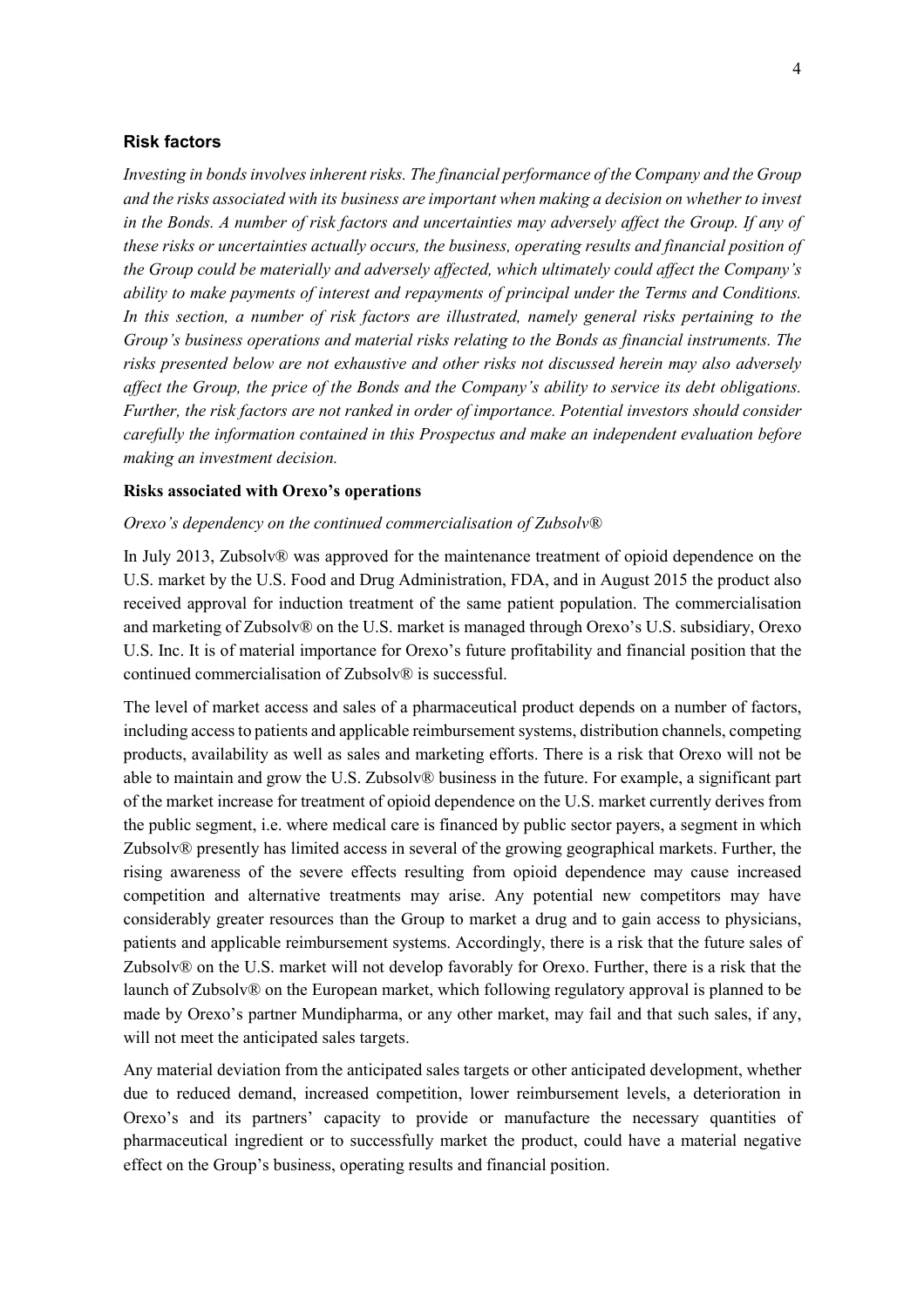## Risk factors

*Investing in bonds involves inherent risks. The financial performance of the Company and the Group and the risks associated with its business are important when making a decision on whether to invest in the Bonds. A number of risk factors and uncertainties may adversely affect the Group. If any of these risks or uncertainties actually occurs, the business, operating results and financial position of the Group could be materially and adversely affected, which ultimately could affect the Company's ability to make payments of interest and repayments of principal under the Terms and Conditions. In this section, a number of risk factors are illustrated, namely general risks pertaining to the Group's business operations and material risks relating to the Bonds as financial instruments. The risks presented below are not exhaustive and other risks not discussed herein may also adversely affect the Group, the price of the Bonds and the Company's ability to service its debt obligations. Further, the risk factors are not ranked in order of importance. Potential investors should consider carefully the information contained in this Prospectus and make an independent evaluation before making an investment decision.*

### Risks associated with Orexo's operations

*Orexo's dependency on the continued commercialisation of Zubsolv®*

In July 2013, Zubsolv® was approved for the maintenance treatment of opioid dependence on the U.S. market by the U.S. Food and Drug Administration, FDA, and in August 2015 the product also received approval for induction treatment of the same patient population. The commercialisation and marketing of Zubsolv® on the U.S. market is managed through Orexo's U.S. subsidiary, Orexo U.S. Inc. It is of material importance for Orexo's future profitability and financial position that the continued commercialisation of Zubsolv® is successful.

The level of market access and sales of a pharmaceutical product depends on a number of factors, including access to patients and applicable reimbursement systems, distribution channels, competing products, availability as well as sales and marketing efforts. There is a risk that Orexo will not be able to maintain and grow the U.S. Zubsolv® business in the future. For example, a significant part of the market increase for treatment of opioid dependence on the U.S. market currently derives from the public segment, i.e. where medical care is financed by public sector payers, a segment in which Zubsolv® presently has limited access in several of the growing geographical markets. Further, the rising awareness of the severe effects resulting from opioid dependence may cause increased competition and alternative treatments may arise. Any potential new competitors may have considerably greater resources than the Group to market a drug and to gain access to physicians, patients and applicable reimbursement systems. Accordingly, there is a risk that the future sales of Zubsolv® on the U.S. market will not develop favorably for Orexo. Further, there is a risk that the launch of Zubsolv® on the European market, which following regulatory approval is planned to be made by Orexo's partner Mundipharma, or any other market, may fail and that such sales, if any, will not meet the anticipated sales targets.

Any material deviation from the anticipated sales targets or other anticipated development, whether due to reduced demand, increased competition, lower reimbursement levels, a deterioration in Orexo's and its partners' capacity to provide or manufacture the necessary quantities of pharmaceutical ingredient or to successfully market the product, could have a material negative effect on the Group's business, operating results and financial position.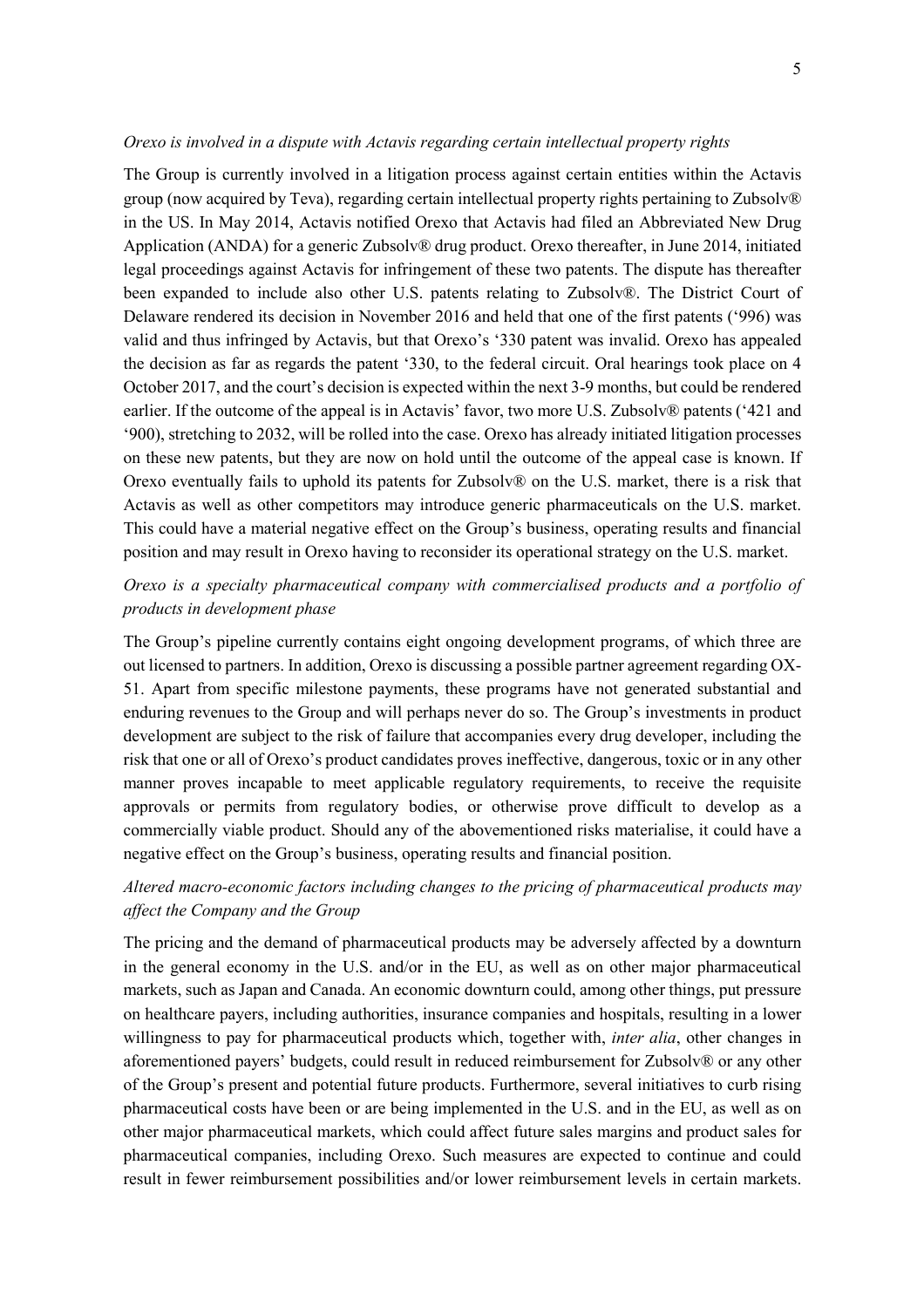*Orexo is involved in a dispute with Actavis regarding certain intellectual property rights*

The Group is currently involved in a litigation process against certain entities within the Actavis group (now acquired by Teva), regarding certain intellectual property rights pertaining to Zubsolv® in the US. In May 2014, Actavis notified Orexo that Actavis had filed an Abbreviated New Drug Application (ANDA) for a generic Zubsolv® drug product. Orexo thereafter, in June 2014, initiated legal proceedings against Actavis for infringement of these two patents. The dispute has thereafter been expanded to include also other U.S. patents relating to Zubsolv®. The District Court of Delaware rendered its decision in November 2016 and held that one of the first patents ('996) was valid and thus infringed by Actavis, but that Orexo's '330 patent was invalid. Orexo has appealed the decision as far as regards the patent '330, to the federal circuit. Oral hearings took place on 4 October 2017, and the court's decision is expected within the next 3-9 months, but could be rendered earlier. If the outcome of the appeal is in Actavis' favor, two more U.S. Zubsolv® patents ('421 and '900), stretching to 2032, will be rolled into the case. Orexo has already initiated litigation processes on these new patents, but they are now on hold until the outcome of the appeal case is known. If Orexo eventually fails to uphold its patents for Zubsolv® on the U.S. market, there is a risk that Actavis as well as other competitors may introduce generic pharmaceuticals on the U.S. market. This could have a material negative effect on the Group's business, operating results and financial position and may result in Orexo having to reconsider its operational strategy on the U.S. market.

*Orexo is a specialty pharmaceutical company with commercialised products and a portfolio of products in development phase*

The Group's pipeline currently contains eight ongoing development programs, of which three are out licensed to partners. In addition, Orexo is discussing a possible partner agreement regarding OX-51. Apart from specific milestone payments, these programs have not generated substantial and enduring revenues to the Group and will perhaps never do so. The Group's investments in product development are subject to the risk of failure that accompanies every drug developer, including the risk that one or all of Orexo's product candidates proves ineffective, dangerous, toxic or in any other manner proves incapable to meet applicable regulatory requirements, to receive the requisite approvals or permits from regulatory bodies, or otherwise prove difficult to develop as a commercially viable product. Should any of the abovementioned risks materialise, it could have a negative effect on the Group's business, operating results and financial position.

*Altered macro-economic factors including changes to the pricing of pharmaceutical products may affect the Company and the Group*

The pricing and the demand of pharmaceutical products may be adversely affected by a downturn in the general economy in the U.S. and/or in the EU, as well as on other major pharmaceutical markets, such as Japan and Canada. An economic downturn could, among other things, put pressure on healthcare payers, including authorities, insurance companies and hospitals, resulting in a lower willingness to pay for pharmaceutical products which, together with, *inter alia*, other changes in aforementioned payers' budgets, could result in reduced reimbursement for Zubsolv® or any other of the Group's present and potential future products. Furthermore, several initiatives to curb rising pharmaceutical costs have been or are being implemented in the U.S. and in the EU, as well as on other major pharmaceutical markets, which could affect future sales margins and product sales for pharmaceutical companies, including Orexo. Such measures are expected to continue and could result in fewer reimbursement possibilities and/or lower reimbursement levels in certain markets.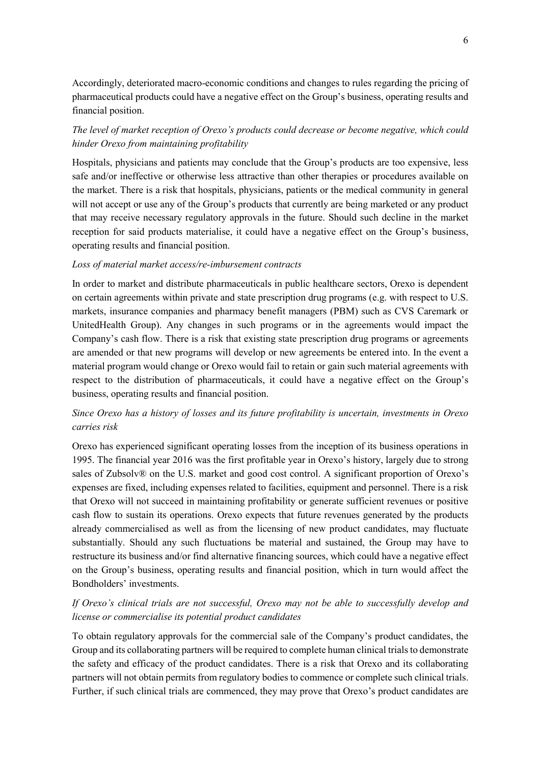Accordingly, deteriorated macro-economic conditions and changes to rules regarding the pricing of pharmaceutical products could have a negative effect on the Group's business, operating results and financial position.

*The level of market reception of Orexo's products could decrease or become negative, which could hinder Orexo from maintaining profitability*

Hospitals, physicians and patients may conclude that the Group's products are too expensive, less safe and/or ineffective or otherwise less attractive than other therapies or procedures available on the market. There is a risk that hospitals, physicians, patients or the medical community in general will not accept or use any of the Group's products that currently are being marketed or any product that may receive necessary regulatory approvals in the future. Should such decline in the market reception for said products materialise, it could have a negative effect on the Group's business, operating results and financial position.

*Loss of material market access/re-imbursement contracts*

In order to market and distribute pharmaceuticals in public healthcare sectors, Orexo is dependent on certain agreements within private and state prescription drug programs (e.g. with respect to U.S. markets, insurance companies and pharmacy benefit managers (PBM) such as CVS Caremark or UnitedHealth Group). Any changes in such programs or in the agreements would impact the Company's cash flow. There is a risk that existing state prescription drug programs or agreements are amended or that new programs will develop or new agreements be entered into. In the event a material program would change or Orexo would fail to retain or gain such material agreements with respect to the distribution of pharmaceuticals, it could have a negative effect on the Group's business, operating results and financial position.

*Since Orexo has a history of losses and its future profitability is uncertain, investments in Orexo carries risk*

Orexo has experienced significant operating losses from the inception of its business operations in 1995. The financial year 2016 was the first profitable year in Orexo's history, largely due to strong sales of Zubsolv® on the U.S. market and good cost control. A significant proportion of Orexo's expenses are fixed, including expenses related to facilities, equipment and personnel. There is a risk that Orexo will not succeed in maintaining profitability or generate sufficient revenues or positive cash flow to sustain its operations. Orexo expects that future revenues generated by the products already commercialised as well as from the licensing of new product candidates, may fluctuate substantially. Should any such fluctuations be material and sustained, the Group may have to restructure its business and/or find alternative financing sources, which could have a negative effect on the Group's business, operating results and financial position, which in turn would affect the Bondholders' investments.

*If Orexo's clinical trials are not successful, Orexo may not be able to successfully develop and license or commercialise its potential product candidates*

To obtain regulatory approvals for the commercial sale of the Company's product candidates, the Group and its collaborating partners will be required to complete human clinical trials to demonstrate the safety and efficacy of the product candidates. There is a risk that Orexo and its collaborating partners will not obtain permits from regulatory bodies to commence or complete such clinical trials. Further, if such clinical trials are commenced, they may prove that Orexo's product candidates are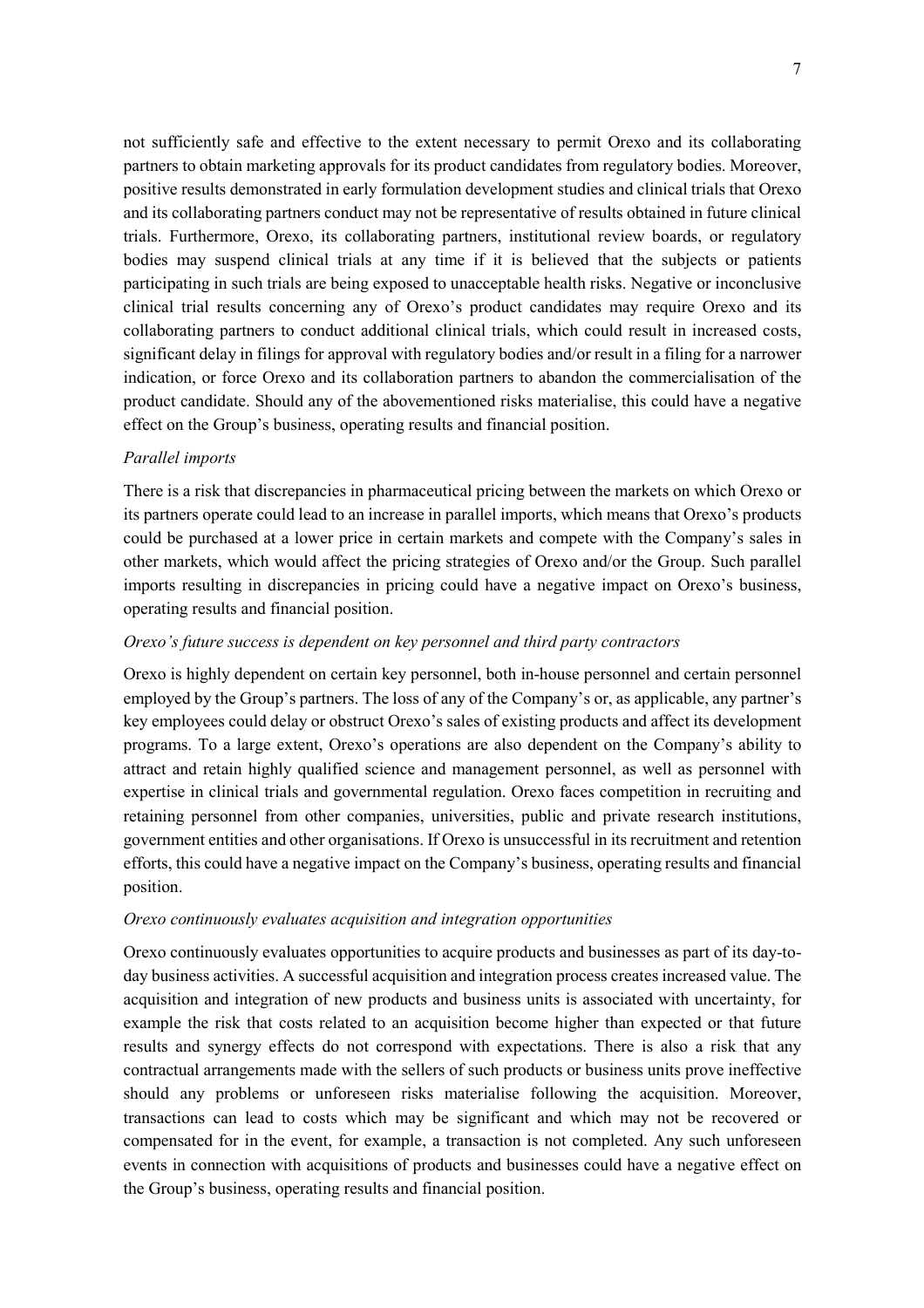not sufficiently safe and effective to the extent necessary to permit Orexo and its collaborating partners to obtain marketing approvals for its product candidates from regulatory bodies. Moreover, positive results demonstrated in early formulation development studies and clinical trials that Orexo and its collaborating partners conduct may not be representative of results obtained in future clinical trials. Furthermore, Orexo, its collaborating partners, institutional review boards, or regulatory bodies may suspend clinical trials at any time if it is believed that the subjects or patients participating in such trials are being exposed to unacceptable health risks. Negative or inconclusive clinical trial results concerning any of Orexo's product candidates may require Orexo and its collaborating partners to conduct additional clinical trials, which could result in increased costs, significant delay in filings for approval with regulatory bodies and/or result in a filing for a narrower indication, or force Orexo and its collaboration partners to abandon the commercialisation of the product candidate. Should any of the abovementioned risks materialise, this could have a negative effect on the Group's business, operating results and financial position.

*Parallel imports*

There is a risk that discrepancies in pharmaceutical pricing between the markets on which Orexo or its partners operate could lead to an increase in parallel imports, which means that Orexo's products could be purchased at a lower price in certain markets and compete with the Company's sales in other markets, which would affect the pricing strategies of Orexo and/or the Group. Such parallel imports resulting in discrepancies in pricing could have a negative impact on Orexo's business, operating results and financial position.

*Orexo's future success is dependent on key personnel and third party contractors*

Orexo is highly dependent on certain key personnel, both in-house personnel and certain personnel employed by the Group's partners. The loss of any of the Company's or, as applicable, any partner's key employees could delay or obstruct Orexo's sales of existing products and affect its development programs. To a large extent, Orexo's operations are also dependent on the Company's ability to attract and retain highly qualified science and management personnel, as well as personnel with expertise in clinical trials and governmental regulation. Orexo faces competition in recruiting and retaining personnel from other companies, universities, public and private research institutions, government entities and other organisations. If Orexo is unsuccessful in its recruitment and retention efforts, this could have a negative impact on the Company's business, operating results and financial position.

*Orexo continuously evaluates acquisition and integration opportunities*

Orexo continuously evaluates opportunities to acquire products and businesses as part of its day-to-day business activities. A successful acquisition and integration process creates increased value. The acquisition and integration of new products and business units is associated with uncertainty, for example the risk that costs related to an acquisition become higher than expected or that future results and synergy effects do not correspond with expectations. There is also a risk that any contractual arrangements made with the sellers of such products or business units prove ineffective should any problems or unforeseen risks materialise following the acquisition. Moreover, transactions can lead to costs which may be significant and which may not be recovered or compensated for in the event, for example, a transaction is not completed. Any such unforeseen events in connection with acquisitions of products and businesses could have a negative effect on the Group's business, operating results and financial position.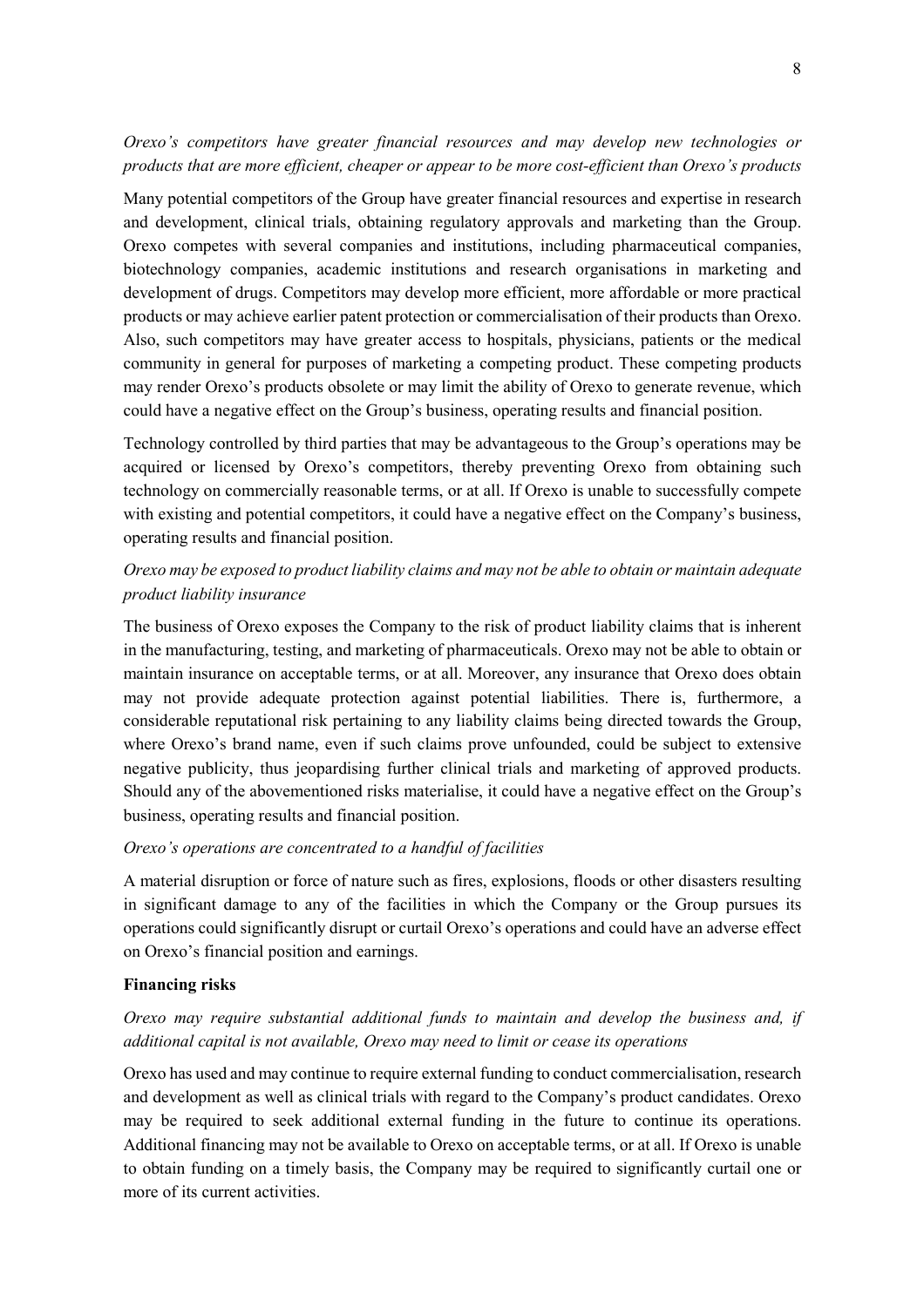*Orexo's competitors have greater financial resources and may develop new technologies or products that are more efficient, cheaper or appear to be more cost-efficient than Orexo's products*

Many potential competitors of the Group have greater financial resources and expertise in research and development, clinical trials, obtaining regulatory approvals and marketing than the Group. Orexo competes with several companies and institutions, including pharmaceutical companies, biotechnology companies, academic institutions and research organisations in marketing and development of drugs. Competitors may develop more efficient, more affordable or more practical products or may achieve earlier patent protection or commercialisation of their products than Orexo. Also, such competitors may have greater access to hospitals, physicians, patients or the medical community in general for purposes of marketing a competing product. These competing products may render Orexo's products obsolete or may limit the ability of Orexo to generate revenue, which could have a negative effect on the Group's business, operating results and financial position.

Technology controlled by third parties that may be advantageous to the Group's operations may be acquired or licensed by Orexo's competitors, thereby preventing Orexo from obtaining such technology on commercially reasonable terms, or at all. If Orexo is unable to successfully compete with existing and potential competitors, it could have a negative effect on the Company's business, operating results and financial position.

*Orexo may be exposed to product liability claims and may not be able to obtain or maintain adequate product liability insurance*

The business of Orexo exposes the Company to the risk of product liability claims that is inherent in the manufacturing, testing, and marketing of pharmaceuticals. Orexo may not be able to obtain or maintain insurance on acceptable terms, or at all. Moreover, any insurance that Orexo does obtain may not provide adequate protection against potential liabilities. There is, furthermore, a considerable reputational risk pertaining to any liability claims being directed towards the Group, where Orexo's brand name, even if such claims prove unfounded, could be subject to extensive negative publicity, thus jeopardising further clinical trials and marketing of approved products. Should any of the abovementioned risks materialise, it could have a negative effect on the Group's business, operating results and financial position.

*Orexo's operations are concentrated to a handful of facilities*

A material disruption or force of nature such as fires, explosions, floods or other disasters resulting in significant damage to any of the facilities in which the Company or the Group pursues its operations could significantly disrupt or curtail Orexo's operations and could have an adverse effect on Orexo's financial position and earnings.

**Financing risks**

*Orexo may require substantial additional funds to maintain and develop the business and, if additional capital is not available, Orexo may need to limit or cease its operations*

Orexo has used and may continue to require external funding to conduct commercialisation, research and development as well as clinical trials with regard to the Company's product candidates. Orexo may be required to seek additional external funding in the future to continue its operations. Additional financing may not be available to Orexo on acceptable terms, or at all. If Orexo is unable to obtain funding on a timely basis, the Company may be required to significantly curtail one or more of its current activities.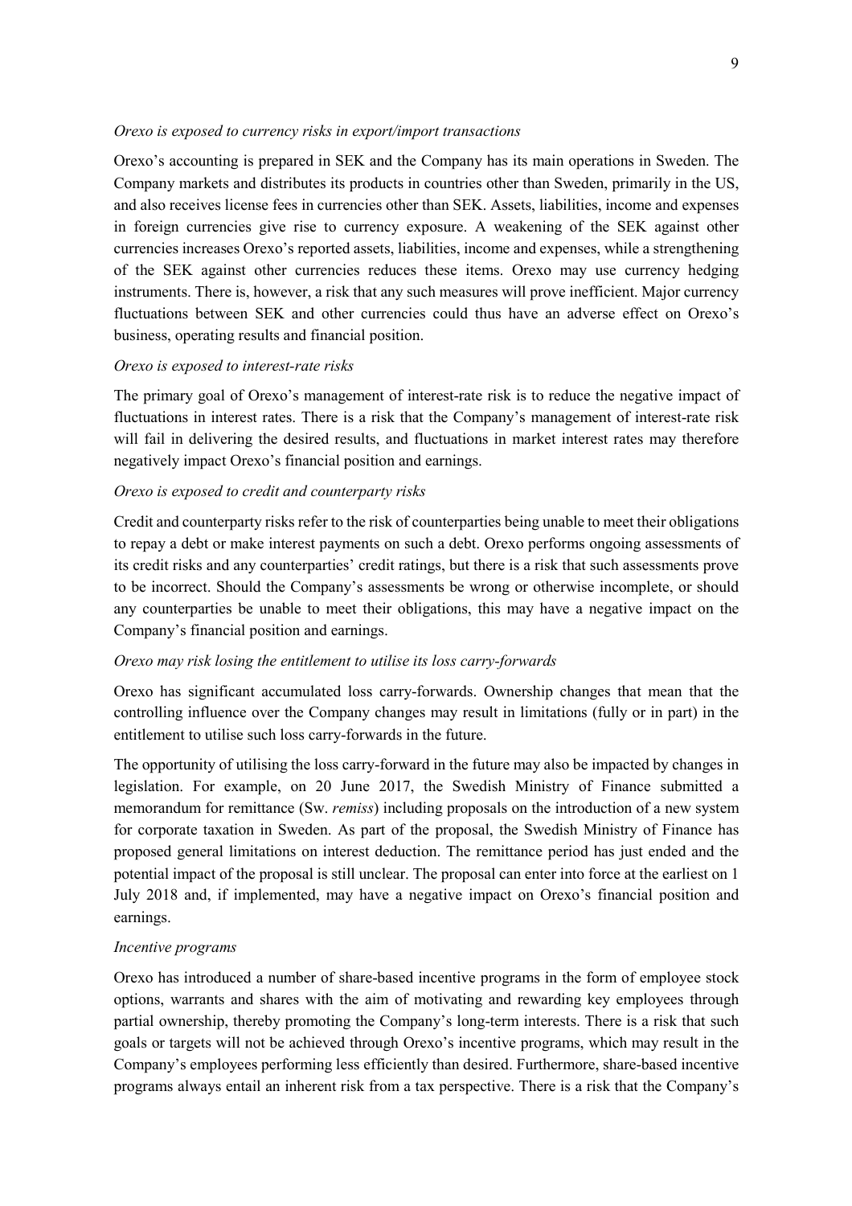*Orexo is exposed to currency risks in export/import transactions*

Orexo's accounting is prepared in SEK and the Company has its main operations in Sweden. The Company markets and distributes its products in countries other than Sweden, primarily in the US, and also receives license fees in currencies other than SEK. Assets, liabilities, income and expenses in foreign currencies give rise to currency exposure. A weakening of the SEK against other currencies increases Orexo's reported assets, liabilities, income and expenses, while a strengthening of the SEK against other currencies reduces these items. Orexo may use currency hedging instruments. There is, however, a risk that any such measures will prove inefficient. Major currency fluctuations between SEK and other currencies could thus have an adverse effect on Orexo's business, operating results and financial position.

*Orexo is exposed to interest-rate risks*

The primary goal of Orexo's management of interest-rate risk is to reduce the negative impact of fluctuations in interest rates. There is a risk that the Company's management of interest-rate risk will fail in delivering the desired results, and fluctuations in market interest rates may therefore negatively impact Orexo's financial position and earnings.

*Orexo is exposed to credit and counterparty risks*

Credit and counterparty risks refer to the risk of counterparties being unable to meet their obligations to repay a debt or make interest payments on such a debt. Orexo performs ongoing assessments of its credit risks and any counterparties' credit ratings, but there is a risk that such assessments prove to be incorrect. Should the Company's assessments be wrong or otherwise incomplete, or should any counterparties be unable to meet their obligations, this may have a negative impact on the Company's financial position and earnings.

*Orexo may risk losing the entitlement to utilise its loss carry-forwards*

Orexo has significant accumulated loss carry-forwards. Ownership changes that mean that the controlling influence over the Company changes may result in limitations (fully or in part) in the entitlement to utilise such loss carry-forwards in the future.

The opportunity of utilising the loss carry-forward in the future may also be impacted by changes in legislation. For example, on 20 June 2017, the Swedish Ministry of Finance submitted a memorandum for remittance (Sw. *remiss*) including proposals on the introduction of a new system for corporate taxation in Sweden. As part of the proposal, the Swedish Ministry of Finance has proposed general limitations on interest deduction. The remittance period has just ended and the potential impact of the proposal is still unclear. The proposal can enter into force at the earliest on 1 July 2018 and, if implemented, may have a negative impact on Orexo's financial position and earnings.

*Incentive programs*

Orexo has introduced a number of share-based incentive programs in the form of employee stock options, warrants and shares with the aim of motivating and rewarding key employees through partial ownership, thereby promoting the Company's long-term interests. There is a risk that such goals or targets will not be achieved through Orexo's incentive programs, which may result in the Company's employees performing less efficiently than desired. Furthermore, share-based incentive programs always entail an inherent risk from a tax perspective. There is a risk that the Company's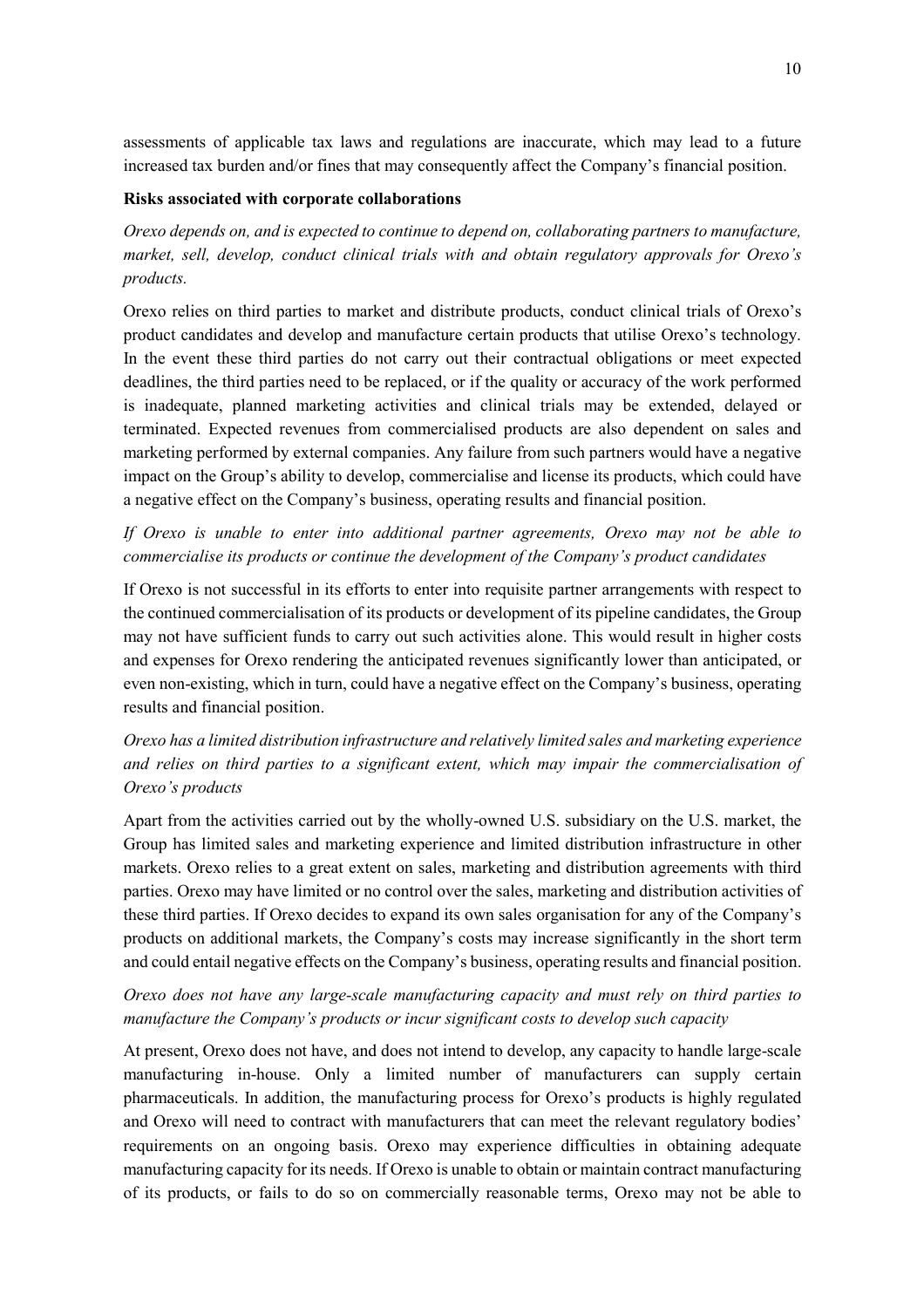assessments of applicable tax laws and regulations are inaccurate, which may lead to a future increased tax burden and/or fines that may consequently affect the Company's financial position.

**Risks associated with corporate collaborations**

*Orexo depends on, and is expected to continue to depend on, collaborating partners to manufacture, market, sell, develop, conduct clinical trials with and obtain regulatory approvals for Orexo's products.*

Orexo relies on third parties to market and distribute products, conduct clinical trials of Orexo's product candidates and develop and manufacture certain products that utilise Orexo's technology. In the event these third parties do not carry out their contractual obligations or meet expected deadlines, the third parties need to be replaced, or if the quality or accuracy of the work performed is inadequate, planned marketing activities and clinical trials may be extended, delayed or terminated. Expected revenues from commercialised products are also dependent on sales and marketing performed by external companies. Any failure from such partners would have a negative impact on the Group's ability to develop, commercialise and license its products, which could have a negative effect on the Company's business, operating results and financial position.

*If Orexo is unable to enter into additional partner agreements, Orexo may not be able to commercialise its products or continue the development of the Company's product candidates*

If Orexo is not successful in its efforts to enter into requisite partner arrangements with respect to the continued commercialisation of its products or development of its pipeline candidates, the Group may not have sufficient funds to carry out such activities alone. This would result in higher costs and expenses for Orexo rendering the anticipated revenues significantly lower than anticipated, or even non-existing, which in turn, could have a negative effect on the Company's business, operating results and financial position.

*Orexo has a limited distribution infrastructure and relatively limited sales and marketing experience and relies on third parties to a significant extent, which may impair the commercialisation of Orexo's products*

Apart from the activities carried out by the wholly-owned U.S. subsidiary on the U.S. market, the Group has limited sales and marketing experience and limited distribution infrastructure in other markets. Orexo relies to a great extent on sales, marketing and distribution agreements with third parties. Orexo may have limited or no control over the sales, marketing and distribution activities of these third parties. If Orexo decides to expand its own sales organisation for any of the Company's products on additional markets, the Company's costs may increase significantly in the short term and could entail negative effects on the Company's business, operating results and financial position.

*Orexo does not have any large-scale manufacturing capacity and must rely on third parties to manufacture the Company's products or incur significant costs to develop such capacity*

At present, Orexo does not have, and does not intend to develop, any capacity to handle large-scale manufacturing in-house. Only a limited number of manufacturers can supply certain pharmaceuticals. In addition, the manufacturing process for Orexo's products is highly regulated and Orexo will need to contract with manufacturers that can meet the relevant regulatory bodies' requirements on an ongoing basis. Orexo may experience difficulties in obtaining adequate manufacturing capacity for its needs. If Orexo is unable to obtain or maintain contract manufacturing of its products, or fails to do so on commercially reasonable terms, Orexo may not be able to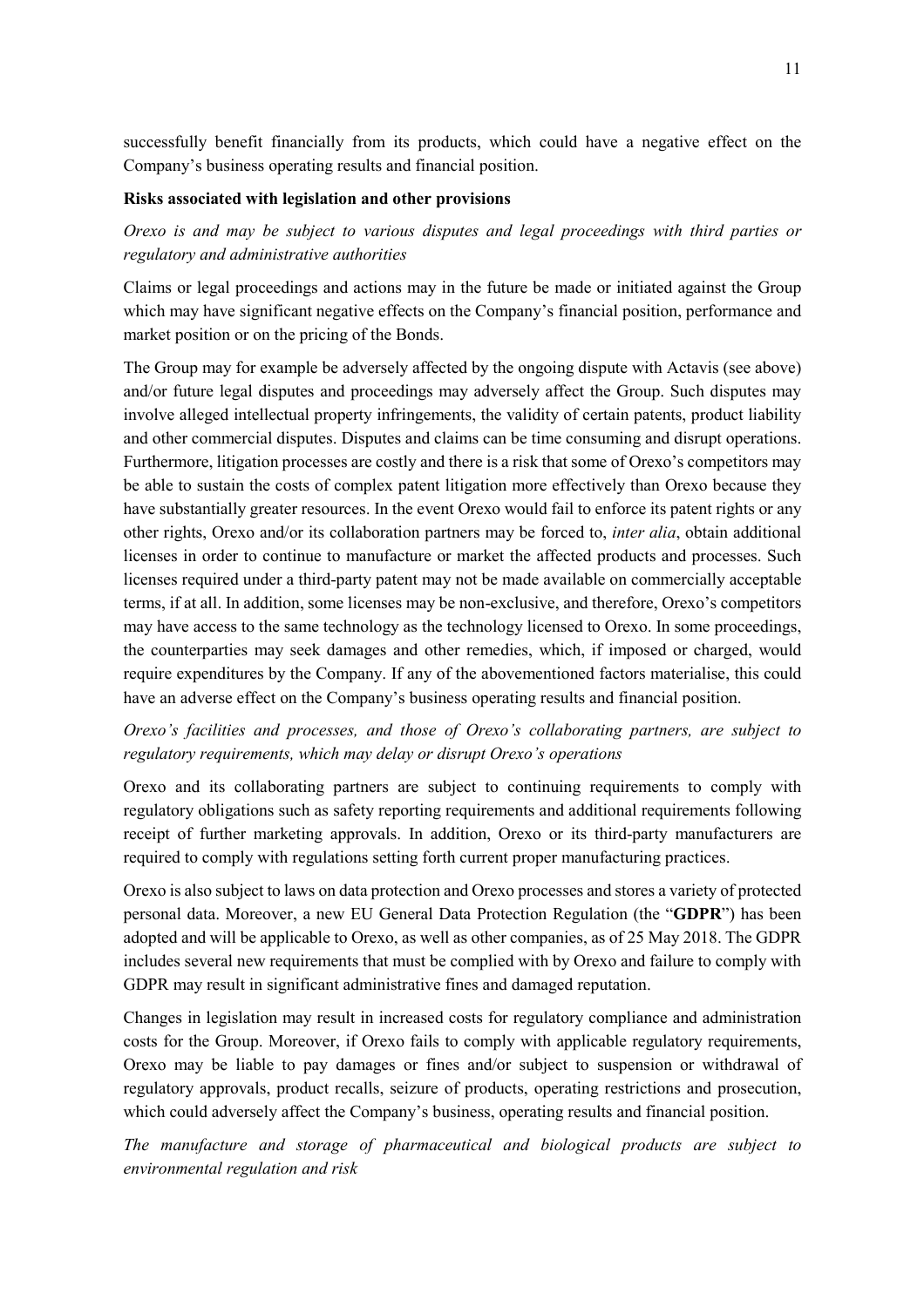successfully benefit financially from its products, which could have a negative effect on the Company's business operating results and financial position.

**Risks associated with legislation and other provisions**

*Orexo is and may be subject to various disputes and legal proceedings with third parties or regulatory and administrative authorities*

Claims or legal proceedings and actions may in the future be made or initiated against the Group which may have significant negative effects on the Company's financial position, performance and market position or on the pricing of the Bonds.

The Group may for example be adversely affected by the ongoing dispute with Actavis (see above) and/or future legal disputes and proceedings may adversely affect the Group. Such disputes may involve alleged intellectual property infringements, the validity of certain patents, product liability and other commercial disputes. Disputes and claims can be time consuming and disrupt operations. Furthermore, litigation processes are costly and there is a risk that some of Orexo's competitors may be able to sustain the costs of complex patent litigation more effectively than Orexo because they have substantially greater resources. In the event Orexo would fail to enforce its patent rights or any other rights, Orexo and/or its collaboration partners may be forced to, *inter alia*, obtain additional licenses in order to continue to manufacture or market the affected products and processes. Such licenses required under a third-party patent may not be made available on commercially acceptable terms, if at all. In addition, some licenses may be non-exclusive, and therefore, Orexo's competitors may have access to the same technology as the technology licensed to Orexo. In some proceedings, the counterparties may seek damages and other remedies, which, if imposed or charged, would require expenditures by the Company. If any of the abovementioned factors materialise, this could have an adverse effect on the Company's business operating results and financial position.

*Orexo's facilities and processes, and those of Orexo's collaborating partners, are subject to regulatory requirements, which may delay or disrupt Orexo's operations*

Orexo and its collaborating partners are subject to continuing requirements to comply with regulatory obligations such as safety reporting requirements and additional requirements following receipt of further marketing approvals. In addition, Orexo or its third-party manufacturers are required to comply with regulations setting forth current proper manufacturing practices.

Orexo is also subject to laws on data protection and Orexo processes and stores a variety of protected personal data. Moreover, a new EU General Data Protection Regulation (the "**GDPR**") has been adopted and will be applicable to Orexo, as well as other companies, as of 25 May 2018. The GDPR includes several new requirements that must be complied with by Orexo and failure to comply with GDPR may result in significant administrative fines and damaged reputation.

Changes in legislation may result in increased costs for regulatory compliance and administration costs for the Group. Moreover, if Orexo fails to comply with applicable regulatory requirements, Orexo may be liable to pay damages or fines and/or subject to suspension or withdrawal of regulatory approvals, product recalls, seizure of products, operating restrictions and prosecution, which could adversely affect the Company's business, operating results and financial position.

*The manufacture and storage of pharmaceutical and biological products are subject to environmental regulation and risk*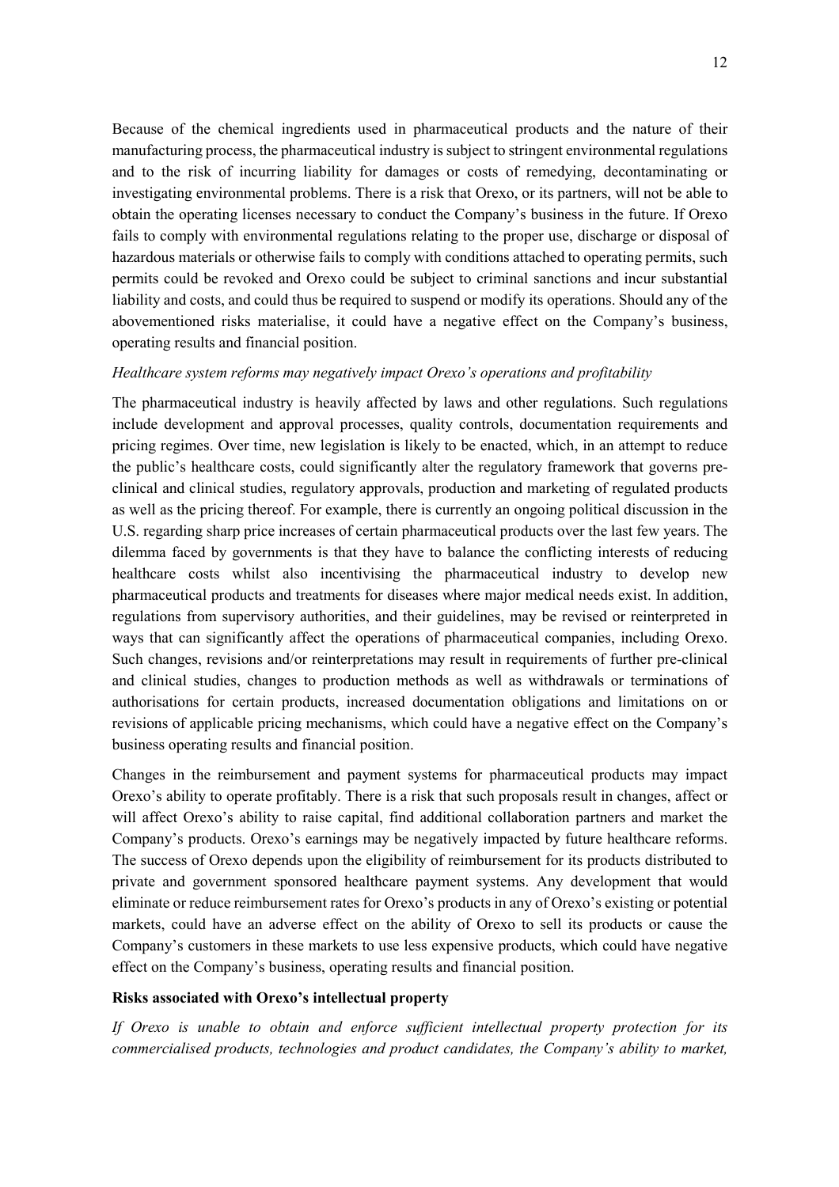Because of the chemical ingredients used in pharmaceutical products and the nature of their manufacturing process, the pharmaceutical industry is subject to stringent environmental regulations and to the risk of incurring liability for damages or costs of remedying, decontaminating or investigating environmental problems. There is a risk that Orexo, or its partners, will not be able to obtain the operating licenses necessary to conduct the Company's business in the future. If Orexo fails to comply with environmental regulations relating to the proper use, discharge or disposal of hazardous materials or otherwise fails to comply with conditions attached to operating permits, such permits could be revoked and Orexo could be subject to criminal sanctions and incur substantial liability and costs, and could thus be required to suspend or modify its operations. Should any of the abovementioned risks materialise, it could have a negative effect on the Company's business, operating results and financial position.

*Healthcare system reforms may negatively impact Orexo's operations and profitability*

The pharmaceutical industry is heavily affected by laws and other regulations. Such regulations include development and approval processes, quality controls, documentation requirements and pricing regimes. Over time, new legislation is likely to be enacted, which, in an attempt to reduce the public's healthcare costs, could significantly alter the regulatory framework that governs pre-clinical and clinical studies, regulatory approvals, production and marketing of regulated products as well as the pricing thereof. For example, there is currently an ongoing political discussion in the U.S. regarding sharp price increases of certain pharmaceutical products over the last few years. The dilemma faced by governments is that they have to balance the conflicting interests of reducing healthcare costs whilst also incentivising the pharmaceutical industry to develop new pharmaceutical products and treatments for diseases where major medical needs exist. In addition, regulations from supervisory authorities, and their guidelines, may be revised or reinterpreted in ways that can significantly affect the operations of pharmaceutical companies, including Orexo. Such changes, revisions and/or reinterpretations may result in requirements of further pre-clinical and clinical studies, changes to production methods as well as withdrawals or terminations of authorisations for certain products, increased documentation obligations and limitations on or revisions of applicable pricing mechanisms, which could have a negative effect on the Company's business operating results and financial position.

Changes in the reimbursement and payment systems for pharmaceutical products may impact Orexo's ability to operate profitably. There is a risk that such proposals result in changes, affect or will affect Orexo's ability to raise capital, find additional collaboration partners and market the Company's products. Orexo's earnings may be negatively impacted by future healthcare reforms. The success of Orexo depends upon the eligibility of reimbursement for its products distributed to private and government sponsored healthcare payment systems. Any development that would eliminate or reduce reimbursement rates for Orexo's products in any of Orexo's existing or potential markets, could have an adverse effect on the ability of Orexo to sell its products or cause the Company's customers in these markets to use less expensive products, which could have negative effect on the Company's business, operating results and financial position.

**Risks associated with Orexo's intellectual property**

*If Orexo is unable to obtain and enforce sufficient intellectual property protection for its commercialised products, technologies and product candidates, the Company's ability to market,*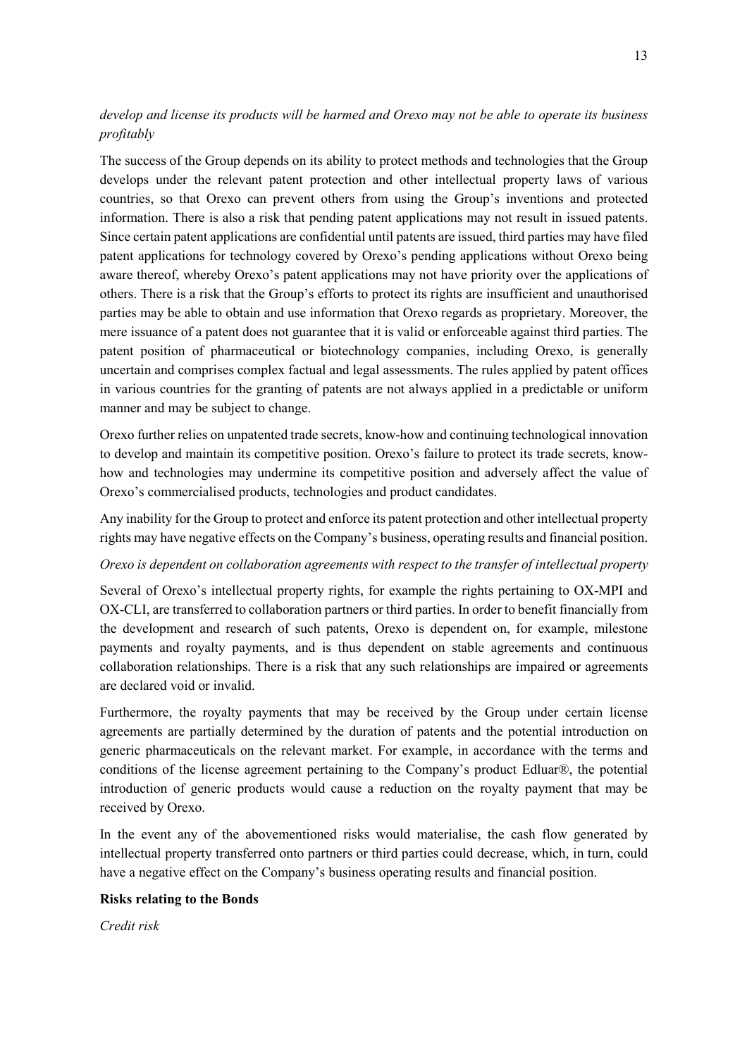*develop and license its products will be harmed and Orexo may not be able to operate its business profitably*

The success of the Group depends on its ability to protect methods and technologies that the Group develops under the relevant patent protection and other intellectual property laws of various countries, so that Orexo can prevent others from using the Group's inventions and protected information. There is also a risk that pending patent applications may not result in issued patents. Since certain patent applications are confidential until patents are issued, third parties may have filed patent applications for technology covered by Orexo's pending applications without Orexo being aware thereof, whereby Orexo's patent applications may not have priority over the applications of others. There is a risk that the Group's efforts to protect its rights are insufficient and unauthorised parties may be able to obtain and use information that Orexo regards as proprietary. Moreover, the mere issuance of a patent does not guarantee that it is valid or enforceable against third parties. The patent position of pharmaceutical or biotechnology companies, including Orexo, is generally uncertain and comprises complex factual and legal assessments. The rules applied by patent offices in various countries for the granting of patents are not always applied in a predictable or uniform manner and may be subject to change.

Orexo further relies on unpatented trade secrets, know-how and continuing technological innovation to develop and maintain its competitive position. Orexo's failure to protect its trade secrets, know-how and technologies may undermine its competitive position and adversely affect the value of Orexo's commercialised products, technologies and product candidates.

Any inability for the Group to protect and enforce its patent protection and other intellectual property rights may have negative effects on the Company's business, operating results and financial position.

*Orexo is dependent on collaboration agreements with respect to the transfer of intellectual property*

Several of Orexo's intellectual property rights, for example the rights pertaining to OX-MPI and OX-CLI, are transferred to collaboration partners or third parties. In order to benefit financially from the development and research of such patents, Orexo is dependent on, for example, milestone payments and royalty payments, and is thus dependent on stable agreements and continuous collaboration relationships. There is a risk that any such relationships are impaired or agreements are declared void or invalid.

Furthermore, the royalty payments that may be received by the Group under certain license agreements are partially determined by the duration of patents and the potential introduction on generic pharmaceuticals on the relevant market. For example, in accordance with the terms and conditions of the license agreement pertaining to the Company's product Edluar®, the potential introduction of generic products would cause a reduction on the royalty payment that may be received by Orexo.

In the event any of the abovementioned risks would materialise, the cash flow generated by intellectual property transferred onto partners or third parties could decrease, which, in turn, could have a negative effect on the Company's business operating results and financial position.

**Risks relating to the Bonds**

*Credit risk*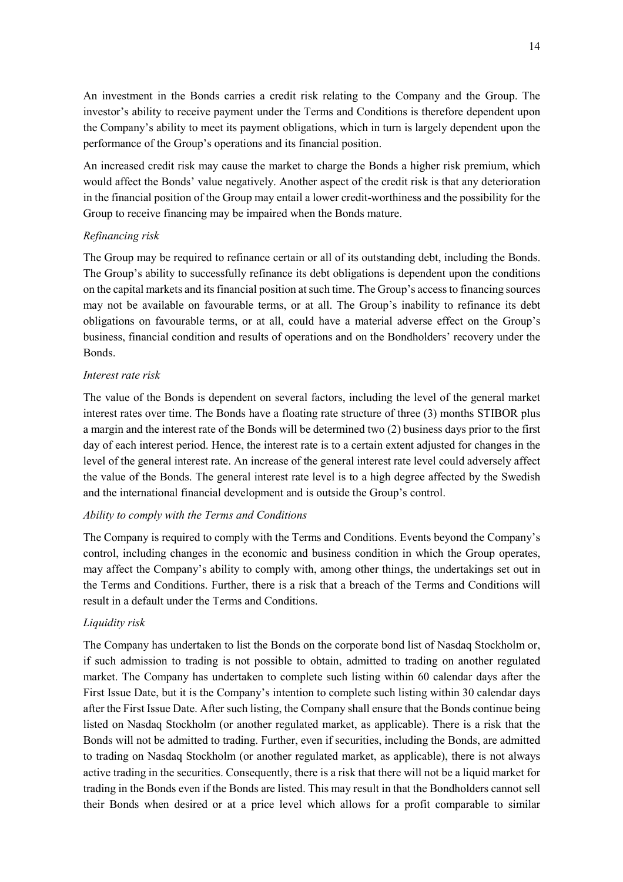An investment in the Bonds carries a credit risk relating to the Company and the Group. The investor's ability to receive payment under the Terms and Conditions is therefore dependent upon the Company's ability to meet its payment obligations, which in turn is largely dependent upon the performance of the Group's operations and its financial position.

An increased credit risk may cause the market to charge the Bonds a higher risk premium, which would affect the Bonds' value negatively. Another aspect of the credit risk is that any deterioration in the financial position of the Group may entail a lower credit-worthiness and the possibility for the Group to receive financing may be impaired when the Bonds mature.

*Refinancing risk*

The Group may be required to refinance certain or all of its outstanding debt, including the Bonds. The Group's ability to successfully refinance its debt obligations is dependent upon the conditions on the capital markets and its financial position at such time. The Group's access to financing sources may not be available on favourable terms, or at all. The Group's inability to refinance its debt obligations on favourable terms, or at all, could have a material adverse effect on the Group's business, financial condition and results of operations and on the Bondholders' recovery under the Bonds.

*Interest rate risk*

The value of the Bonds is dependent on several factors, including the level of the general market interest rates over time. The Bonds have a floating rate structure of three (3) months STIBOR plus a margin and the interest rate of the Bonds will be determined two (2) business days prior to the first day of each interest period. Hence, the interest rate is to a certain extent adjusted for changes in the level of the general interest rate. An increase of the general interest rate level could adversely affect the value of the Bonds. The general interest rate level is to a high degree affected by the Swedish and the international financial development and is outside the Group's control.

*Ability to comply with the Terms and Conditions*

The Company is required to comply with the Terms and Conditions. Events beyond the Company's control, including changes in the economic and business condition in which the Group operates, may affect the Company's ability to comply with, among other things, the undertakings set out in the Terms and Conditions. Further, there is a risk that a breach of the Terms and Conditions will result in a default under the Terms and Conditions.

*Liquidity risk*

The Company has undertaken to list the Bonds on the corporate bond list of Nasdaq Stockholm or, if such admission to trading is not possible to obtain, admitted to trading on another regulated market. The Company has undertaken to complete such listing within 60 calendar days after the First Issue Date, but it is the Company's intention to complete such listing within 30 calendar days after the First Issue Date. After such listing, the Company shall ensure that the Bonds continue being listed on Nasdaq Stockholm (or another regulated market, as applicable). There is a risk that the Bonds will not be admitted to trading. Further, even if securities, including the Bonds, are admitted to trading on Nasdaq Stockholm (or another regulated market, as applicable), there is not always active trading in the securities. Consequently, there is a risk that there will not be a liquid market for trading in the Bonds even if the Bonds are listed. This may result in that the Bondholders cannot sell their Bonds when desired or at a price level which allows for a profit comparable to similar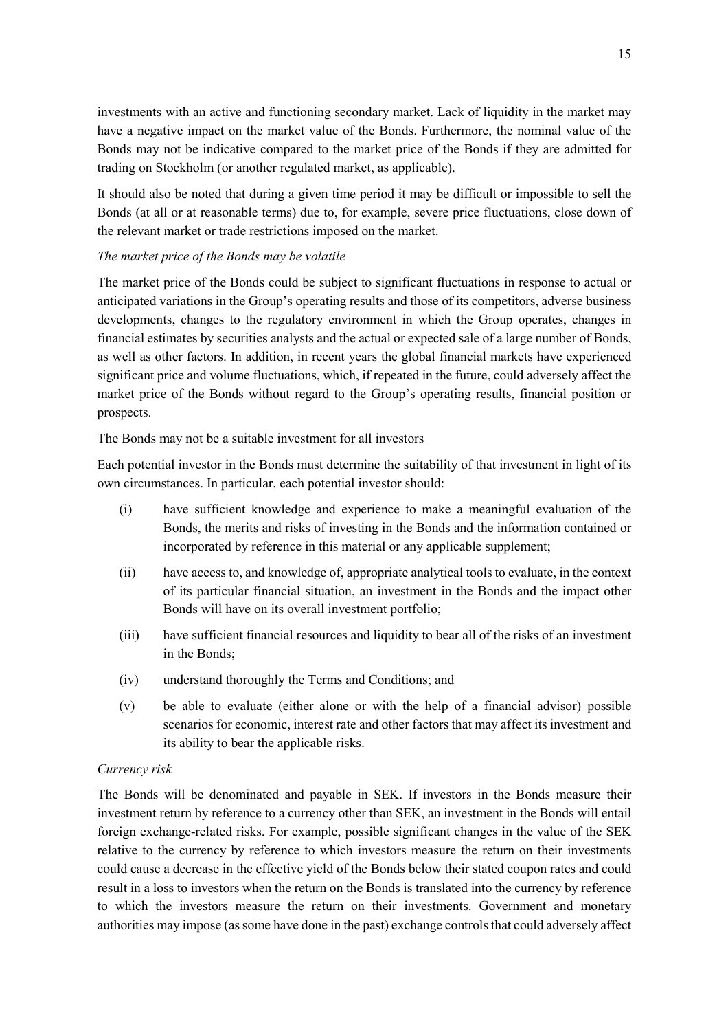investments with an active and functioning secondary market. Lack of liquidity in the market may have a negative impact on the market value of the Bonds. Furthermore, the nominal value of the Bonds may not be indicative compared to the market price of the Bonds if they are admitted for trading on Stockholm (or another regulated market, as applicable).

It should also be noted that during a given time period it may be difficult or impossible to sell the Bonds (at all or at reasonable terms) due to, for example, severe price fluctuations, close down of the relevant market or trade restrictions imposed on the market.

*The market price of the Bonds may be volatile*

The market price of the Bonds could be subject to significant fluctuations in response to actual or anticipated variations in the Group's operating results and those of its competitors, adverse business developments, changes to the regulatory environment in which the Group operates, changes in financial estimates by securities analysts and the actual or expected sale of a large number of Bonds, as well as other factors. In addition, in recent years the global financial markets have experienced significant price and volume fluctuations, which, if repeated in the future, could adversely affect the market price of the Bonds without regard to the Group's operating results, financial position or prospects.

The Bonds may not be a suitable investment for all investors

Each potential investor in the Bonds must determine the suitability of that investment in light of its own circumstances. In particular, each potential investor should:

(i) have sufficient knowledge and experience to make a meaningful evaluation of the Bonds, the merits and risks of investing in the Bonds and the information contained or incorporated by reference in this material or any applicable supplement;

(ii) have access to, and knowledge of, appropriate analytical tools to evaluate, in the context of its particular financial situation, an investment in the Bonds and the impact other Bonds will have on its overall investment portfolio;

(iii) have sufficient financial resources and liquidity to bear all of the risks of an investment in the Bonds;

(iv) understand thoroughly the Terms and Conditions; and

(v) be able to evaluate (either alone or with the help of a financial advisor) possible scenarios for economic, interest rate and other factors that may affect its investment and its ability to bear the applicable risks.

*Currency risk*

The Bonds will be denominated and payable in SEK. If investors in the Bonds measure their investment return by reference to a currency other than SEK, an investment in the Bonds will entail foreign exchange-related risks. For example, possible significant changes in the value of the SEK relative to the currency by reference to which investors measure the return on their investments could cause a decrease in the effective yield of the Bonds below their stated coupon rates and could result in a loss to investors when the return on the Bonds is translated into the currency by reference to which the investors measure the return on their investments. Government and monetary authorities may impose (as some have done in the past) exchange controls that could adversely affect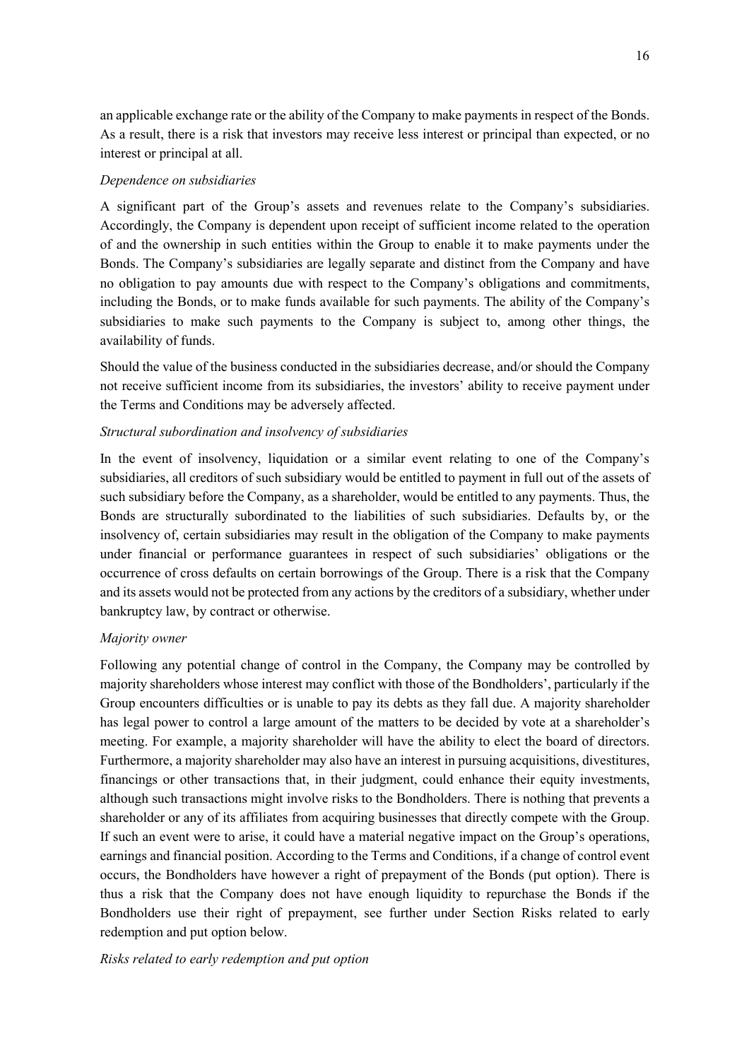an applicable exchange rate or the ability of the Company to make payments in respect of the Bonds. As a result, there is a risk that investors may receive less interest or principal than expected, or no interest or principal at all.

*Dependence on subsidiaries*

A significant part of the Group's assets and revenues relate to the Company's subsidiaries. Accordingly, the Company is dependent upon receipt of sufficient income related to the operation of and the ownership in such entities within the Group to enable it to make payments under the Bonds. The Company's subsidiaries are legally separate and distinct from the Company and have no obligation to pay amounts due with respect to the Company's obligations and commitments, including the Bonds, or to make funds available for such payments. The ability of the Company's subsidiaries to make such payments to the Company is subject to, among other things, the availability of funds.

Should the value of the business conducted in the subsidiaries decrease, and/or should the Company not receive sufficient income from its subsidiaries, the investors' ability to receive payment under the Terms and Conditions may be adversely affected.

*Structural subordination and insolvency of subsidiaries*

In the event of insolvency, liquidation or a similar event relating to one of the Company's subsidiaries, all creditors of such subsidiary would be entitled to payment in full out of the assets of such subsidiary before the Company, as a shareholder, would be entitled to any payments. Thus, the Bonds are structurally subordinated to the liabilities of such subsidiaries. Defaults by, or the insolvency of, certain subsidiaries may result in the obligation of the Company to make payments under financial or performance guarantees in respect of such subsidiaries' obligations or the occurrence of cross defaults on certain borrowings of the Group. There is a risk that the Company and its assets would not be protected from any actions by the creditors of a subsidiary, whether under bankruptcy law, by contract or otherwise.

*Majority owner*

Following any potential change of control in the Company, the Company may be controlled by majority shareholders whose interest may conflict with those of the Bondholders', particularly if the Group encounters difficulties or is unable to pay its debts as they fall due. A majority shareholder has legal power to control a large amount of the matters to be decided by vote at a shareholder's meeting. For example, a majority shareholder will have the ability to elect the board of directors. Furthermore, a majority shareholder may also have an interest in pursuing acquisitions, divestitures, financings or other transactions that, in their judgment, could enhance their equity investments, although such transactions might involve risks to the Bondholders. There is nothing that prevents a shareholder or any of its affiliates from acquiring businesses that directly compete with the Group. If such an event were to arise, it could have a material negative impact on the Group's operations, earnings and financial position. According to the Terms and Conditions, if a change of control event occurs, the Bondholders have however a right of prepayment of the Bonds (put option). There is thus a risk that the Company does not have enough liquidity to repurchase the Bonds if the Bondholders use their right of prepayment, see further under Section Risks related to early redemption and put option below.

*Risks related to early redemption and put option*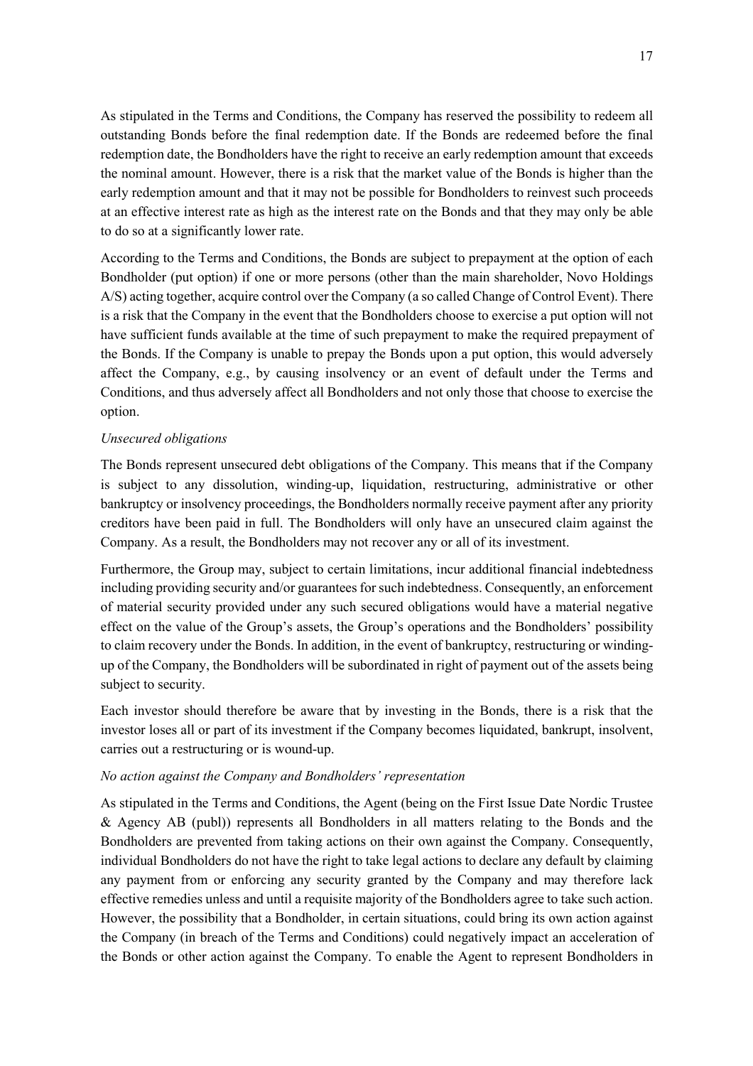As stipulated in the Terms and Conditions, the Company has reserved the possibility to redeem all outstanding Bonds before the final redemption date. If the Bonds are redeemed before the final redemption date, the Bondholders have the right to receive an early redemption amount that exceeds the nominal amount. However, there is a risk that the market value of the Bonds is higher than the early redemption amount and that it may not be possible for Bondholders to reinvest such proceeds at an effective interest rate as high as the interest rate on the Bonds and that they may only be able to do so at a significantly lower rate.

According to the Terms and Conditions, the Bonds are subject to prepayment at the option of each Bondholder (put option) if one or more persons (other than the main shareholder, Novo Holdings A/S) acting together, acquire control over the Company (a so called Change of Control Event). There is a risk that the Company in the event that the Bondholders choose to exercise a put option will not have sufficient funds available at the time of such prepayment to make the required prepayment of the Bonds. If the Company is unable to prepay the Bonds upon a put option, this would adversely affect the Company, e.g., by causing insolvency or an event of default under the Terms and Conditions, and thus adversely affect all Bondholders and not only those that choose to exercise the option.

*Unsecured obligations*

The Bonds represent unsecured debt obligations of the Company. This means that if the Company is subject to any dissolution, winding-up, liquidation, restructuring, administrative or other bankruptcy or insolvency proceedings, the Bondholders normally receive payment after any priority creditors have been paid in full. The Bondholders will only have an unsecured claim against the Company. As a result, the Bondholders may not recover any or all of its investment.

Furthermore, the Group may, subject to certain limitations, incur additional financial indebtedness including providing security and/or guarantees for such indebtedness. Consequently, an enforcement of material security provided under any such secured obligations would have a material negative effect on the value of the Group's assets, the Group's operations and the Bondholders' possibility to claim recovery under the Bonds. In addition, in the event of bankruptcy, restructuring or winding-up of the Company, the Bondholders will be subordinated in right of payment out of the assets being subject to security.

Each investor should therefore be aware that by investing in the Bonds, there is a risk that the investor loses all or part of its investment if the Company becomes liquidated, bankrupt, insolvent, carries out a restructuring or is wound-up.

*No action against the Company and Bondholders' representation*

As stipulated in the Terms and Conditions, the Agent (being on the First Issue Date Nordic Trustee & Agency AB (publ)) represents all Bondholders in all matters relating to the Bonds and the Bondholders are prevented from taking actions on their own against the Company. Consequently, individual Bondholders do not have the right to take legal actions to declare any default by claiming any payment from or enforcing any security granted by the Company and may therefore lack effective remedies unless and until a requisite majority of the Bondholders agree to take such action. However, the possibility that a Bondholder, in certain situations, could bring its own action against the Company (in breach of the Terms and Conditions) could negatively impact an acceleration of the Bonds or other action against the Company. To enable the Agent to represent Bondholders in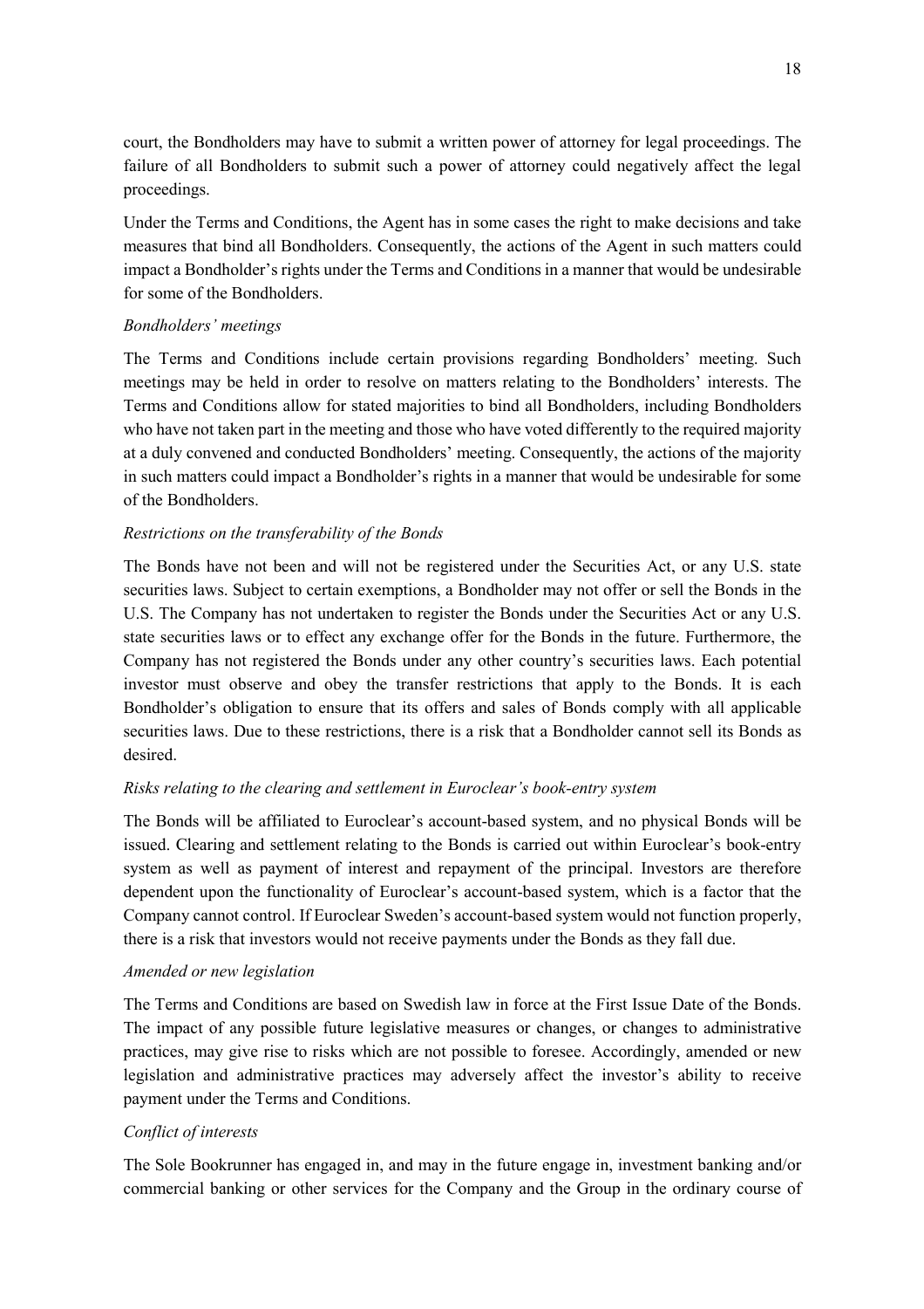court, the Bondholders may have to submit a written power of attorney for legal proceedings. The failure of all Bondholders to submit such a power of attorney could negatively affect the legal proceedings.

Under the Terms and Conditions, the Agent has in some cases the right to make decisions and take measures that bind all Bondholders. Consequently, the actions of the Agent in such matters could impact a Bondholder's rights under the Terms and Conditions in a manner that would be undesirable for some of the Bondholders.

*Bondholders' meetings*

The Terms and Conditions include certain provisions regarding Bondholders' meeting. Such meetings may be held in order to resolve on matters relating to the Bondholders' interests. The Terms and Conditions allow for stated majorities to bind all Bondholders, including Bondholders who have not taken part in the meeting and those who have voted differently to the required majority at a duly convened and conducted Bondholders' meeting. Consequently, the actions of the majority in such matters could impact a Bondholder's rights in a manner that would be undesirable for some of the Bondholders.

*Restrictions on the transferability of the Bonds*

The Bonds have not been and will not be registered under the Securities Act, or any U.S. state securities laws. Subject to certain exemptions, a Bondholder may not offer or sell the Bonds in the U.S. The Company has not undertaken to register the Bonds under the Securities Act or any U.S. state securities laws or to effect any exchange offer for the Bonds in the future. Furthermore, the Company has not registered the Bonds under any other country's securities laws. Each potential investor must observe and obey the transfer restrictions that apply to the Bonds. It is each Bondholder's obligation to ensure that its offers and sales of Bonds comply with all applicable securities laws. Due to these restrictions, there is a risk that a Bondholder cannot sell its Bonds as desired.

*Risks relating to the clearing and settlement in Euroclear's book-entry system*

The Bonds will be affiliated to Euroclear's account-based system, and no physical Bonds will be issued. Clearing and settlement relating to the Bonds is carried out within Euroclear's book-entry system as well as payment of interest and repayment of the principal. Investors are therefore dependent upon the functionality of Euroclear's account-based system, which is a factor that the Company cannot control. If Euroclear Sweden's account-based system would not function properly, there is a risk that investors would not receive payments under the Bonds as they fall due.

*Amended or new legislation*

The Terms and Conditions are based on Swedish law in force at the First Issue Date of the Bonds. The impact of any possible future legislative measures or changes, or changes to administrative practices, may give rise to risks which are not possible to foresee. Accordingly, amended or new legislation and administrative practices may adversely affect the investor's ability to receive payment under the Terms and Conditions.

*Conflict of interests*

The Sole Bookrunner has engaged in, and may in the future engage in, investment banking and/or commercial banking or other services for the Company and the Group in the ordinary course of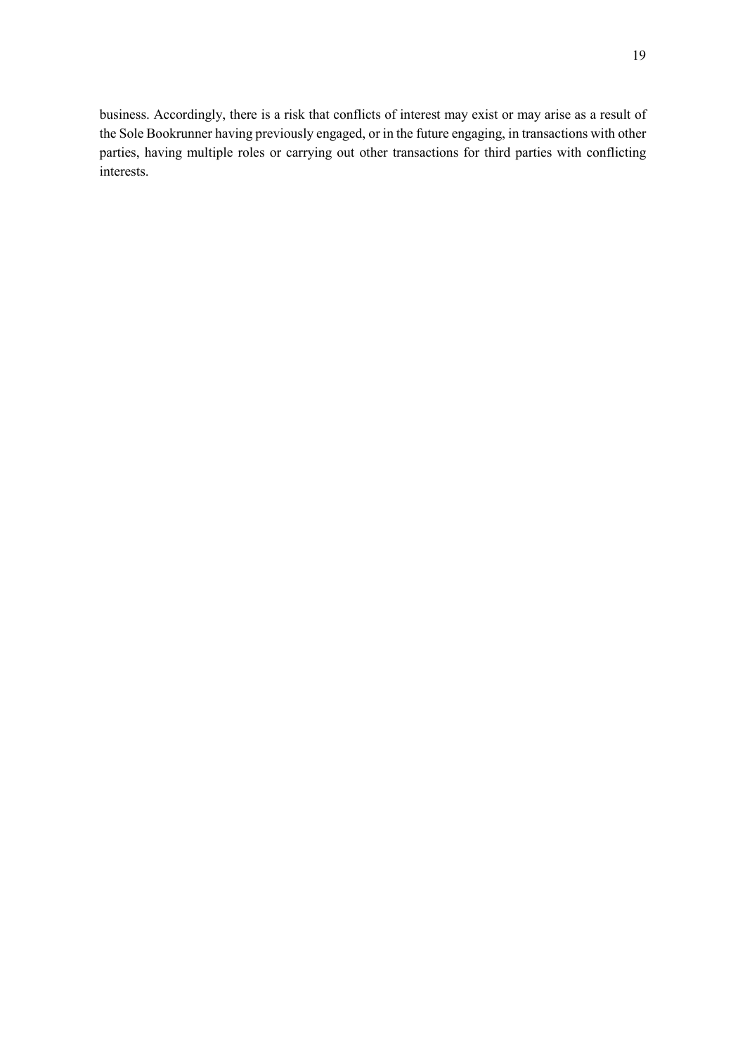business. Accordingly, there is a risk that conflicts of interest may exist or may arise as a result of the Sole Bookrunner having previously engaged, or in the future engaging, in transactions with other parties, having multiple roles or carrying out other transactions for third parties with conflicting interests.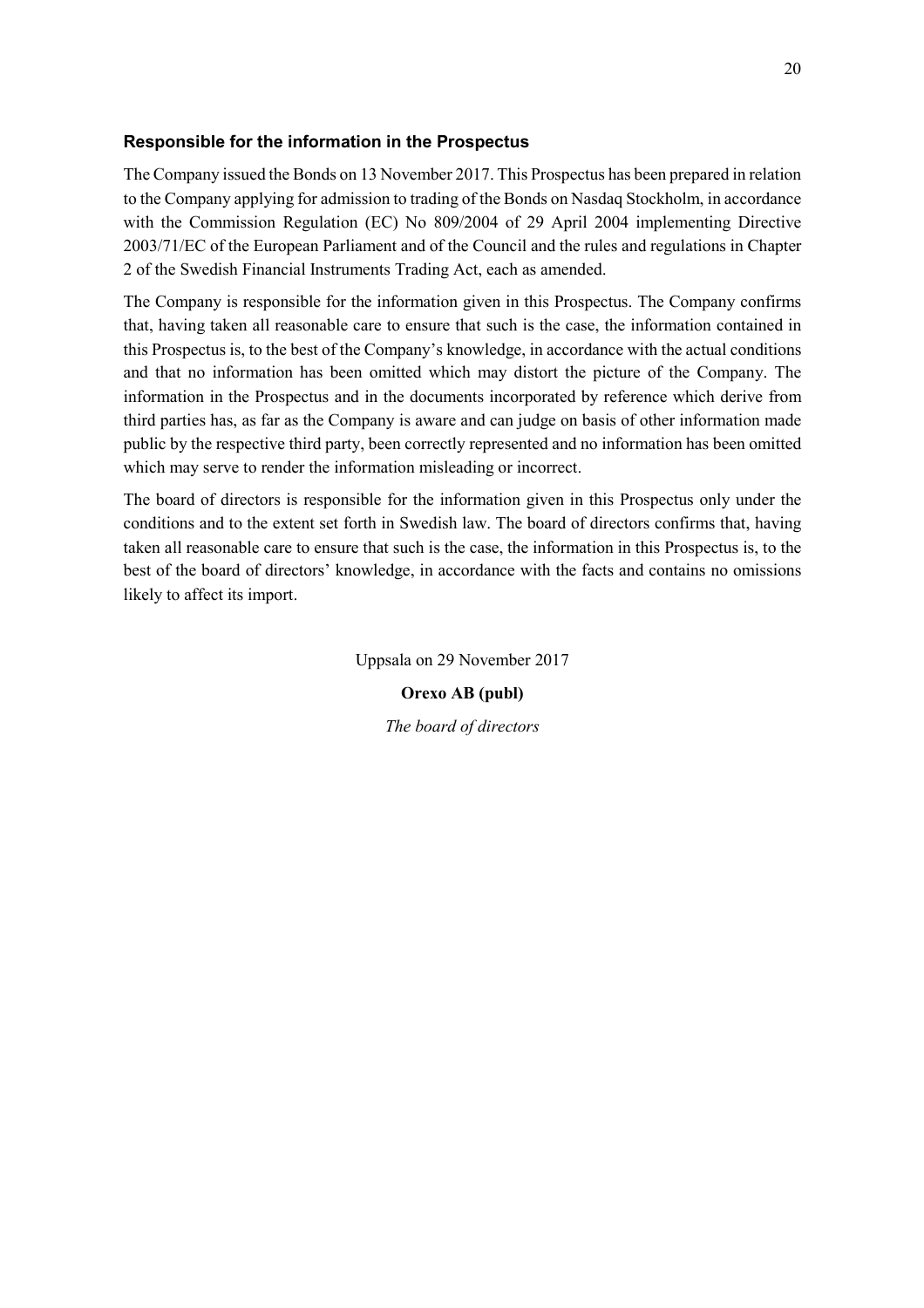### Responsible for the information in the Prospectus

The Company issued the Bonds on 13 November 2017. This Prospectus has been prepared in relation to the Company applying for admission to trading of the Bonds on Nasdaq Stockholm, in accordance with the Commission Regulation (EC) No 809/2004 of 29 April 2004 implementing Directive 2003/71/EC of the European Parliament and of the Council and the rules and regulations in Chapter 2 of the Swedish Financial Instruments Trading Act, each as amended.

The Company is responsible for the information given in this Prospectus. The Company confirms that, having taken all reasonable care to ensure that such is the case, the information contained in this Prospectus is, to the best of the Company's knowledge, in accordance with the actual conditions and that no information has been omitted which may distort the picture of the Company. The information in the Prospectus and in the documents incorporated by reference which derive from third parties has, as far as the Company is aware and can judge on basis of other information made public by the respective third party, been correctly represented and no information has been omitted which may serve to render the information misleading or incorrect.

The board of directors is responsible for the information given in this Prospectus only under the conditions and to the extent set forth in Swedish law. The board of directors confirms that, having taken all reasonable care to ensure that such is the case, the information in this Prospectus is, to the best of the board of directors' knowledge, in accordance with the facts and contains no omissions likely to affect its import.

Uppsala on 29 November 2017

**Orexo AB (publ)**

*The board of directors*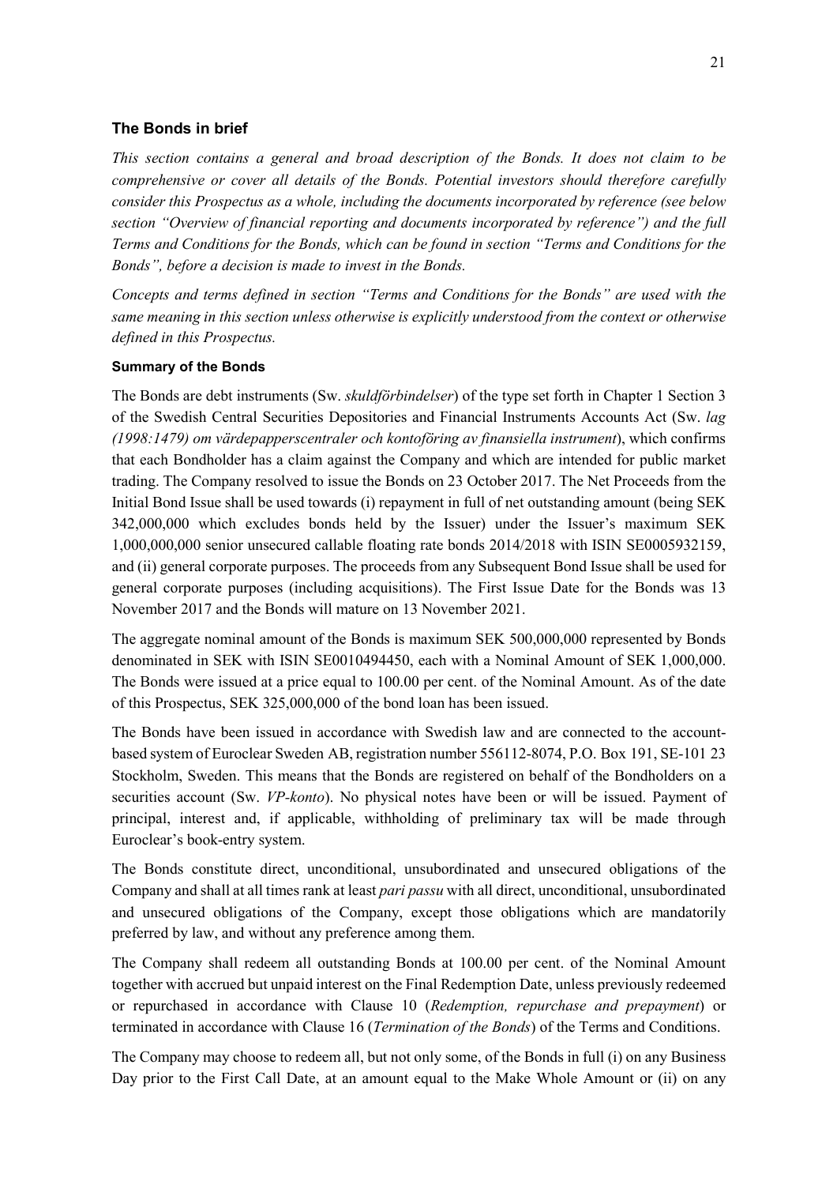## The Bonds in brief

*This section contains a general and broad description of the Bonds. It does not claim to be comprehensive or cover all details of the Bonds. Potential investors should therefore carefully consider this Prospectus as a whole, including the documents incorporated by reference (see below section "Overview of financial reporting and documents incorporated by reference") and the full Terms and Conditions for the Bonds, which can be found in section "Terms and Conditions for the Bonds", before a decision is made to invest in the Bonds.*

*Concepts and terms defined in section "Terms and Conditions for the Bonds" are used with the same meaning in this section unless otherwise is explicitly understood from the context or otherwise defined in this Prospectus.*

### Summary of the Bonds

The Bonds are debt instruments (Sw. *skuldförbindelser*) of the type set forth in Chapter 1 Section 3 of the Swedish Central Securities Depositories and Financial Instruments Accounts Act (Sw. *lag (1998:1479) om värdepapperscentraler och kontoföring av finansiella instrument*), which confirms that each Bondholder has a claim against the Company and which are intended for public market trading. The Company resolved to issue the Bonds on 23 October 2017. The Net Proceeds from the Initial Bond Issue shall be used towards (i) repayment in full of net outstanding amount (being SEK 342,000,000 which excludes bonds held by the Issuer) under the Issuer's maximum SEK 1,000,000,000 senior unsecured callable floating rate bonds 2014/2018 with ISIN SE0005932159, and (ii) general corporate purposes. The proceeds from any Subsequent Bond Issue shall be used for general corporate purposes (including acquisitions). The First Issue Date for the Bonds was 13 November 2017 and the Bonds will mature on 13 November 2021.

The aggregate nominal amount of the Bonds is maximum SEK 500,000,000 represented by Bonds denominated in SEK with ISIN SE0010494450, each with a Nominal Amount of SEK 1,000,000. The Bonds were issued at a price equal to 100.00 per cent. of the Nominal Amount. As of the date of this Prospectus, SEK 325,000,000 of the bond loan has been issued.

The Bonds have been issued in accordance with Swedish law and are connected to the account-based system of Euroclear Sweden AB, registration number 556112-8074, P.O. Box 191, SE-101 23 Stockholm, Sweden. This means that the Bonds are registered on behalf of the Bondholders on a securities account (Sw. *VP-konto*). No physical notes have been or will be issued. Payment of principal, interest and, if applicable, withholding of preliminary tax will be made through Euroclear's book-entry system.

The Bonds constitute direct, unconditional, unsubordinated and unsecured obligations of the Company and shall at all times rank at least *pari passu* with all direct, unconditional, unsubordinated and unsecured obligations of the Company, except those obligations which are mandatorily preferred by law, and without any preference among them.

The Company shall redeem all outstanding Bonds at 100.00 per cent. of the Nominal Amount together with accrued but unpaid interest on the Final Redemption Date, unless previously redeemed or repurchased in accordance with Clause 10 (*Redemption, repurchase and prepayment*) or terminated in accordance with Clause 16 (*Termination of the Bonds*) of the Terms and Conditions.

The Company may choose to redeem all, but not only some, of the Bonds in full (i) on any Business Day prior to the First Call Date, at an amount equal to the Make Whole Amount or (ii) on any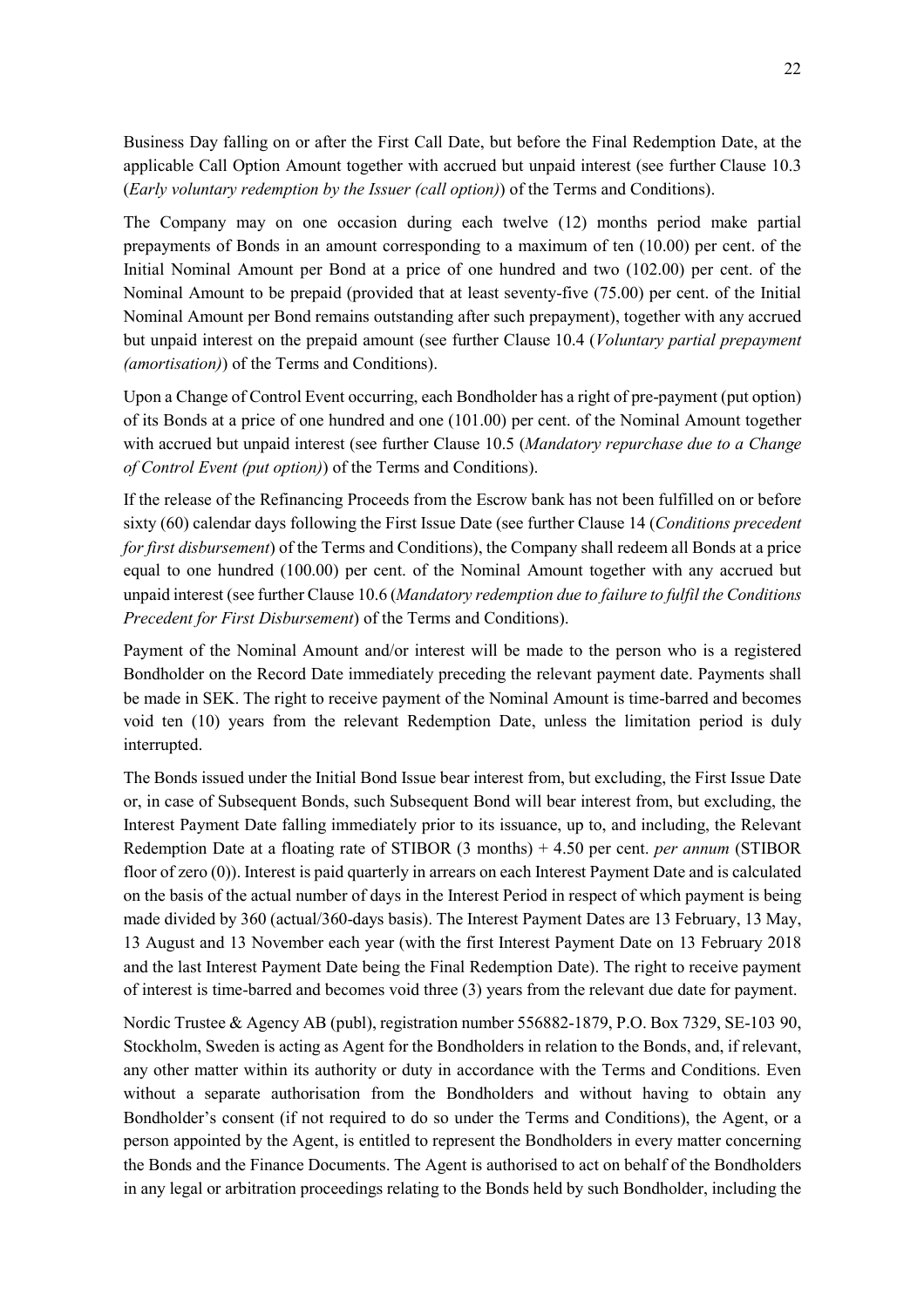Business Day falling on or after the First Call Date, but before the Final Redemption Date, at the applicable Call Option Amount together with accrued but unpaid interest (see further Clause 10.3 (*Early voluntary redemption by the Issuer (call option)*) of the Terms and Conditions).

The Company may on one occasion during each twelve (12) months period make partial prepayments of Bonds in an amount corresponding to a maximum of ten (10.00) per cent. of the Initial Nominal Amount per Bond at a price of one hundred and two (102.00) per cent. of the Nominal Amount to be prepaid (provided that at least seventy-five (75.00) per cent. of the Initial Nominal Amount per Bond remains outstanding after such prepayment), together with any accrued but unpaid interest on the prepaid amount (see further Clause 10.4 (*Voluntary partial prepayment (amortisation)*) of the Terms and Conditions).

Upon a Change of Control Event occurring, each Bondholder has a right of pre-payment (put option) of its Bonds at a price of one hundred and one (101.00) per cent. of the Nominal Amount together with accrued but unpaid interest (see further Clause 10.5 (*Mandatory repurchase due to a Change of Control Event (put option)*) of the Terms and Conditions).

If the release of the Refinancing Proceeds from the Escrow bank has not been fulfilled on or before sixty (60) calendar days following the First Issue Date (see further Clause 14 (*Conditions precedent for first disbursement*) of the Terms and Conditions), the Company shall redeem all Bonds at a price equal to one hundred (100.00) per cent. of the Nominal Amount together with any accrued but unpaid interest (see further Clause 10.6 (*Mandatory redemption due to failure to fulfil the Conditions Precedent for First Disbursement*) of the Terms and Conditions).

Payment of the Nominal Amount and/or interest will be made to the person who is a registered Bondholder on the Record Date immediately preceding the relevant payment date. Payments shall be made in SEK. The right to receive payment of the Nominal Amount is time-barred and becomes void ten (10) years from the relevant Redemption Date, unless the limitation period is duly interrupted.

The Bonds issued under the Initial Bond Issue bear interest from, but excluding, the First Issue Date or, in case of Subsequent Bonds, such Subsequent Bond will bear interest from, but excluding, the Interest Payment Date falling immediately prior to its issuance, up to, and including, the Relevant Redemption Date at a floating rate of STIBOR (3 months) + 4.50 per cent. *per annum* (STIBOR floor of zero (0)). Interest is paid quarterly in arrears on each Interest Payment Date and is calculated on the basis of the actual number of days in the Interest Period in respect of which payment is being made divided by 360 (actual/360-days basis). The Interest Payment Dates are 13 February, 13 May, 13 August and 13 November each year (with the first Interest Payment Date on 13 February 2018 and the last Interest Payment Date being the Final Redemption Date). The right to receive payment of interest is time-barred and becomes void three (3) years from the relevant due date for payment.

Nordic Trustee & Agency AB (publ), registration number 556882-1879, P.O. Box 7329, SE-103 90, Stockholm, Sweden is acting as Agent for the Bondholders in relation to the Bonds, and, if relevant, any other matter within its authority or duty in accordance with the Terms and Conditions. Even without a separate authorisation from the Bondholders and without having to obtain any Bondholder's consent (if not required to do so under the Terms and Conditions), the Agent, or a person appointed by the Agent, is entitled to represent the Bondholders in every matter concerning the Bonds and the Finance Documents. The Agent is authorised to act on behalf of the Bondholders in any legal or arbitration proceedings relating to the Bonds held by such Bondholder, including the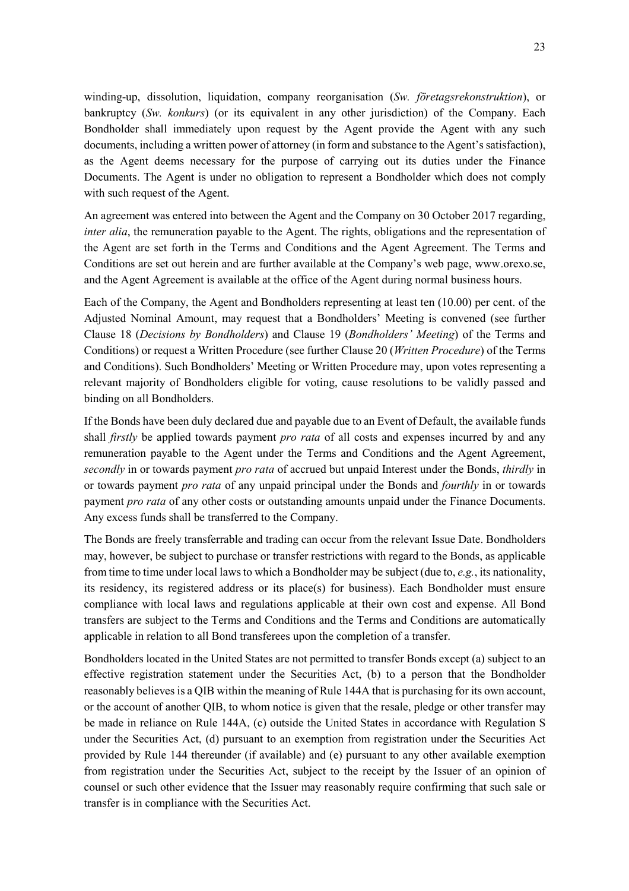winding-up, dissolution, liquidation, company reorganisation (*Sw. företagsrekonstruktion*), or bankruptcy (*Sw. konkurs*) (or its equivalent in any other jurisdiction) of the Company. Each Bondholder shall immediately upon request by the Agent provide the Agent with any such documents, including a written power of attorney (in form and substance to the Agent's satisfaction), as the Agent deems necessary for the purpose of carrying out its duties under the Finance Documents. The Agent is under no obligation to represent a Bondholder which does not comply with such request of the Agent.

An agreement was entered into between the Agent and the Company on 30 October 2017 regarding, *inter alia*, the remuneration payable to the Agent. The rights, obligations and the representation of the Agent are set forth in the Terms and Conditions and the Agent Agreement. The Terms and Conditions are set out herein and are further available at the Company's web page, www.orexo.se, and the Agent Agreement is available at the office of the Agent during normal business hours.

Each of the Company, the Agent and Bondholders representing at least ten (10.00) per cent. of the Adjusted Nominal Amount, may request that a Bondholders' Meeting is convened (see further Clause 18 (*Decisions by Bondholders*) and Clause 19 (*Bondholders' Meeting*) of the Terms and Conditions) or request a Written Procedure (see further Clause 20 (*Written Procedure*) of the Terms and Conditions). Such Bondholders' Meeting or Written Procedure may, upon votes representing a relevant majority of Bondholders eligible for voting, cause resolutions to be validly passed and binding on all Bondholders.

If the Bonds have been duly declared due and payable due to an Event of Default, the available funds shall *firstly* be applied towards payment *pro rata* of all costs and expenses incurred by and any remuneration payable to the Agent under the Terms and Conditions and the Agent Agreement, *secondly* in or towards payment *pro rata* of accrued but unpaid Interest under the Bonds, *thirdly* in or towards payment *pro rata* of any unpaid principal under the Bonds and *fourthly* in or towards payment *pro rata* of any other costs or outstanding amounts unpaid under the Finance Documents. Any excess funds shall be transferred to the Company.

The Bonds are freely transferrable and trading can occur from the relevant Issue Date. Bondholders may, however, be subject to purchase or transfer restrictions with regard to the Bonds, as applicable from time to time under local laws to which a Bondholder may be subject (due to, *e.g.*, its nationality, its residency, its registered address or its place(s) for business). Each Bondholder must ensure compliance with local laws and regulations applicable at their own cost and expense. All Bond transfers are subject to the Terms and Conditions and the Terms and Conditions are automatically applicable in relation to all Bond transferees upon the completion of a transfer.

Bondholders located in the United States are not permitted to transfer Bonds except (a) subject to an effective registration statement under the Securities Act, (b) to a person that the Bondholder reasonably believes is a QIB within the meaning of Rule 144A that is purchasing for its own account, or the account of another QIB, to whom notice is given that the resale, pledge or other transfer may be made in reliance on Rule 144A, (c) outside the United States in accordance with Regulation S under the Securities Act, (d) pursuant to an exemption from registration under the Securities Act provided by Rule 144 thereunder (if available) and (e) pursuant to any other available exemption from registration under the Securities Act, subject to the receipt by the Issuer of an opinion of counsel or such other evidence that the Issuer may reasonably require confirming that such sale or transfer is in compliance with the Securities Act.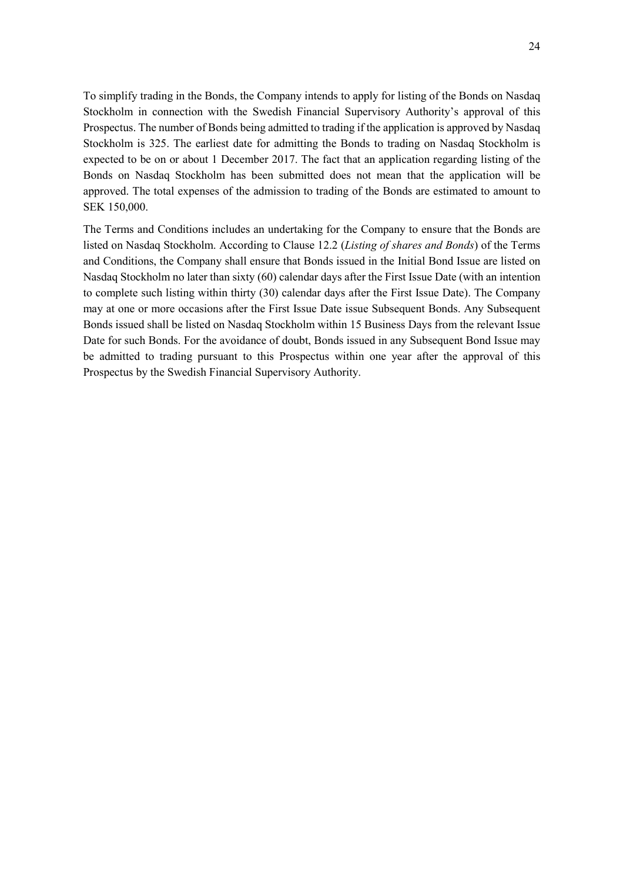To simplify trading in the Bonds, the Company intends to apply for listing of the Bonds on Nasdaq Stockholm in connection with the Swedish Financial Supervisory Authority's approval of this Prospectus. The number of Bonds being admitted to trading if the application is approved by Nasdaq Stockholm is 325. The earliest date for admitting the Bonds to trading on Nasdaq Stockholm is expected to be on or about 1 December 2017. The fact that an application regarding listing of the Bonds on Nasdaq Stockholm has been submitted does not mean that the application will be approved. The total expenses of the admission to trading of the Bonds are estimated to amount to SEK 150,000.

The Terms and Conditions includes an undertaking for the Company to ensure that the Bonds are listed on Nasdaq Stockholm. According to Clause 12.2 (*Listing of shares and Bonds*) of the Terms and Conditions, the Company shall ensure that Bonds issued in the Initial Bond Issue are listed on Nasdaq Stockholm no later than sixty (60) calendar days after the First Issue Date (with an intention to complete such listing within thirty (30) calendar days after the First Issue Date). The Company may at one or more occasions after the First Issue Date issue Subsequent Bonds. Any Subsequent Bonds issued shall be listed on Nasdaq Stockholm within 15 Business Days from the relevant Issue Date for such Bonds. For the avoidance of doubt, Bonds issued in any Subsequent Bond Issue may be admitted to trading pursuant to this Prospectus within one year after the approval of this Prospectus by the Swedish Financial Supervisory Authority.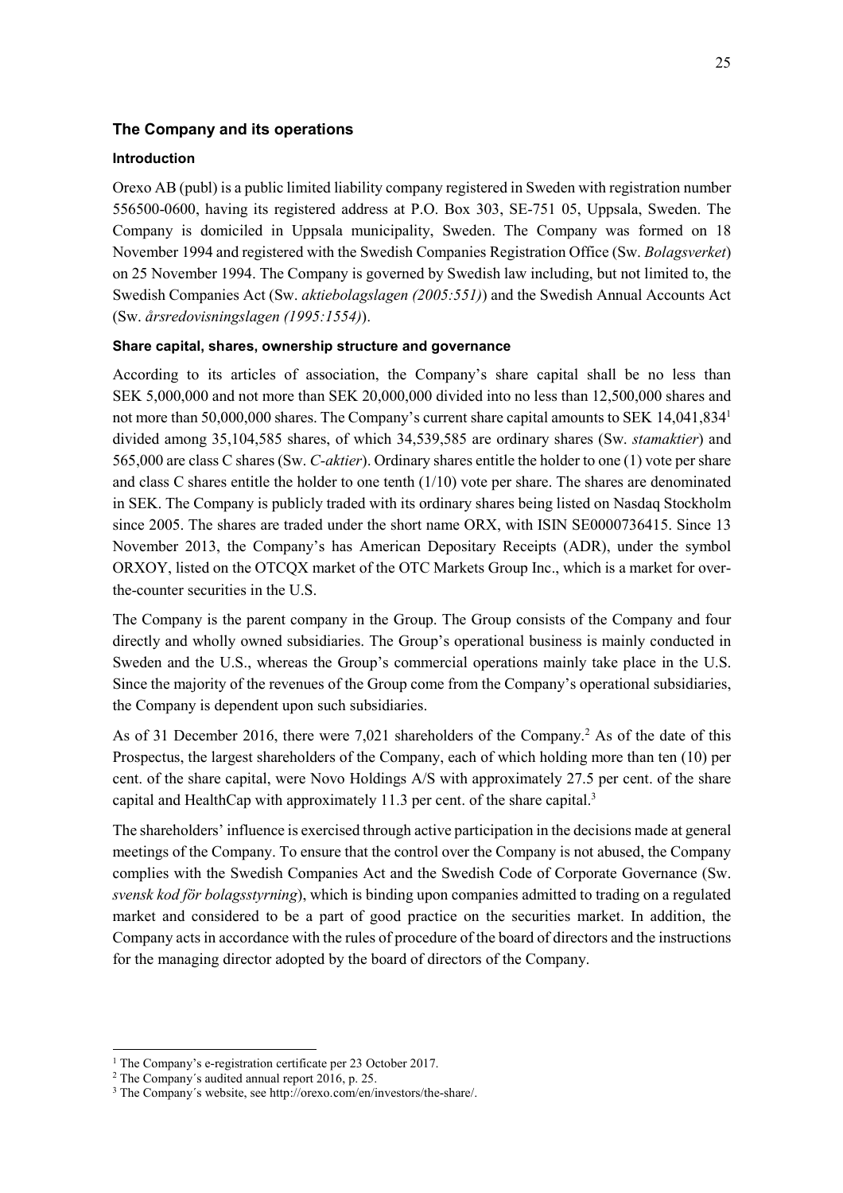## The Company and its operations

### Introduction

Orexo AB (publ) is a public limited liability company registered in Sweden with registration number 556500-0600, having its registered address at P.O. Box 303, SE-751 05, Uppsala, Sweden. The Company is domiciled in Uppsala municipality, Sweden. The Company was formed on 18 November 1994 and registered with the Swedish Companies Registration Office (Sw. *Bolagsverket*) on 25 November 1994. The Company is governed by Swedish law including, but not limited to, the Swedish Companies Act (Sw. *aktiebolagslagen (2005:551)*) and the Swedish Annual Accounts Act (Sw. *årsredovisningslagen (1995:1554)*).

### Share capital, shares, ownership structure and governance

According to its articles of association, the Company's share capital shall be no less than SEK 5,000,000 and not more than SEK 20,000,000 divided into no less than 12,500,000 shares and not more than 50,000,000 shares. The Company's current share capital amounts to SEK 14,041,834[1] divided among 35,104,585 shares, of which 34,539,585 are ordinary shares (Sw. *stamaktier*) and 565,000 are class C shares (Sw. *C-aktier*). Ordinary shares entitle the holder to one (1) vote per share and class C shares entitle the holder to one tenth (1/10) vote per share. The shares are denominated in SEK. The Company is publicly traded with its ordinary shares being listed on Nasdaq Stockholm since 2005. The shares are traded under the short name ORX, with ISIN SE0000736415. Since 13 November 2013, the Company's has American Depositary Receipts (ADR), under the symbol ORXOY, listed on the OTCQX market of the OTC Markets Group Inc., which is a market for over-the-counter securities in the U.S.

The Company is the parent company in the Group. The Group consists of the Company and four directly and wholly owned subsidiaries. The Group's operational business is mainly conducted in Sweden and the U.S., whereas the Group's commercial operations mainly take place in the U.S. Since the majority of the revenues of the Group come from the Company's operational subsidiaries, the Company is dependent upon such subsidiaries.

As of 31 December 2016, there were 7,021 shareholders of the Company.[2] As of the date of this Prospectus, the largest shareholders of the Company, each of which holding more than ten (10) per cent. of the share capital, were Novo Holdings A/S with approximately 27.5 per cent. of the share capital and HealthCap with approximately 11.3 per cent. of the share capital.[3]

The shareholders' influence is exercised through active participation in the decisions made at general meetings of the Company. To ensure that the control over the Company is not abused, the Company complies with the Swedish Companies Act and the Swedish Code of Corporate Governance (Sw. *svensk kod för bolagsstyrning*), which is binding upon companies admitted to trading on a regulated market and considered to be a part of good practice on the securities market. In addition, the Company acts in accordance with the rules of procedure of the board of directors and the instructions for the managing director adopted by the board of directors of the Company.

---

[1] The Company's e-registration certificate per 23 October 2017.

[2] The Company´s audited annual report 2016, p. 25.

[3] The Company´s website, see http://orexo.com/en/investors/the-share/.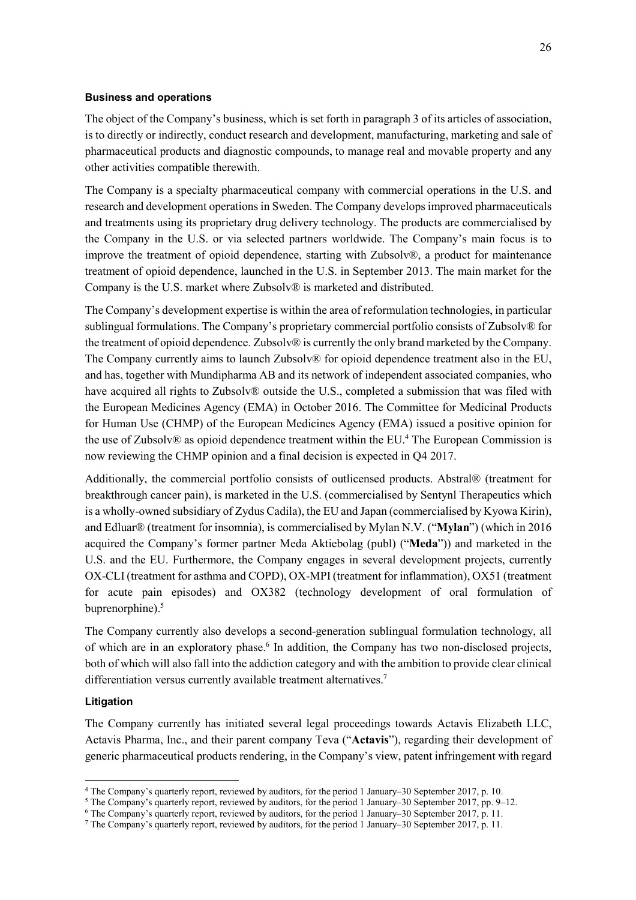#### Business and operations

The object of the Company's business, which is set forth in paragraph 3 of its articles of association, is to directly or indirectly, conduct research and development, manufacturing, marketing and sale of pharmaceutical products and diagnostic compounds, to manage real and movable property and any other activities compatible therewith.

The Company is a specialty pharmaceutical company with commercial operations in the U.S. and research and development operations in Sweden. The Company develops improved pharmaceuticals and treatments using its proprietary drug delivery technology. The products are commercialised by the Company in the U.S. or via selected partners worldwide. The Company's main focus is to improve the treatment of opioid dependence, starting with Zubsolv®, a product for maintenance treatment of opioid dependence, launched in the U.S. in September 2013. The main market for the Company is the U.S. market where Zubsolv® is marketed and distributed.

The Company's development expertise is within the area of reformulation technologies, in particular sublingual formulations. The Company's proprietary commercial portfolio consists of Zubsolv® for the treatment of opioid dependence. Zubsolv® is currently the only brand marketed by the Company. The Company currently aims to launch Zubsolv® for opioid dependence treatment also in the EU, and has, together with Mundipharma AB and its network of independent associated companies, who have acquired all rights to Zubsolv® outside the U.S., completed a submission that was filed with the European Medicines Agency (EMA) in October 2016. The Committee for Medicinal Products for Human Use (CHMP) of the European Medicines Agency (EMA) issued a positive opinion for the use of Zubsolv® as opioid dependence treatment within the EU.[4] The European Commission is now reviewing the CHMP opinion and a final decision is expected in Q4 2017.

Additionally, the commercial portfolio consists of outlicensed products. Abstral® (treatment for breakthrough cancer pain), is marketed in the U.S. (commercialised by Sentynl Therapeutics which is a wholly-owned subsidiary of Zydus Cadila), the EU and Japan (commercialised by Kyowa Kirin), and Edluar® (treatment for insomnia), is commercialised by Mylan N.V. ("**Mylan**") (which in 2016 acquired the Company's former partner Meda Aktiebolag (publ) ("**Meda**")) and marketed in the U.S. and the EU. Furthermore, the Company engages in several development projects, currently OX-CLI (treatment for asthma and COPD), OX-MPI (treatment for inflammation), OX51 (treatment for acute pain episodes) and OX382 (technology development of oral formulation of buprenorphine).[5]

The Company currently also develops a second-generation sublingual formulation technology, all of which are in an exploratory phase.[6] In addition, the Company has two non-disclosed projects, both of which will also fall into the addiction category and with the ambition to provide clear clinical differentiation versus currently available treatment alternatives.[7]

#### Litigation

The Company currently has initiated several legal proceedings towards Actavis Elizabeth LLC, Actavis Pharma, Inc., and their parent company Teva ("**Actavis**"), regarding their development of generic pharmaceutical products rendering, in the Company's view, patent infringement with regard

---

[4] The Company's quarterly report, reviewed by auditors, for the period 1 January–30 September 2017, p. 10.

[5] The Company's quarterly report, reviewed by auditors, for the period 1 January–30 September 2017, pp. 9–12.

[6] The Company's quarterly report, reviewed by auditors, for the period 1 January–30 September 2017, p. 11.

[7] The Company's quarterly report, reviewed by auditors, for the period 1 January–30 September 2017, p. 11.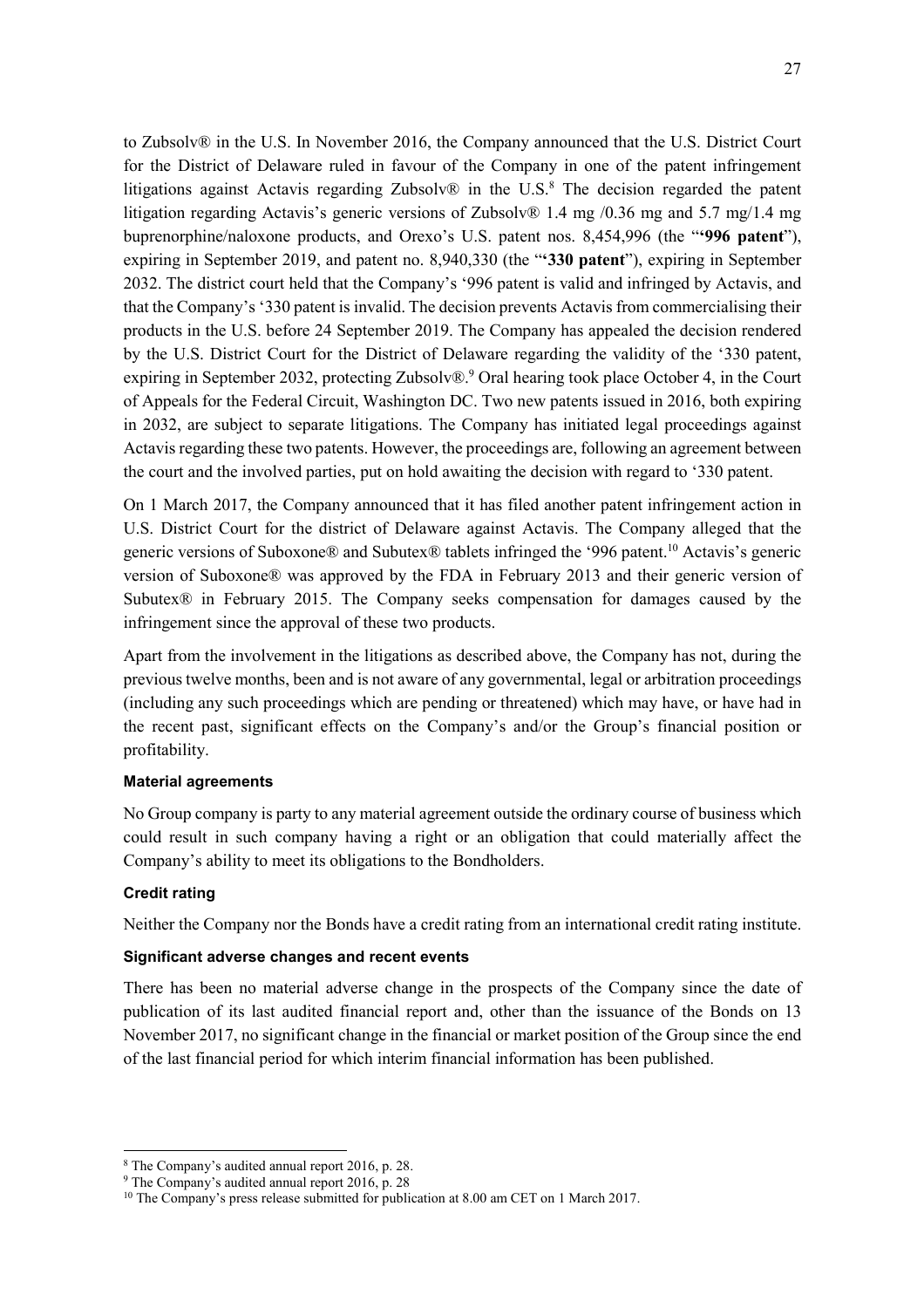to Zubsolv® in the U.S. In November 2016, the Company announced that the U.S. District Court for the District of Delaware ruled in favour of the Company in one of the patent infringement litigations against Actavis regarding Zubsolv® in the U.S.[8] The decision regarded the patent litigation regarding Actavis's generic versions of Zubsolv® 1.4 mg /0.36 mg and 5.7 mg/1.4 mg buprenorphine/naloxone products, and Orexo's U.S. patent nos. 8,454,996 (the "**'996 patent**"), expiring in September 2019, and patent no. 8,940,330 (the "**'330 patent**"), expiring in September 2032. The district court held that the Company's '996 patent is valid and infringed by Actavis, and that the Company's '330 patent is invalid. The decision prevents Actavis from commercialising their products in the U.S. before 24 September 2019. The Company has appealed the decision rendered by the U.S. District Court for the District of Delaware regarding the validity of the '330 patent, expiring in September 2032, protecting Zubsolv®.[9] Oral hearing took place October 4, in the Court of Appeals for the Federal Circuit, Washington DC. Two new patents issued in 2016, both expiring in 2032, are subject to separate litigations. The Company has initiated legal proceedings against Actavis regarding these two patents. However, the proceedings are, following an agreement between the court and the involved parties, put on hold awaiting the decision with regard to '330 patent.

On 1 March 2017, the Company announced that it has filed another patent infringement action in U.S. District Court for the district of Delaware against Actavis. The Company alleged that the generic versions of Suboxone® and Subutex® tablets infringed the '996 patent.[10] Actavis's generic version of Suboxone® was approved by the FDA in February 2013 and their generic version of Subutex® in February 2015. The Company seeks compensation for damages caused by the infringement since the approval of these two products.

Apart from the involvement in the litigations as described above, the Company has not, during the previous twelve months, been and is not aware of any governmental, legal or arbitration proceedings (including any such proceedings which are pending or threatened) which may have, or have had in the recent past, significant effects on the Company's and/or the Group's financial position or profitability.

#### Material agreements

No Group company is party to any material agreement outside the ordinary course of business which could result in such company having a right or an obligation that could materially affect the Company's ability to meet its obligations to the Bondholders.

#### Credit rating

Neither the Company nor the Bonds have a credit rating from an international credit rating institute.

#### Significant adverse changes and recent events

There has been no material adverse change in the prospects of the Company since the date of publication of its last audited financial report and, other than the issuance of the Bonds on 13 November 2017, no significant change in the financial or market position of the Group since the end of the last financial period for which interim financial information has been published.

---

[8] The Company's audited annual report 2016, p. 28.

[9] The Company's audited annual report 2016, p. 28

[10] The Company's press release submitted for publication at 8.00 am CET on 1 March 2017.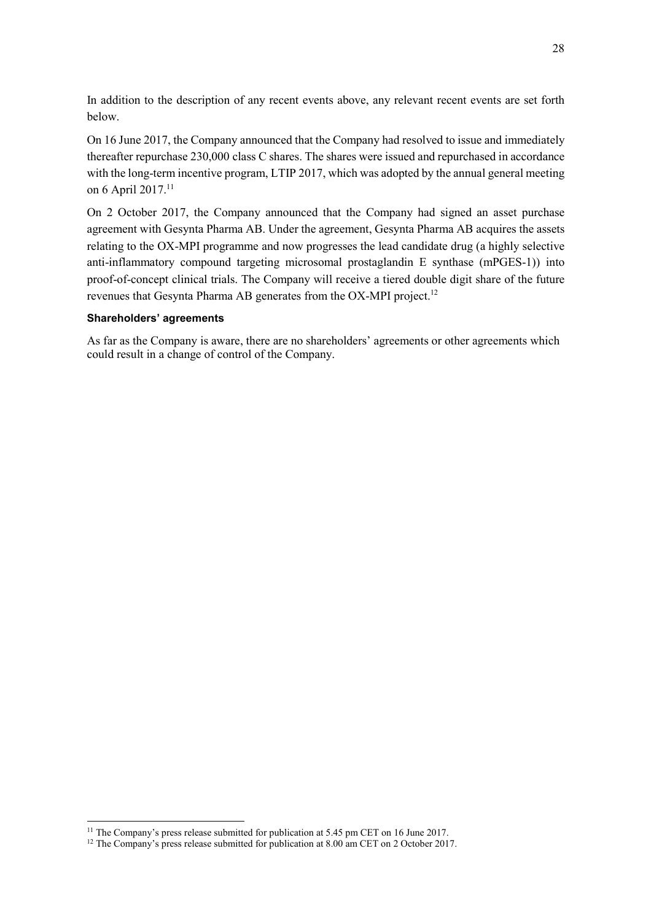In addition to the description of any recent events above, any relevant recent events are set forth below.

On 16 June 2017, the Company announced that the Company had resolved to issue and immediately thereafter repurchase 230,000 class C shares. The shares were issued and repurchased in accordance with the long-term incentive program, LTIP 2017, which was adopted by the annual general meeting on 6 April 2017.[11]

On 2 October 2017, the Company announced that the Company had signed an asset purchase agreement with Gesynta Pharma AB. Under the agreement, Gesynta Pharma AB acquires the assets relating to the OX-MPI programme and now progresses the lead candidate drug (a highly selective anti-inflammatory compound targeting microsomal prostaglandin E synthase (mPGES-1)) into proof-of-concept clinical trials. The Company will receive a tiered double digit share of the future revenues that Gesynta Pharma AB generates from the OX-MPI project.[12]

**Shareholders' agreements**

As far as the Company is aware, there are no shareholders' agreements or other agreements which could result in a change of control of the Company.

[11] The Company's press release submitted for publication at 5.45 pm CET on 16 June 2017.

[12] The Company's press release submitted for publication at 8.00 am CET on 2 October 2017.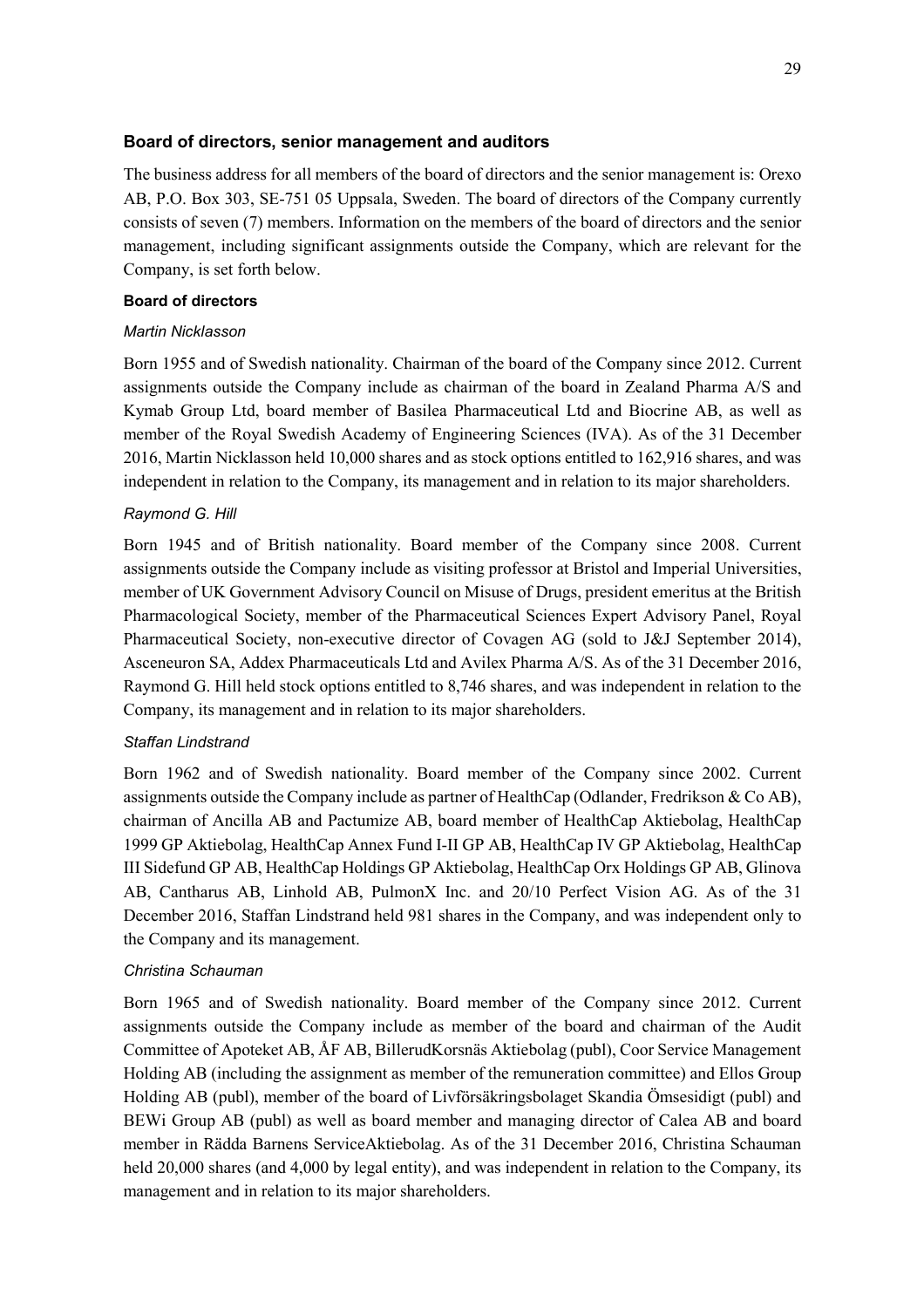## Board of directors, senior management and auditors

The business address for all members of the board of directors and the senior management is: Orexo AB, P.O. Box 303, SE-751 05 Uppsala, Sweden. The board of directors of the Company currently consists of seven (7) members. Information on the members of the board of directors and the senior management, including significant assignments outside the Company, which are relevant for the Company, is set forth below.

### Board of directors

*Martin Nicklasson*

Born 1955 and of Swedish nationality. Chairman of the board of the Company since 2012. Current assignments outside the Company include as chairman of the board in Zealand Pharma A/S and Kymab Group Ltd, board member of Basilea Pharmaceutical Ltd and Biocrine AB, as well as member of the Royal Swedish Academy of Engineering Sciences (IVA). As of the 31 December 2016, Martin Nicklasson held 10,000 shares and as stock options entitled to 162,916 shares, and was independent in relation to the Company, its management and in relation to its major shareholders.

*Raymond G. Hill*

Born 1945 and of British nationality. Board member of the Company since 2008. Current assignments outside the Company include as visiting professor at Bristol and Imperial Universities, member of UK Government Advisory Council on Misuse of Drugs, president emeritus at the British Pharmacological Society, member of the Pharmaceutical Sciences Expert Advisory Panel, Royal Pharmaceutical Society, non-executive director of Covagen AG (sold to J&J September 2014), Asceneuron SA, Addex Pharmaceuticals Ltd and Avilex Pharma A/S. As of the 31 December 2016, Raymond G. Hill held stock options entitled to 8,746 shares, and was independent in relation to the Company, its management and in relation to its major shareholders.

*Staffan Lindstrand*

Born 1962 and of Swedish nationality. Board member of the Company since 2002. Current assignments outside the Company include as partner of HealthCap (Odlander, Fredrikson & Co AB), chairman of Ancilla AB and Pactumize AB, board member of HealthCap Aktiebolag, HealthCap 1999 GP Aktiebolag, HealthCap Annex Fund I-II GP AB, HealthCap IV GP Aktiebolag, HealthCap III Sidefund GP AB, HealthCap Holdings GP Aktiebolag, HealthCap Orx Holdings GP AB, Glinova AB, Cantharus AB, Linhold AB, PulmonX Inc. and 20/10 Perfect Vision AG. As of the 31 December 2016, Staffan Lindstrand held 981 shares in the Company, and was independent only to the Company and its management.

*Christina Schauman*

Born 1965 and of Swedish nationality. Board member of the Company since 2012. Current assignments outside the Company include as member of the board and chairman of the Audit Committee of Apoteket AB, ÅF AB, BillerudKorsnäs Aktiebolag (publ), Coor Service Management Holding AB (including the assignment as member of the remuneration committee) and Ellos Group Holding AB (publ), member of the board of Livförsäkringsbolaget Skandia Ömsesidigt (publ) and BEWi Group AB (publ) as well as board member and managing director of Calea AB and board member in Rädda Barnens ServiceAktiebolag. As of the 31 December 2016, Christina Schauman held 20,000 shares (and 4,000 by legal entity), and was independent in relation to the Company, its management and in relation to its major shareholders.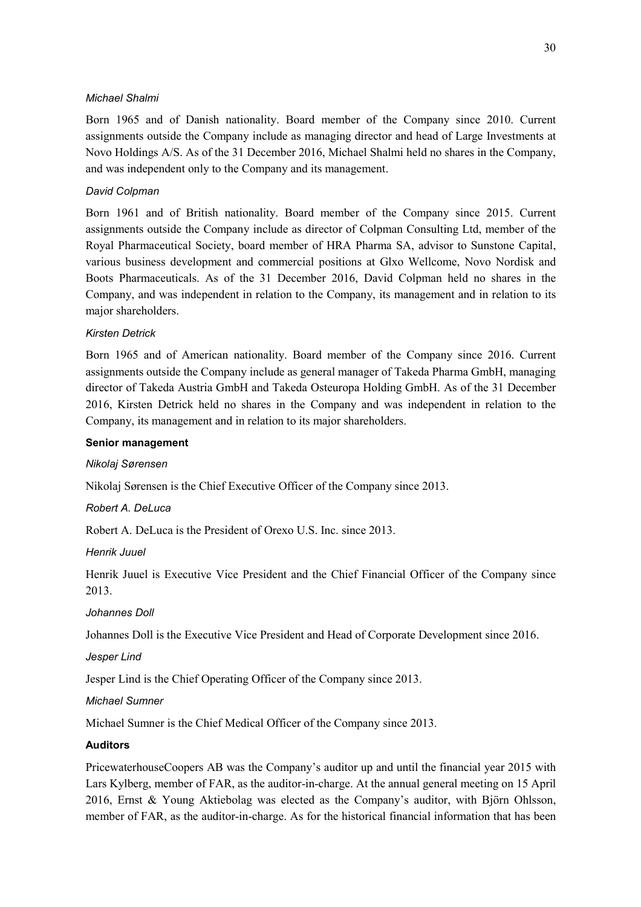*Michael Shalmi*

Born 1965 and of Danish nationality. Board member of the Company since 2010. Current assignments outside the Company include as managing director and head of Large Investments at Novo Holdings A/S. As of the 31 December 2016, Michael Shalmi held no shares in the Company, and was independent only to the Company and its management.

*David Colpman*

Born 1961 and of British nationality. Board member of the Company since 2015. Current assignments outside the Company include as director of Colpman Consulting Ltd, member of the Royal Pharmaceutical Society, board member of HRA Pharma SA, advisor to Sunstone Capital, various business development and commercial positions at Glxo Wellcome, Novo Nordisk and Boots Pharmaceuticals. As of the 31 December 2016, David Colpman held no shares in the Company, and was independent in relation to the Company, its management and in relation to its major shareholders.

*Kirsten Detrick*

Born 1965 and of American nationality. Board member of the Company since 2016. Current assignments outside the Company include as general manager of Takeda Pharma GmbH, managing director of Takeda Austria GmbH and Takeda Osteuropa Holding GmbH. As of the 31 December 2016, Kirsten Detrick held no shares in the Company and was independent in relation to the Company, its management and in relation to its major shareholders.

**Senior management**

*Nikolaj Sørensen*

Nikolaj Sørensen is the Chief Executive Officer of the Company since 2013.

*Robert A. DeLuca*

Robert A. DeLuca is the President of Orexo U.S. Inc. since 2013.

*Henrik Juuel*

Henrik Juuel is Executive Vice President and the Chief Financial Officer of the Company since 2013.

*Johannes Doll*

Johannes Doll is the Executive Vice President and Head of Corporate Development since 2016.

*Jesper Lind*

Jesper Lind is the Chief Operating Officer of the Company since 2013.

*Michael Sumner*

Michael Sumner is the Chief Medical Officer of the Company since 2013.

**Auditors**

PricewaterhouseCoopers AB was the Company's auditor up and until the financial year 2015 with Lars Kylberg, member of FAR, as the auditor-in-charge. At the annual general meeting on 15 April 2016, Ernst & Young Aktiebolag was elected as the Company's auditor, with Björn Ohlsson, member of FAR, as the auditor-in-charge. As for the historical financial information that has been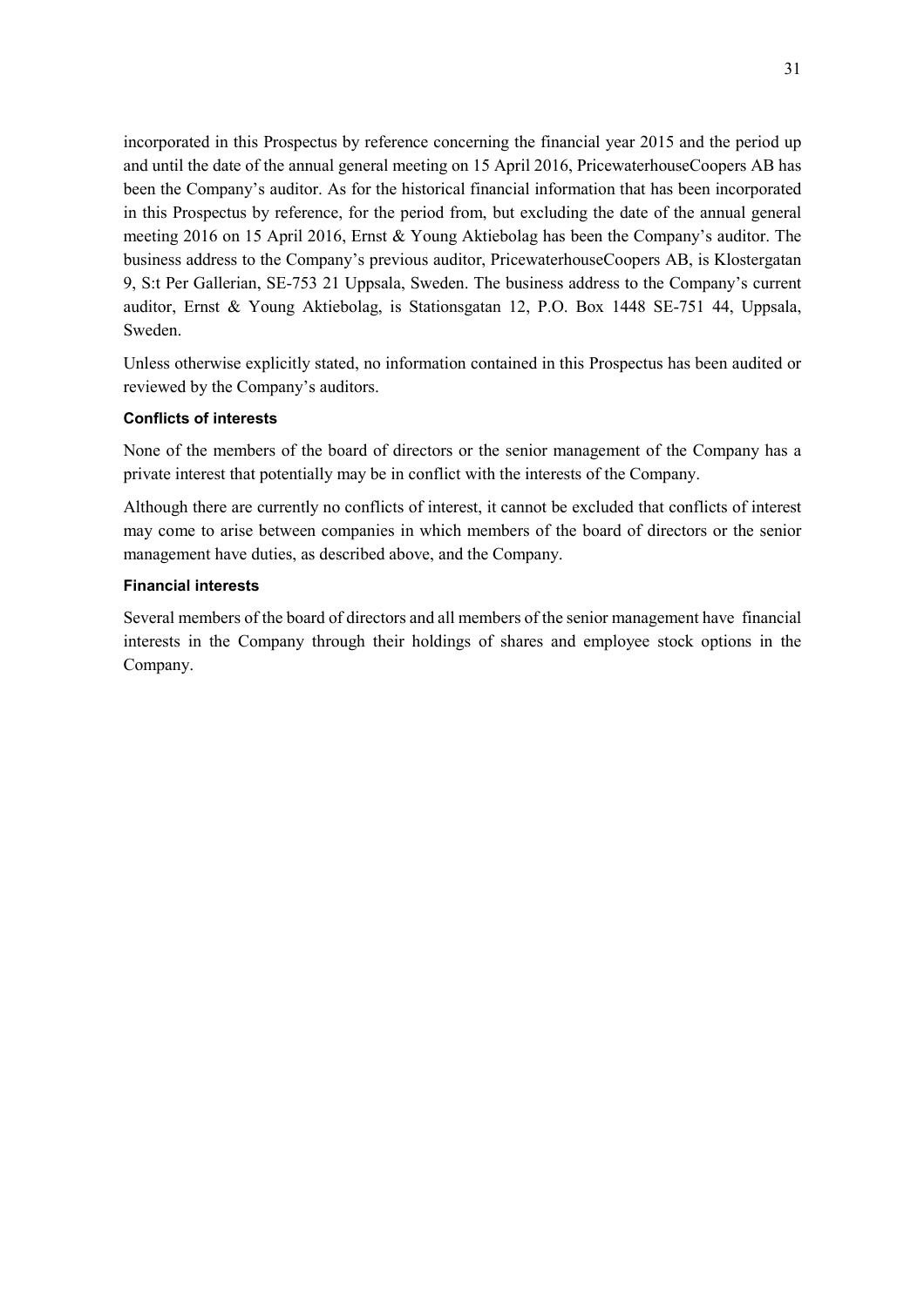incorporated in this Prospectus by reference concerning the financial year 2015 and the period up and until the date of the annual general meeting on 15 April 2016, PricewaterhouseCoopers AB has been the Company's auditor. As for the historical financial information that has been incorporated in this Prospectus by reference, for the period from, but excluding the date of the annual general meeting 2016 on 15 April 2016, Ernst & Young Aktiebolag has been the Company's auditor. The business address to the Company's previous auditor, PricewaterhouseCoopers AB, is Klostergatan 9, S:t Per Gallerian, SE-753 21 Uppsala, Sweden. The business address to the Company's current auditor, Ernst & Young Aktiebolag, is Stationsgatan 12, P.O. Box 1448 SE-751 44, Uppsala, Sweden.

Unless otherwise explicitly stated, no information contained in this Prospectus has been audited or reviewed by the Company's auditors.

**Conflicts of interests**

None of the members of the board of directors or the senior management of the Company has a private interest that potentially may be in conflict with the interests of the Company.

Although there are currently no conflicts of interest, it cannot be excluded that conflicts of interest may come to arise between companies in which members of the board of directors or the senior management have duties, as described above, and the Company.

**Financial interests**

Several members of the board of directors and all members of the senior management have financial interests in the Company through their holdings of shares and employee stock options in the Company.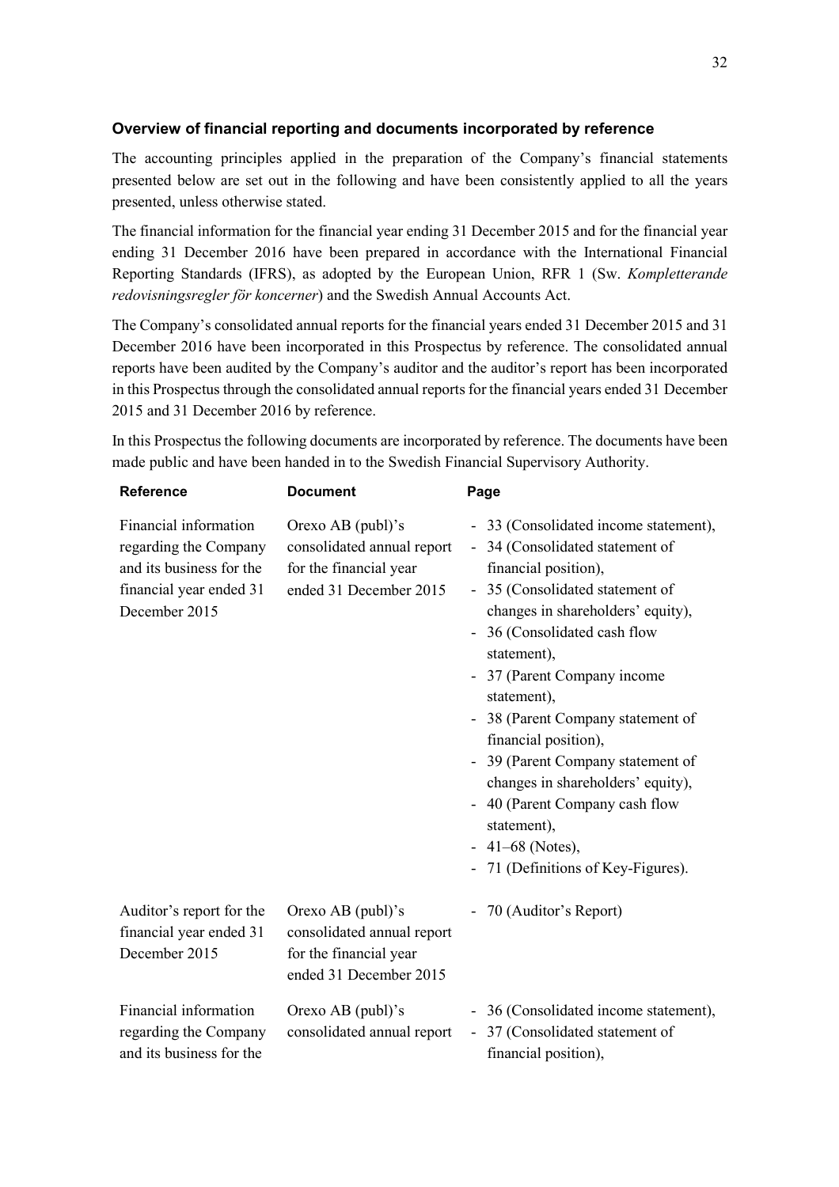### Overview of financial reporting and documents incorporated by reference

The accounting principles applied in the preparation of the Company's financial statements presented below are set out in the following and have been consistently applied to all the years presented, unless otherwise stated.

The financial information for the financial year ending 31 December 2015 and for the financial year ending 31 December 2016 have been prepared in accordance with the International Financial Reporting Standards (IFRS), as adopted by the European Union, RFR 1 (Sw. *Kompletterande redovisningsregler för koncerner*) and the Swedish Annual Accounts Act.

The Company's consolidated annual reports for the financial years ended 31 December 2015 and 31 December 2016 have been incorporated in this Prospectus by reference. The consolidated annual reports have been audited by the Company's auditor and the auditor's report has been incorporated in this Prospectus through the consolidated annual reports for the financial years ended 31 December 2015 and 31 December 2016 by reference.

In this Prospectus the following documents are incorporated by reference. The documents have been made public and have been handed in to the Swedish Financial Supervisory Authority.

| Reference | Document | Page |
| --- | --- | --- |
| Financial information regarding the Company and its business for the financial year ended 31 December 2015 | Orexo AB (publ)'s consolidated annual report for the financial year ended 31 December 2015 | - 33 (Consolidated income statement),<br>- 34 (Consolidated statement of financial position),<br>- 35 (Consolidated statement of changes in shareholders' equity),<br>- 36 (Consolidated cash flow statement),<br>- 37 (Parent Company income statement),<br>- 38 (Parent Company statement of financial position),<br>- 39 (Parent Company statement of changes in shareholders' equity),<br>- 40 (Parent Company cash flow statement),<br>- 41–68 (Notes),<br>- 71 (Definitions of Key-Figures). |
| Auditor's report for the financial year ended 31 December 2015 | Orexo AB (publ)'s consolidated annual report for the financial year ended 31 December 2015 | - 70 (Auditor's Report) |
| Financial information regarding the Company and its business for the | Orexo AB (publ)'s consolidated annual report | - 36 (Consolidated income statement),<br>- 37 (Consolidated statement of financial position), |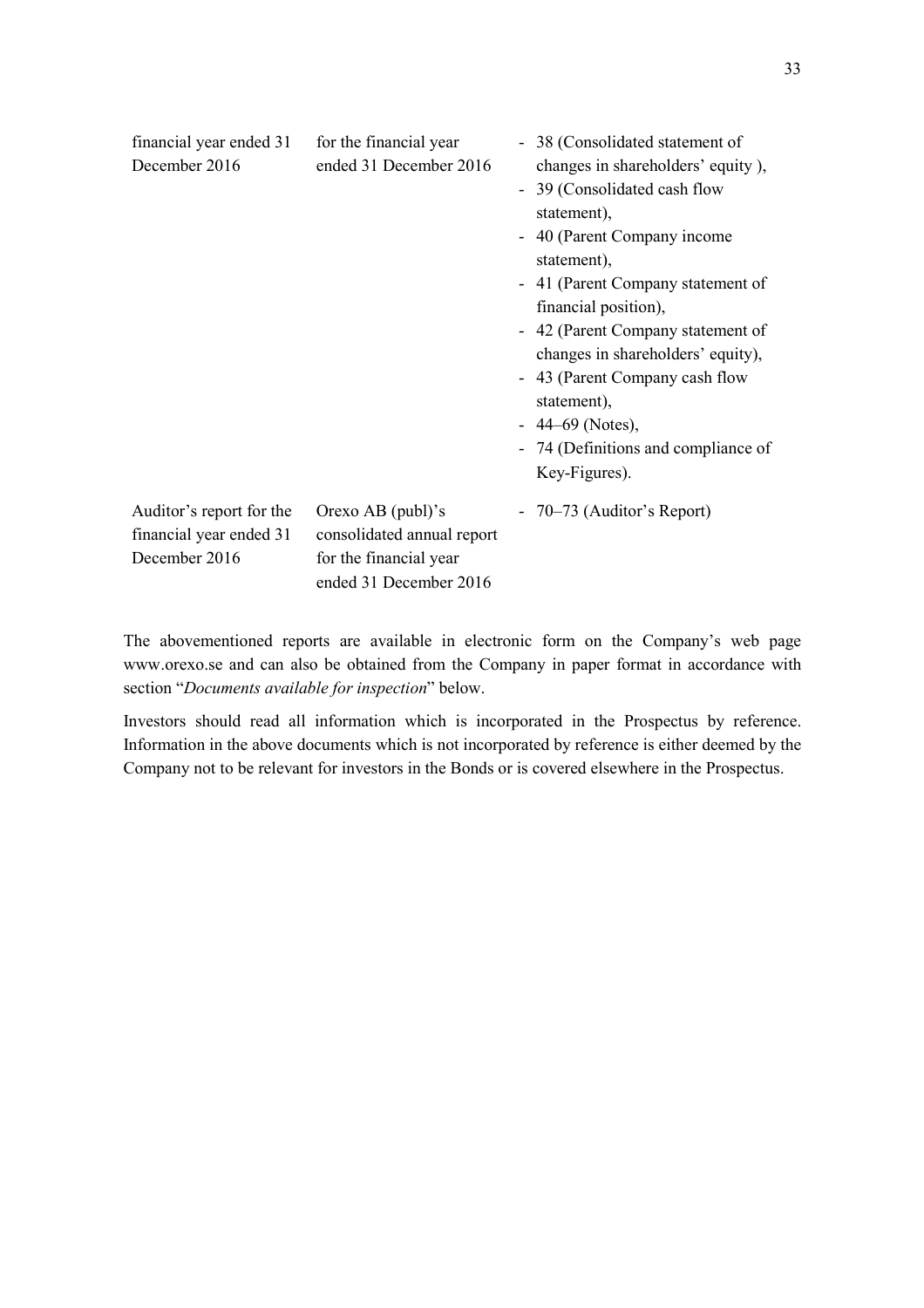| | | |
|---|---|---|
| financial year ended 31 December 2016 | for the financial year ended 31 December 2016 | - 38 (Consolidated statement of changes in shareholders' equity ),<br>- 39 (Consolidated cash flow statement),<br>- 40 (Parent Company income statement),<br>- 41 (Parent Company statement of financial position),<br>- 42 (Parent Company statement of changes in shareholders' equity),<br>- 43 (Parent Company cash flow statement),<br>- 44–69 (Notes),<br>- 74 (Definitions and compliance of Key-Figures). |
| Auditor's report for the financial year ended 31 December 2016 | Orexo AB (publ)'s consolidated annual report for the financial year ended 31 December 2016 | - 70–73 (Auditor's Report) |

The abovementioned reports are available in electronic form on the Company's web page www.orexo.se and can also be obtained from the Company in paper format in accordance with section "*Documents available for inspection*" below.

Investors should read all information which is incorporated in the Prospectus by reference. Information in the above documents which is not incorporated by reference is either deemed by the Company not to be relevant for investors in the Bonds or is covered elsewhere in the Prospectus.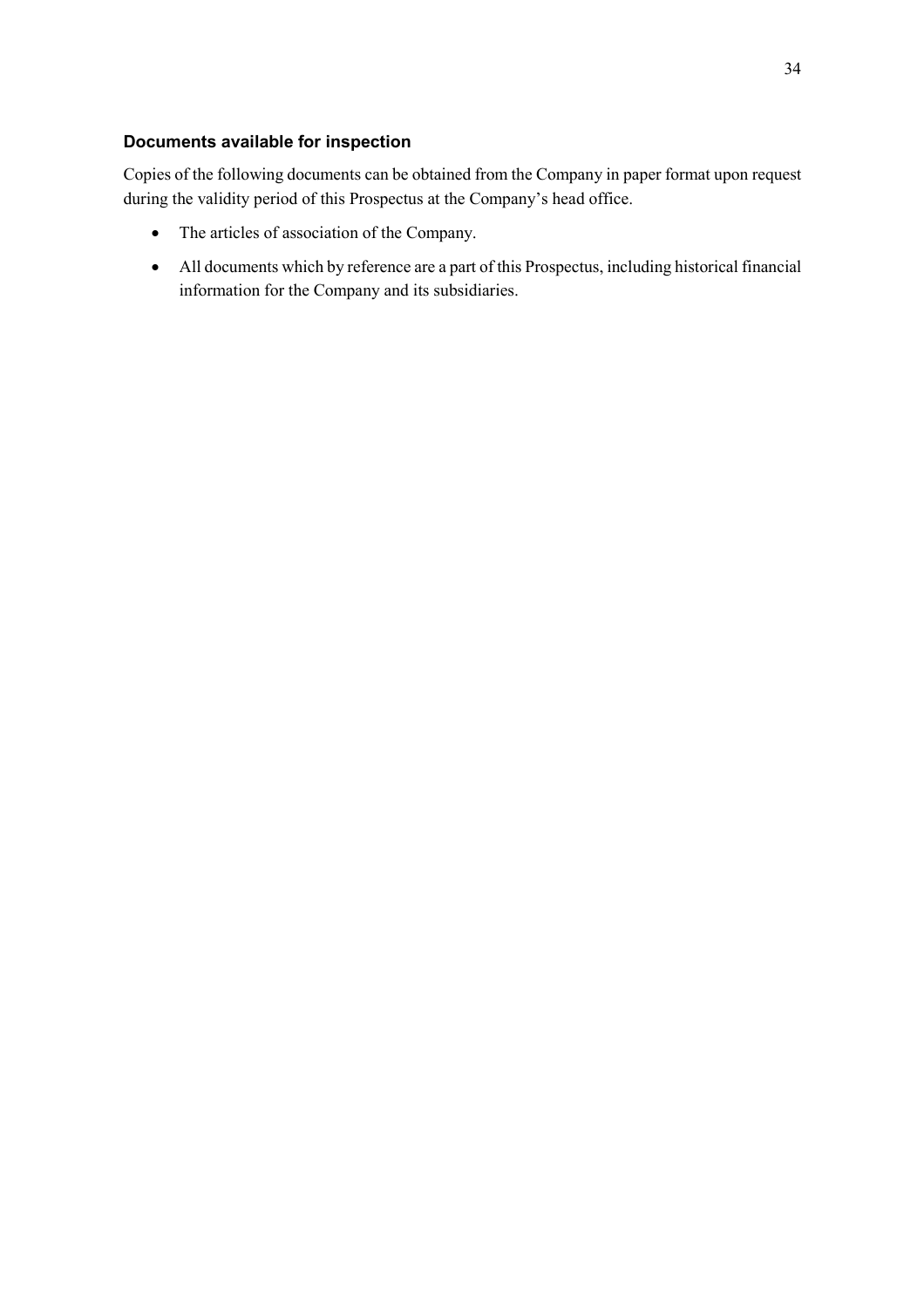### Documents available for inspection

Copies of the following documents can be obtained from the Company in paper format upon request during the validity period of this Prospectus at the Company's head office.

- The articles of association of the Company.
- All documents which by reference are a part of this Prospectus, including historical financial information for the Company and its subsidiaries.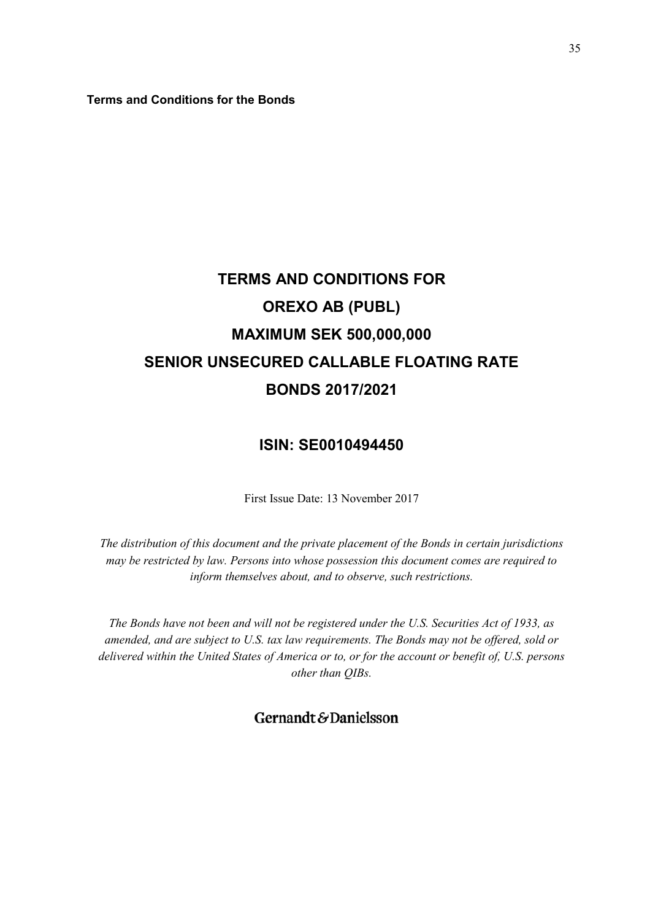**Terms and Conditions for the Bonds**

# TERMS AND CONDITIONS FOR
# OREXO AB (PUBL)
# MAXIMUM SEK 500,000,000
# SENIOR UNSECURED CALLABLE FLOATING RATE
# BONDS 2017/2021

## ISIN: SE0010494450

First Issue Date: 13 November 2017

*The distribution of this document and the private placement of the Bonds in certain jurisdictions may be restricted by law. Persons into whose possession this document comes are required to inform themselves about, and to observe, such restrictions.*

*The Bonds have not been and will not be registered under the U.S. Securities Act of 1933, as amended, and are subject to U.S. tax law requirements. The Bonds may not be offered, sold or delivered within the United States of America or to, or for the account or benefit of, U.S. persons other than QIBs.*

Gernandt & Danielsson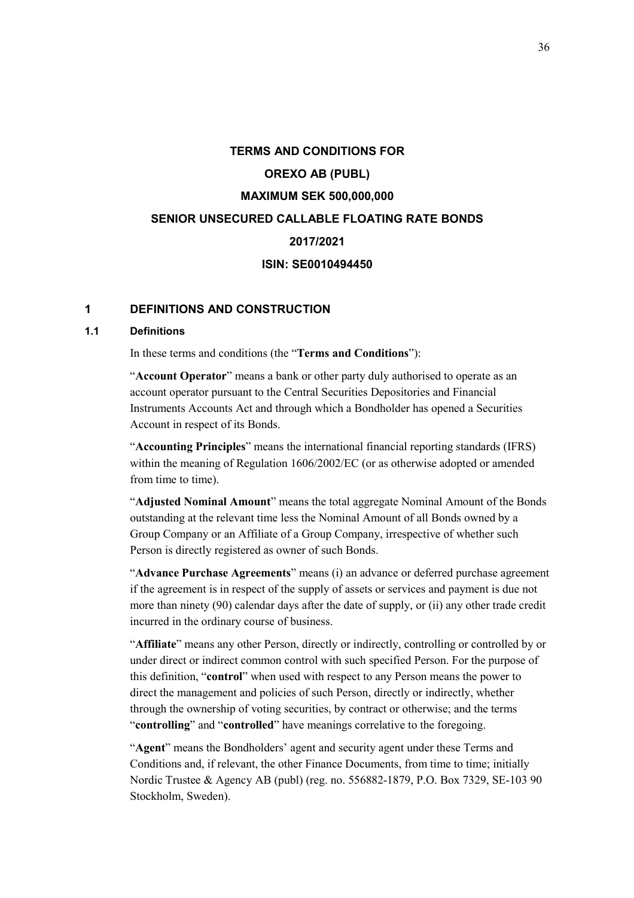# TERMS AND CONDITIONS FOR

# OREXO AB (PUBL)

# MAXIMUM SEK 500,000,000

# SENIOR UNSECURED CALLABLE FLOATING RATE BONDS

# 2017/2021

# ISIN: SE0010494450

## 1 DEFINITIONS AND CONSTRUCTION

### 1.1 Definitions

In these terms and conditions (the "**Terms and Conditions**"):

"**Account Operator**" means a bank or other party duly authorised to operate as an account operator pursuant to the Central Securities Depositories and Financial Instruments Accounts Act and through which a Bondholder has opened a Securities Account in respect of its Bonds.

"**Accounting Principles**" means the international financial reporting standards (IFRS) within the meaning of Regulation 1606/2002/EC (or as otherwise adopted or amended from time to time).

"**Adjusted Nominal Amount**" means the total aggregate Nominal Amount of the Bonds outstanding at the relevant time less the Nominal Amount of all Bonds owned by a Group Company or an Affiliate of a Group Company, irrespective of whether such Person is directly registered as owner of such Bonds.

"**Advance Purchase Agreements**" means (i) an advance or deferred purchase agreement if the agreement is in respect of the supply of assets or services and payment is due not more than ninety (90) calendar days after the date of supply, or (ii) any other trade credit incurred in the ordinary course of business.

"**Affiliate**" means any other Person, directly or indirectly, controlling or controlled by or under direct or indirect common control with such specified Person. For the purpose of this definition, "**control**" when used with respect to any Person means the power to direct the management and policies of such Person, directly or indirectly, whether through the ownership of voting securities, by contract or otherwise; and the terms "**controlling**" and "**controlled**" have meanings correlative to the foregoing.

"**Agent**" means the Bondholders' agent and security agent under these Terms and Conditions and, if relevant, the other Finance Documents, from time to time; initially Nordic Trustee & Agency AB (publ) (reg. no. 556882-1879, P.O. Box 7329, SE-103 90 Stockholm, Sweden).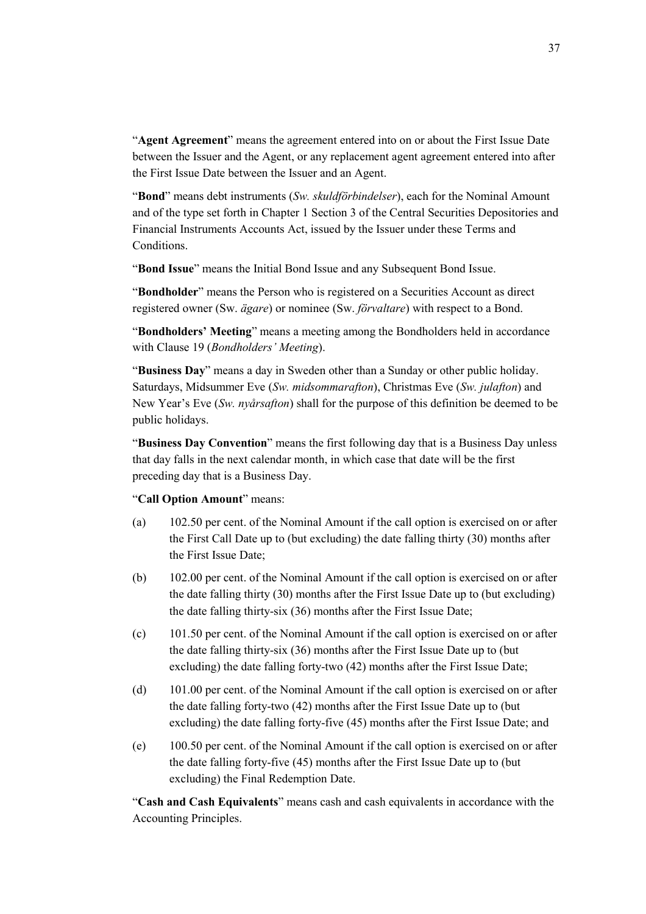"**Agent Agreement**" means the agreement entered into on or about the First Issue Date between the Issuer and the Agent, or any replacement agent agreement entered into after the First Issue Date between the Issuer and an Agent.

"**Bond**" means debt instruments (*Sw. skuldförbindelser*), each for the Nominal Amount and of the type set forth in Chapter 1 Section 3 of the Central Securities Depositories and Financial Instruments Accounts Act, issued by the Issuer under these Terms and Conditions.

"**Bond Issue**" means the Initial Bond Issue and any Subsequent Bond Issue.

"**Bondholder**" means the Person who is registered on a Securities Account as direct registered owner (Sw. *ägare*) or nominee (Sw. *förvaltare*) with respect to a Bond.

"**Bondholders' Meeting**" means a meeting among the Bondholders held in accordance with Clause 19 (*Bondholders' Meeting*).

"**Business Day**" means a day in Sweden other than a Sunday or other public holiday. Saturdays, Midsummer Eve (*Sw. midsommarafton*), Christmas Eve (*Sw. julafton*) and New Year's Eve (*Sw. nyårsafton*) shall for the purpose of this definition be deemed to be public holidays.

"**Business Day Convention**" means the first following day that is a Business Day unless that day falls in the next calendar month, in which case that date will be the first preceding day that is a Business Day.

"**Call Option Amount**" means:

(a) 102.50 per cent. of the Nominal Amount if the call option is exercised on or after the First Call Date up to (but excluding) the date falling thirty (30) months after the First Issue Date;

(b) 102.00 per cent. of the Nominal Amount if the call option is exercised on or after the date falling thirty (30) months after the First Issue Date up to (but excluding) the date falling thirty-six (36) months after the First Issue Date;

(c) 101.50 per cent. of the Nominal Amount if the call option is exercised on or after the date falling thirty-six (36) months after the First Issue Date up to (but excluding) the date falling forty-two (42) months after the First Issue Date;

(d) 101.00 per cent. of the Nominal Amount if the call option is exercised on or after the date falling forty-two (42) months after the First Issue Date up to (but excluding) the date falling forty-five (45) months after the First Issue Date; and

(e) 100.50 per cent. of the Nominal Amount if the call option is exercised on or after the date falling forty-five (45) months after the First Issue Date up to (but excluding) the Final Redemption Date.

"**Cash and Cash Equivalents**" means cash and cash equivalents in accordance with the Accounting Principles.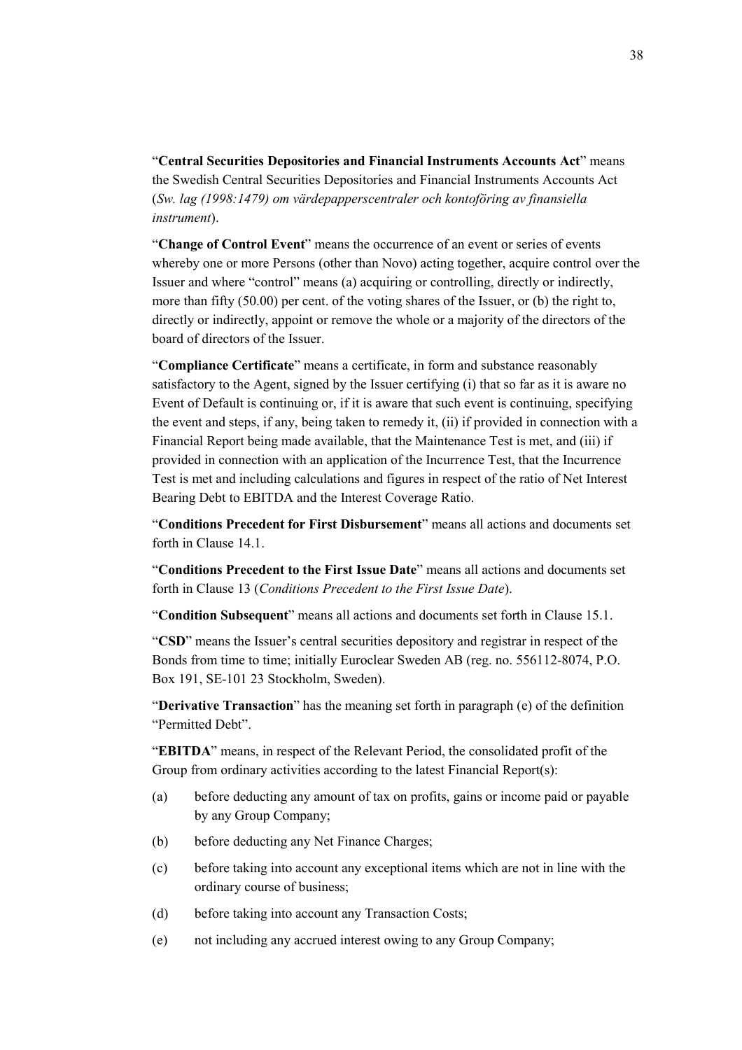"**Central Securities Depositories and Financial Instruments Accounts Act**" means the Swedish Central Securities Depositories and Financial Instruments Accounts Act (*Sw. lag (1998:1479) om värdepapperscentraler och kontoföring av finansiella instrument*).

"**Change of Control Event**" means the occurrence of an event or series of events whereby one or more Persons (other than Novo) acting together, acquire control over the Issuer and where "control" means (a) acquiring or controlling, directly or indirectly, more than fifty (50.00) per cent. of the voting shares of the Issuer, or (b) the right to, directly or indirectly, appoint or remove the whole or a majority of the directors of the board of directors of the Issuer.

"**Compliance Certificate**" means a certificate, in form and substance reasonably satisfactory to the Agent, signed by the Issuer certifying (i) that so far as it is aware no Event of Default is continuing or, if it is aware that such event is continuing, specifying the event and steps, if any, being taken to remedy it, (ii) if provided in connection with a Financial Report being made available, that the Maintenance Test is met, and (iii) if provided in connection with an application of the Incurrence Test, that the Incurrence Test is met and including calculations and figures in respect of the ratio of Net Interest Bearing Debt to EBITDA and the Interest Coverage Ratio.

"**Conditions Precedent for First Disbursement**" means all actions and documents set forth in Clause 14.1.

"**Conditions Precedent to the First Issue Date**" means all actions and documents set forth in Clause 13 (*Conditions Precedent to the First Issue Date*).

"**Condition Subsequent**" means all actions and documents set forth in Clause 15.1.

"**CSD**" means the Issuer's central securities depository and registrar in respect of the Bonds from time to time; initially Euroclear Sweden AB (reg. no. 556112-8074, P.O. Box 191, SE-101 23 Stockholm, Sweden).

"**Derivative Transaction**" has the meaning set forth in paragraph (e) of the definition "Permitted Debt".

"**EBITDA**" means, in respect of the Relevant Period, the consolidated profit of the Group from ordinary activities according to the latest Financial Report(s):

(a) before deducting any amount of tax on profits, gains or income paid or payable by any Group Company;

(b) before deducting any Net Finance Charges;

(c) before taking into account any exceptional items which are not in line with the ordinary course of business;

(d) before taking into account any Transaction Costs;

(e) not including any accrued interest owing to any Group Company;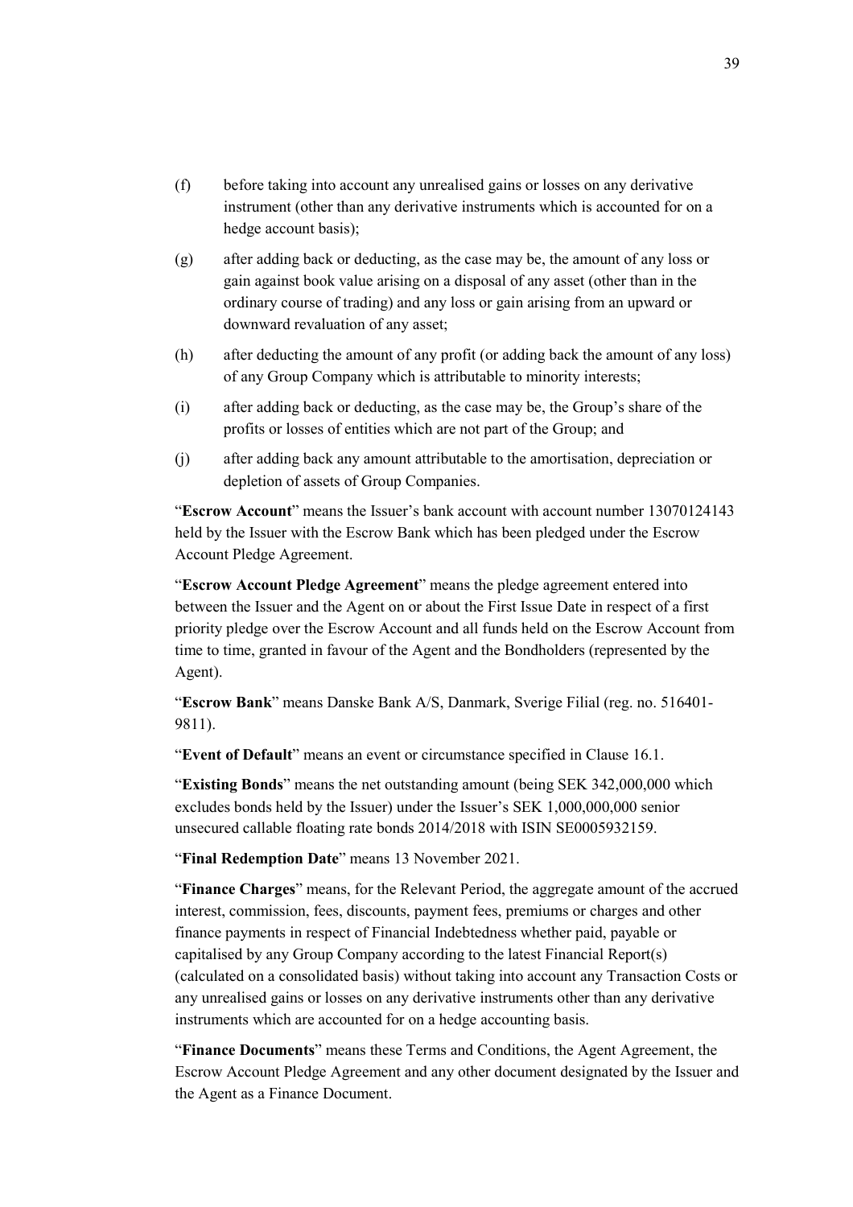(f) before taking into account any unrealised gains or losses on any derivative instrument (other than any derivative instruments which is accounted for on a hedge account basis);

(g) after adding back or deducting, as the case may be, the amount of any loss or gain against book value arising on a disposal of any asset (other than in the ordinary course of trading) and any loss or gain arising from an upward or downward revaluation of any asset;

(h) after deducting the amount of any profit (or adding back the amount of any loss) of any Group Company which is attributable to minority interests;

(i) after adding back or deducting, as the case may be, the Group's share of the profits or losses of entities which are not part of the Group; and

(j) after adding back any amount attributable to the amortisation, depreciation or depletion of assets of Group Companies.

"**Escrow Account**" means the Issuer's bank account with account number 13070124143 held by the Issuer with the Escrow Bank which has been pledged under the Escrow Account Pledge Agreement.

"**Escrow Account Pledge Agreement**" means the pledge agreement entered into between the Issuer and the Agent on or about the First Issue Date in respect of a first priority pledge over the Escrow Account and all funds held on the Escrow Account from time to time, granted in favour of the Agent and the Bondholders (represented by the Agent).

"**Escrow Bank**" means Danske Bank A/S, Danmark, Sverige Filial (reg. no. 516401-9811).

"**Event of Default**" means an event or circumstance specified in Clause 16.1.

"**Existing Bonds**" means the net outstanding amount (being SEK 342,000,000 which excludes bonds held by the Issuer) under the Issuer's SEK 1,000,000,000 senior unsecured callable floating rate bonds 2014/2018 with ISIN SE0005932159.

"**Final Redemption Date**" means 13 November 2021.

"**Finance Charges**" means, for the Relevant Period, the aggregate amount of the accrued interest, commission, fees, discounts, payment fees, premiums or charges and other finance payments in respect of Financial Indebtedness whether paid, payable or capitalised by any Group Company according to the latest Financial Report(s) (calculated on a consolidated basis) without taking into account any Transaction Costs or any unrealised gains or losses on any derivative instruments other than any derivative instruments which are accounted for on a hedge accounting basis.

"**Finance Documents**" means these Terms and Conditions, the Agent Agreement, the Escrow Account Pledge Agreement and any other document designated by the Issuer and the Agent as a Finance Document.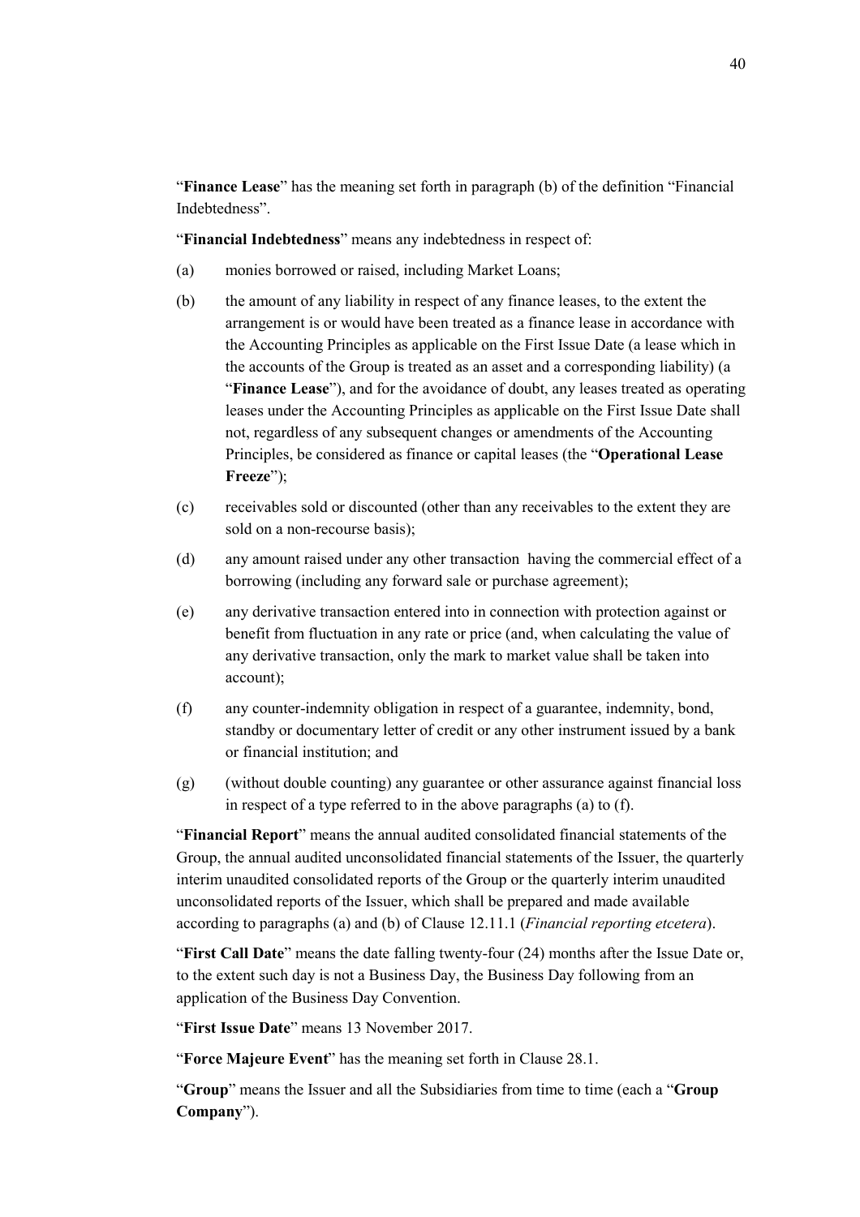"**Finance Lease**" has the meaning set forth in paragraph (b) of the definition "Financial Indebtedness".

"**Financial Indebtedness**" means any indebtedness in respect of:

(a) monies borrowed or raised, including Market Loans;

(b) the amount of any liability in respect of any finance leases, to the extent the arrangement is or would have been treated as a finance lease in accordance with the Accounting Principles as applicable on the First Issue Date (a lease which in the accounts of the Group is treated as an asset and a corresponding liability) (a "**Finance Lease**"), and for the avoidance of doubt, any leases treated as operating leases under the Accounting Principles as applicable on the First Issue Date shall not, regardless of any subsequent changes or amendments of the Accounting Principles, be considered as finance or capital leases (the "**Operational Lease Freeze**");

(c) receivables sold or discounted (other than any receivables to the extent they are sold on a non-recourse basis);

(d) any amount raised under any other transaction having the commercial effect of a borrowing (including any forward sale or purchase agreement);

(e) any derivative transaction entered into in connection with protection against or benefit from fluctuation in any rate or price (and, when calculating the value of any derivative transaction, only the mark to market value shall be taken into account);

(f) any counter-indemnity obligation in respect of a guarantee, indemnity, bond, standby or documentary letter of credit or any other instrument issued by a bank or financial institution; and

(g) (without double counting) any guarantee or other assurance against financial loss in respect of a type referred to in the above paragraphs (a) to (f).

"**Financial Report**" means the annual audited consolidated financial statements of the Group, the annual audited unconsolidated financial statements of the Issuer, the quarterly interim unaudited consolidated reports of the Group or the quarterly interim unaudited unconsolidated reports of the Issuer, which shall be prepared and made available according to paragraphs (a) and (b) of Clause 12.11.1 (*Financial reporting etcetera*).

"**First Call Date**" means the date falling twenty-four (24) months after the Issue Date or, to the extent such day is not a Business Day, the Business Day following from an application of the Business Day Convention.

"**First Issue Date**" means 13 November 2017.

"**Force Majeure Event**" has the meaning set forth in Clause 28.1.

"**Group**" means the Issuer and all the Subsidiaries from time to time (each a "**Group Company**").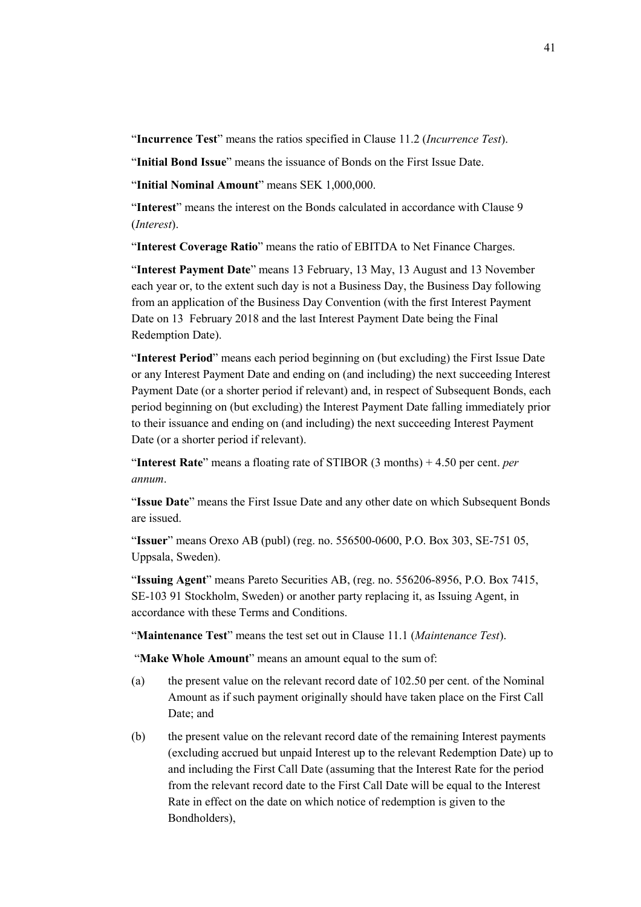"**Incurrence Test**" means the ratios specified in Clause 11.2 (*Incurrence Test*).

"**Initial Bond Issue**" means the issuance of Bonds on the First Issue Date.

"**Initial Nominal Amount**" means SEK 1,000,000.

"**Interest**" means the interest on the Bonds calculated in accordance with Clause 9 (*Interest*).

"**Interest Coverage Ratio**" means the ratio of EBITDA to Net Finance Charges.

"**Interest Payment Date**" means 13 February, 13 May, 13 August and 13 November each year or, to the extent such day is not a Business Day, the Business Day following from an application of the Business Day Convention (with the first Interest Payment Date on 13 February 2018 and the last Interest Payment Date being the Final Redemption Date).

"**Interest Period**" means each period beginning on (but excluding) the First Issue Date or any Interest Payment Date and ending on (and including) the next succeeding Interest Payment Date (or a shorter period if relevant) and, in respect of Subsequent Bonds, each period beginning on (but excluding) the Interest Payment Date falling immediately prior to their issuance and ending on (and including) the next succeeding Interest Payment Date (or a shorter period if relevant).

"**Interest Rate**" means a floating rate of STIBOR (3 months) + 4.50 per cent. *per annum*.

"**Issue Date**" means the First Issue Date and any other date on which Subsequent Bonds are issued.

"**Issuer**" means Orexo AB (publ) (reg. no. 556500-0600, P.O. Box 303, SE-751 05, Uppsala, Sweden).

"**Issuing Agent**" means Pareto Securities AB, (reg. no. 556206-8956, P.O. Box 7415, SE-103 91 Stockholm, Sweden) or another party replacing it, as Issuing Agent, in accordance with these Terms and Conditions.

"**Maintenance Test**" means the test set out in Clause 11.1 (*Maintenance Test*).

"**Make Whole Amount**" means an amount equal to the sum of:

(a) the present value on the relevant record date of 102.50 per cent. of the Nominal Amount as if such payment originally should have taken place on the First Call Date; and

(b) the present value on the relevant record date of the remaining Interest payments (excluding accrued but unpaid Interest up to the relevant Redemption Date) up to and including the First Call Date (assuming that the Interest Rate for the period from the relevant record date to the First Call Date will be equal to the Interest Rate in effect on the date on which notice of redemption is given to the Bondholders),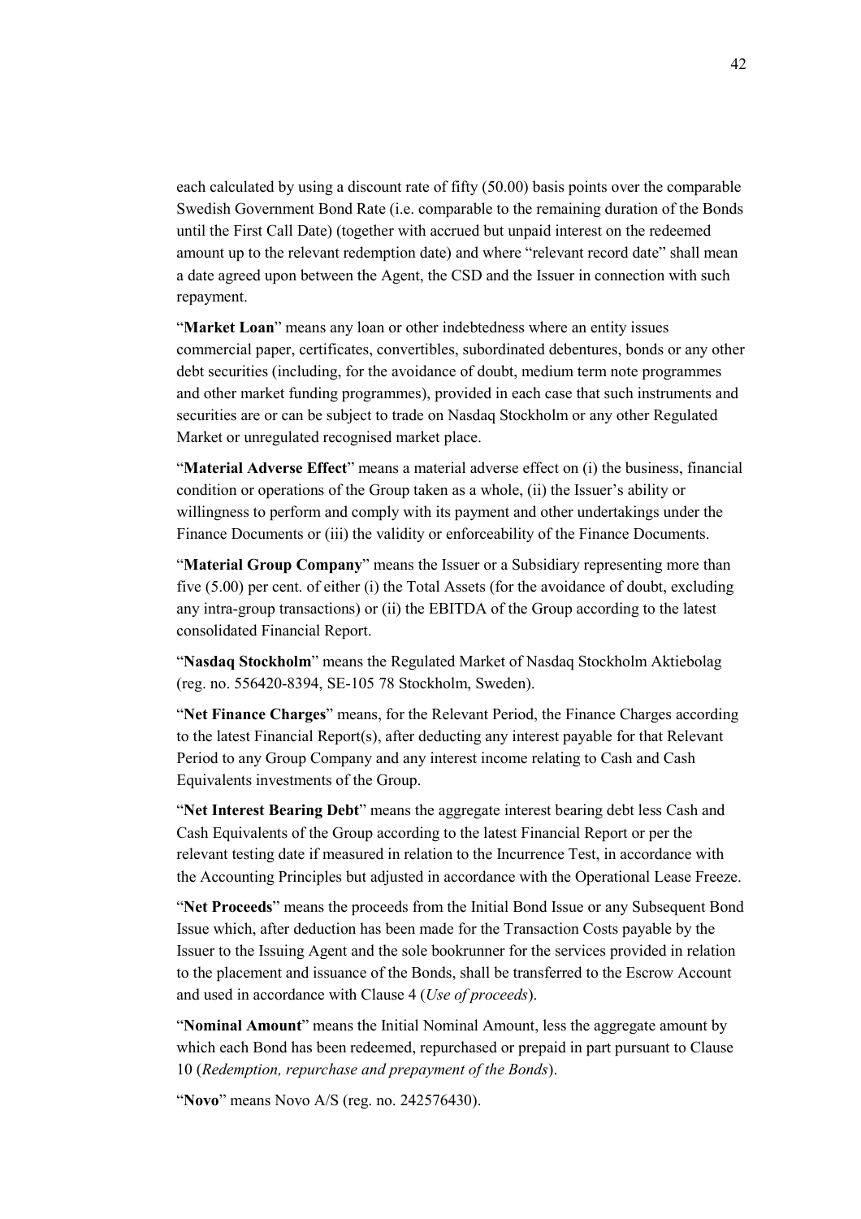each calculated by using a discount rate of fifty (50.00) basis points over the comparable Swedish Government Bond Rate (i.e. comparable to the remaining duration of the Bonds until the First Call Date) (together with accrued but unpaid interest on the redeemed amount up to the relevant redemption date) and where "relevant record date" shall mean a date agreed upon between the Agent, the CSD and the Issuer in connection with such repayment.

"**Market Loan**" means any loan or other indebtedness where an entity issues commercial paper, certificates, convertibles, subordinated debentures, bonds or any other debt securities (including, for the avoidance of doubt, medium term note programmes and other market funding programmes), provided in each case that such instruments and securities are or can be subject to trade on Nasdaq Stockholm or any other Regulated Market or unregulated recognised market place.

"**Material Adverse Effect**" means a material adverse effect on (i) the business, financial condition or operations of the Group taken as a whole, (ii) the Issuer's ability or willingness to perform and comply with its payment and other undertakings under the Finance Documents or (iii) the validity or enforceability of the Finance Documents.

"**Material Group Company**" means the Issuer or a Subsidiary representing more than five (5.00) per cent. of either (i) the Total Assets (for the avoidance of doubt, excluding any intra-group transactions) or (ii) the EBITDA of the Group according to the latest consolidated Financial Report.

"**Nasdaq Stockholm**" means the Regulated Market of Nasdaq Stockholm Aktiebolag (reg. no. 556420-8394, SE-105 78 Stockholm, Sweden).

"**Net Finance Charges**" means, for the Relevant Period, the Finance Charges according to the latest Financial Report(s), after deducting any interest payable for that Relevant Period to any Group Company and any interest income relating to Cash and Cash Equivalents investments of the Group.

"**Net Interest Bearing Debt**" means the aggregate interest bearing debt less Cash and Cash Equivalents of the Group according to the latest Financial Report or per the relevant testing date if measured in relation to the Incurrence Test, in accordance with the Accounting Principles but adjusted in accordance with the Operational Lease Freeze.

"**Net Proceeds**" means the proceeds from the Initial Bond Issue or any Subsequent Bond Issue which, after deduction has been made for the Transaction Costs payable by the Issuer to the Issuing Agent and the sole bookrunner for the services provided in relation to the placement and issuance of the Bonds, shall be transferred to the Escrow Account and used in accordance with Clause 4 (*Use of proceeds*).

"**Nominal Amount**" means the Initial Nominal Amount, less the aggregate amount by which each Bond has been redeemed, repurchased or prepaid in part pursuant to Clause 10 (*Redemption, repurchase and prepayment of the Bonds*).

"**Novo**" means Novo A/S (reg. no. 242576430).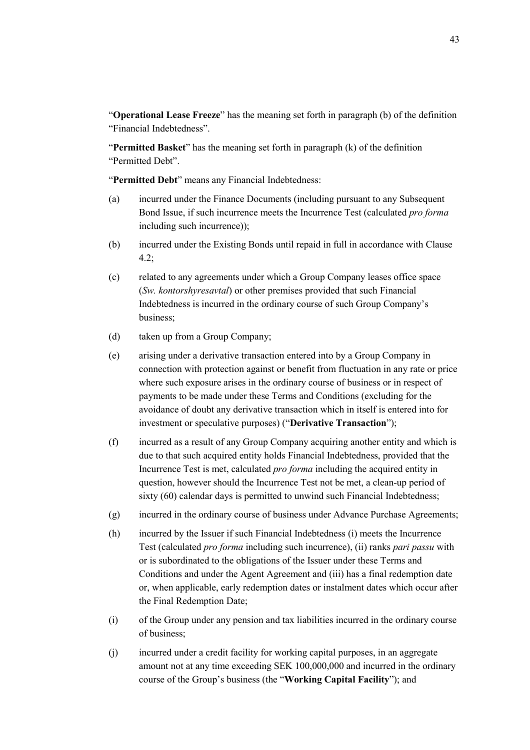"**Operational Lease Freeze**" has the meaning set forth in paragraph (b) of the definition "Financial Indebtedness".

"**Permitted Basket**" has the meaning set forth in paragraph (k) of the definition "Permitted Debt".

"**Permitted Debt**" means any Financial Indebtedness:

(a) incurred under the Finance Documents (including pursuant to any Subsequent Bond Issue, if such incurrence meets the Incurrence Test (calculated *pro forma* including such incurrence));

(b) incurred under the Existing Bonds until repaid in full in accordance with Clause 4.2;

(c) related to any agreements under which a Group Company leases office space (*Sw. kontorshyresavtal*) or other premises provided that such Financial Indebtedness is incurred in the ordinary course of such Group Company's business;

(d) taken up from a Group Company;

(e) arising under a derivative transaction entered into by a Group Company in connection with protection against or benefit from fluctuation in any rate or price where such exposure arises in the ordinary course of business or in respect of payments to be made under these Terms and Conditions (excluding for the avoidance of doubt any derivative transaction which in itself is entered into for investment or speculative purposes) ("**Derivative Transaction**");

(f) incurred as a result of any Group Company acquiring another entity and which is due to that such acquired entity holds Financial Indebtedness, provided that the Incurrence Test is met, calculated *pro forma* including the acquired entity in question, however should the Incurrence Test not be met, a clean-up period of sixty (60) calendar days is permitted to unwind such Financial Indebtedness;

(g) incurred in the ordinary course of business under Advance Purchase Agreements;

(h) incurred by the Issuer if such Financial Indebtedness (i) meets the Incurrence Test (calculated *pro forma* including such incurrence), (ii) ranks *pari passu* with or is subordinated to the obligations of the Issuer under these Terms and Conditions and under the Agent Agreement and (iii) has a final redemption date or, when applicable, early redemption dates or instalment dates which occur after the Final Redemption Date;

(i) of the Group under any pension and tax liabilities incurred in the ordinary course of business;

(j) incurred under a credit facility for working capital purposes, in an aggregate amount not at any time exceeding SEK 100,000,000 and incurred in the ordinary course of the Group's business (the "**Working Capital Facility**"); and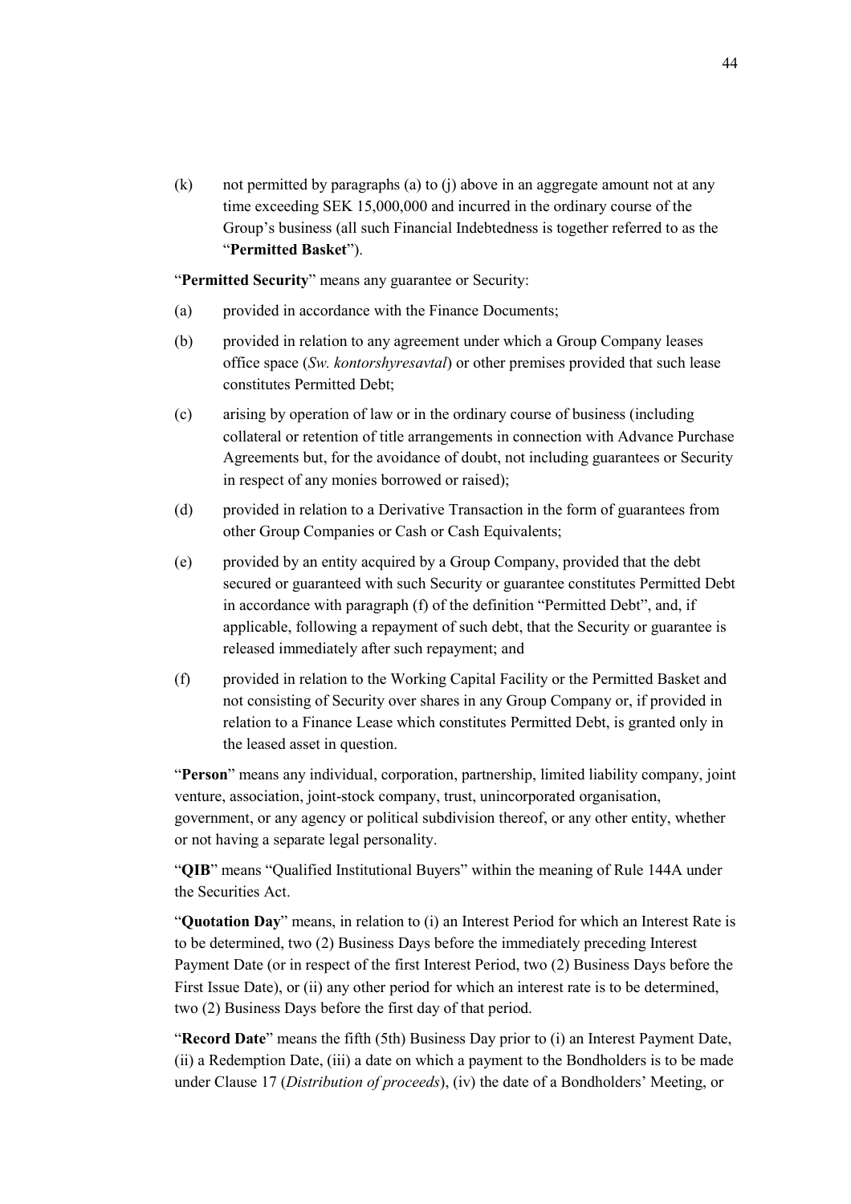(k) not permitted by paragraphs (a) to (j) above in an aggregate amount not at any time exceeding SEK 15,000,000 and incurred in the ordinary course of the Group's business (all such Financial Indebtedness is together referred to as the "**Permitted Basket**").

"**Permitted Security**" means any guarantee or Security:

(a) provided in accordance with the Finance Documents;

(b) provided in relation to any agreement under which a Group Company leases office space (*Sw. kontorshyresavtal*) or other premises provided that such lease constitutes Permitted Debt;

(c) arising by operation of law or in the ordinary course of business (including collateral or retention of title arrangements in connection with Advance Purchase Agreements but, for the avoidance of doubt, not including guarantees or Security in respect of any monies borrowed or raised);

(d) provided in relation to a Derivative Transaction in the form of guarantees from other Group Companies or Cash or Cash Equivalents;

(e) provided by an entity acquired by a Group Company, provided that the debt secured or guaranteed with such Security or guarantee constitutes Permitted Debt in accordance with paragraph (f) of the definition "Permitted Debt", and, if applicable, following a repayment of such debt, that the Security or guarantee is released immediately after such repayment; and

(f) provided in relation to the Working Capital Facility or the Permitted Basket and not consisting of Security over shares in any Group Company or, if provided in relation to a Finance Lease which constitutes Permitted Debt, is granted only in the leased asset in question.

"**Person**" means any individual, corporation, partnership, limited liability company, joint venture, association, joint-stock company, trust, unincorporated organisation, government, or any agency or political subdivision thereof, or any other entity, whether or not having a separate legal personality.

"**QIB**" means "Qualified Institutional Buyers" within the meaning of Rule 144A under the Securities Act.

"**Quotation Day**" means, in relation to (i) an Interest Period for which an Interest Rate is to be determined, two (2) Business Days before the immediately preceding Interest Payment Date (or in respect of the first Interest Period, two (2) Business Days before the First Issue Date), or (ii) any other period for which an interest rate is to be determined, two (2) Business Days before the first day of that period.

"**Record Date**" means the fifth (5th) Business Day prior to (i) an Interest Payment Date, (ii) a Redemption Date, (iii) a date on which a payment to the Bondholders is to be made under Clause 17 (*Distribution of proceeds*), (iv) the date of a Bondholders' Meeting, or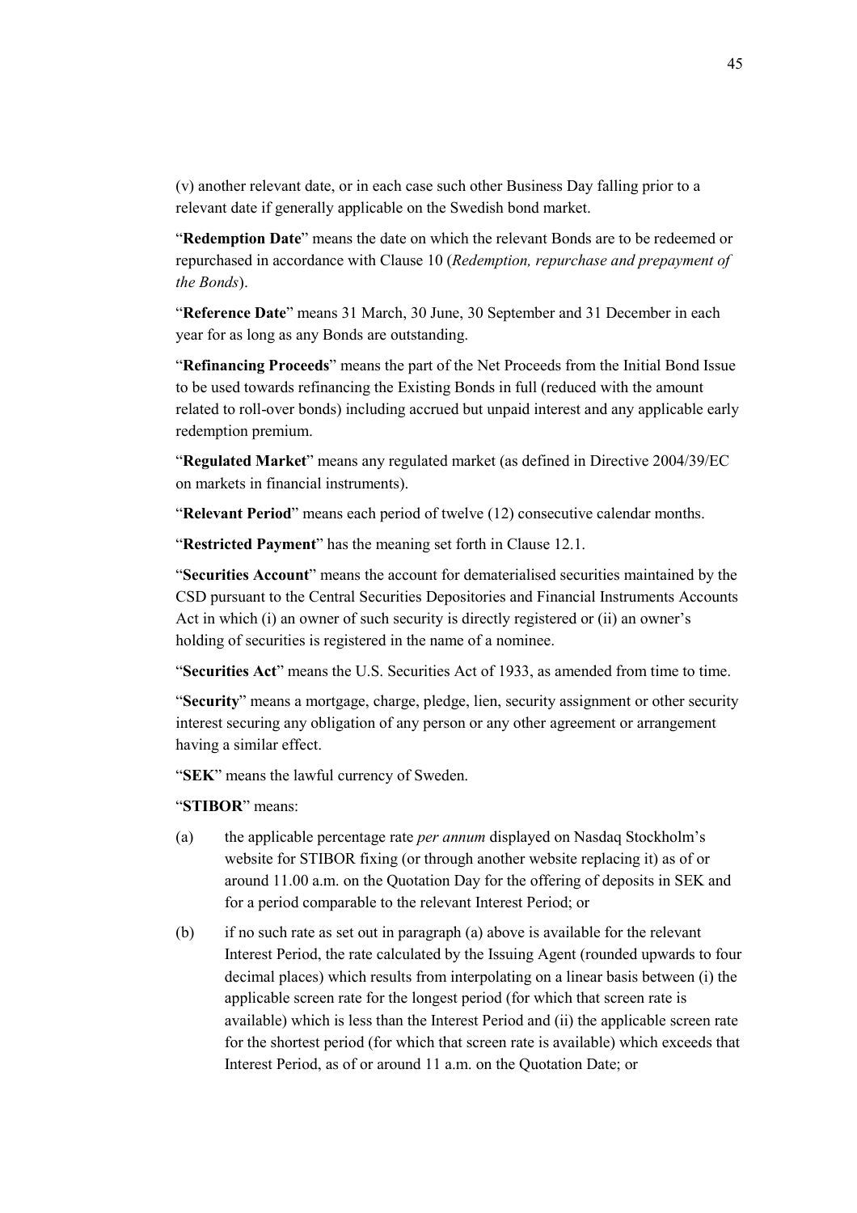(v) another relevant date, or in each case such other Business Day falling prior to a relevant date if generally applicable on the Swedish bond market.

"**Redemption Date**" means the date on which the relevant Bonds are to be redeemed or repurchased in accordance with Clause 10 (*Redemption, repurchase and prepayment of the Bonds*).

"**Reference Date**" means 31 March, 30 June, 30 September and 31 December in each year for as long as any Bonds are outstanding.

"**Refinancing Proceeds**" means the part of the Net Proceeds from the Initial Bond Issue to be used towards refinancing the Existing Bonds in full (reduced with the amount related to roll-over bonds) including accrued but unpaid interest and any applicable early redemption premium.

"**Regulated Market**" means any regulated market (as defined in Directive 2004/39/EC on markets in financial instruments).

"**Relevant Period**" means each period of twelve (12) consecutive calendar months.

"**Restricted Payment**" has the meaning set forth in Clause 12.1.

"**Securities Account**" means the account for dematerialised securities maintained by the CSD pursuant to the Central Securities Depositories and Financial Instruments Accounts Act in which (i) an owner of such security is directly registered or (ii) an owner's holding of securities is registered in the name of a nominee.

"**Securities Act**" means the U.S. Securities Act of 1933, as amended from time to time.

"**Security**" means a mortgage, charge, pledge, lien, security assignment or other security interest securing any obligation of any person or any other agreement or arrangement having a similar effect.

"**SEK**" means the lawful currency of Sweden.

"**STIBOR**" means:

(a) the applicable percentage rate *per annum* displayed on Nasdaq Stockholm's website for STIBOR fixing (or through another website replacing it) as of or around 11.00 a.m. on the Quotation Day for the offering of deposits in SEK and for a period comparable to the relevant Interest Period; or

(b) if no such rate as set out in paragraph (a) above is available for the relevant Interest Period, the rate calculated by the Issuing Agent (rounded upwards to four decimal places) which results from interpolating on a linear basis between (i) the applicable screen rate for the longest period (for which that screen rate is available) which is less than the Interest Period and (ii) the applicable screen rate for the shortest period (for which that screen rate is available) which exceeds that Interest Period, as of or around 11 a.m. on the Quotation Date; or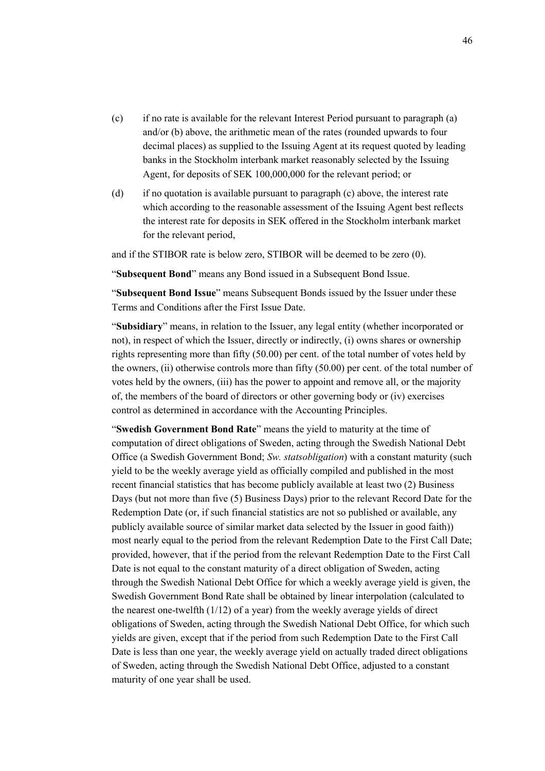(c) if no rate is available for the relevant Interest Period pursuant to paragraph (a) and/or (b) above, the arithmetic mean of the rates (rounded upwards to four decimal places) as supplied to the Issuing Agent at its request quoted by leading banks in the Stockholm interbank market reasonably selected by the Issuing Agent, for deposits of SEK 100,000,000 for the relevant period; or

(d) if no quotation is available pursuant to paragraph (c) above, the interest rate which according to the reasonable assessment of the Issuing Agent best reflects the interest rate for deposits in SEK offered in the Stockholm interbank market for the relevant period,

and if the STIBOR rate is below zero, STIBOR will be deemed to be zero (0).

"**Subsequent Bond**" means any Bond issued in a Subsequent Bond Issue.

"**Subsequent Bond Issue**" means Subsequent Bonds issued by the Issuer under these Terms and Conditions after the First Issue Date.

"**Subsidiary**" means, in relation to the Issuer, any legal entity (whether incorporated or not), in respect of which the Issuer, directly or indirectly, (i) owns shares or ownership rights representing more than fifty (50.00) per cent. of the total number of votes held by the owners, (ii) otherwise controls more than fifty (50.00) per cent. of the total number of votes held by the owners, (iii) has the power to appoint and remove all, or the majority of, the members of the board of directors or other governing body or (iv) exercises control as determined in accordance with the Accounting Principles.

"**Swedish Government Bond Rate**" means the yield to maturity at the time of computation of direct obligations of Sweden, acting through the Swedish National Debt Office (a Swedish Government Bond; *Sw. statsobligation*) with a constant maturity (such yield to be the weekly average yield as officially compiled and published in the most recent financial statistics that has become publicly available at least two (2) Business Days (but not more than five (5) Business Days) prior to the relevant Record Date for the Redemption Date (or, if such financial statistics are not so published or available, any publicly available source of similar market data selected by the Issuer in good faith)) most nearly equal to the period from the relevant Redemption Date to the First Call Date; provided, however, that if the period from the relevant Redemption Date to the First Call Date is not equal to the constant maturity of a direct obligation of Sweden, acting through the Swedish National Debt Office for which a weekly average yield is given, the Swedish Government Bond Rate shall be obtained by linear interpolation (calculated to the nearest one-twelfth (1/12) of a year) from the weekly average yields of direct obligations of Sweden, acting through the Swedish National Debt Office, for which such yields are given, except that if the period from such Redemption Date to the First Call Date is less than one year, the weekly average yield on actually traded direct obligations of Sweden, acting through the Swedish National Debt Office, adjusted to a constant maturity of one year shall be used.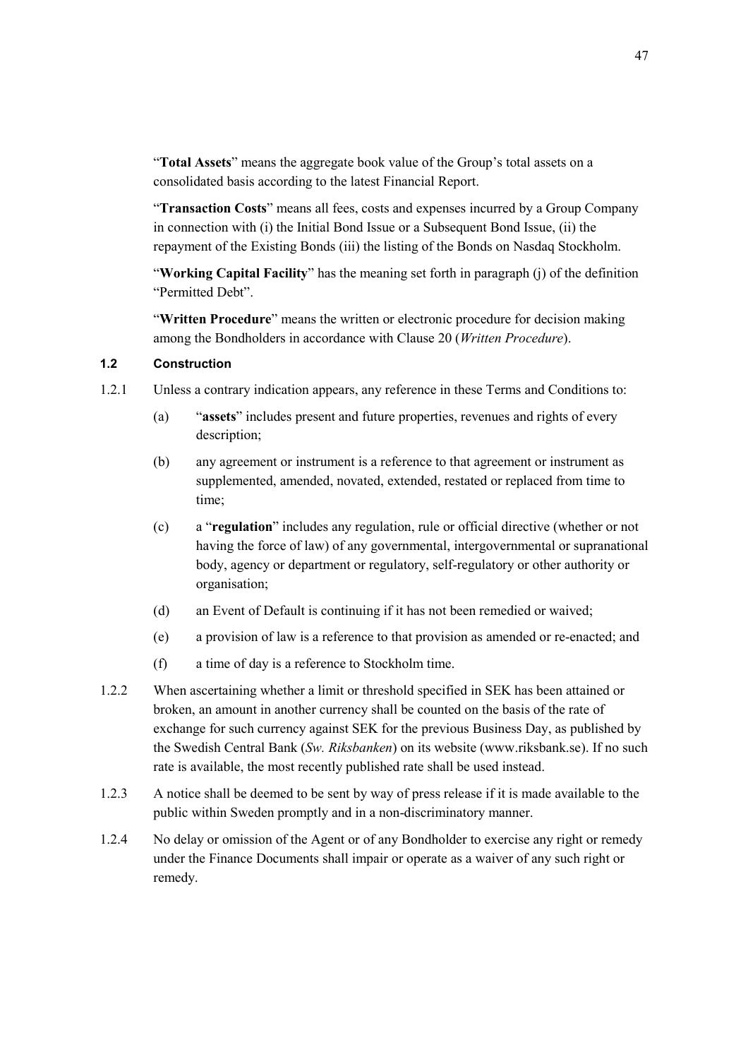"**Total Assets**" means the aggregate book value of the Group's total assets on a consolidated basis according to the latest Financial Report.

"**Transaction Costs**" means all fees, costs and expenses incurred by a Group Company in connection with (i) the Initial Bond Issue or a Subsequent Bond Issue, (ii) the repayment of the Existing Bonds (iii) the listing of the Bonds on Nasdaq Stockholm.

"**Working Capital Facility**" has the meaning set forth in paragraph (j) of the definition "Permitted Debt".

"**Written Procedure**" means the written or electronic procedure for decision making among the Bondholders in accordance with Clause 20 (*Written Procedure*).

### 1.2 Construction

1.2.1 Unless a contrary indication appears, any reference in these Terms and Conditions to:

(a) "**assets**" includes present and future properties, revenues and rights of every description;

(b) any agreement or instrument is a reference to that agreement or instrument as supplemented, amended, novated, extended, restated or replaced from time to time;

(c) a "**regulation**" includes any regulation, rule or official directive (whether or not having the force of law) of any governmental, intergovernmental or supranational body, agency or department or regulatory, self-regulatory or other authority or organisation;

(d) an Event of Default is continuing if it has not been remedied or waived;

(e) a provision of law is a reference to that provision as amended or re-enacted; and

(f) a time of day is a reference to Stockholm time.

1.2.2 When ascertaining whether a limit or threshold specified in SEK has been attained or broken, an amount in another currency shall be counted on the basis of the rate of exchange for such currency against SEK for the previous Business Day, as published by the Swedish Central Bank (*Sw. Riksbanken*) on its website (www.riksbank.se). If no such rate is available, the most recently published rate shall be used instead.

1.2.3 A notice shall be deemed to be sent by way of press release if it is made available to the public within Sweden promptly and in a non-discriminatory manner.

1.2.4 No delay or omission of the Agent or of any Bondholder to exercise any right or remedy under the Finance Documents shall impair or operate as a waiver of any such right or remedy.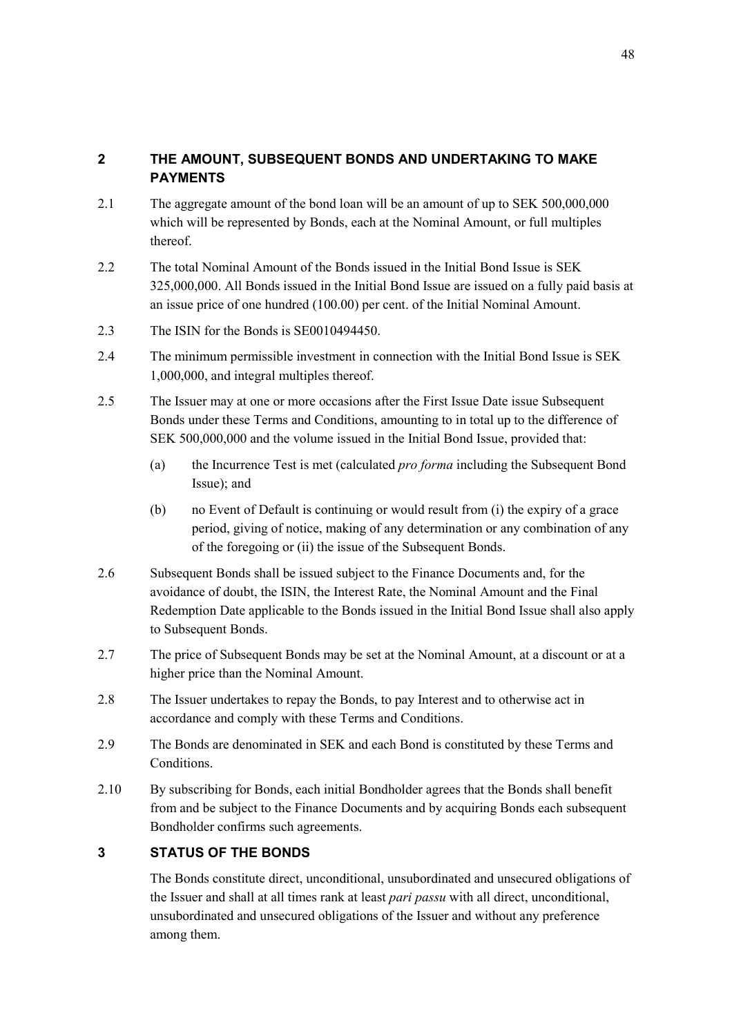## 2 THE AMOUNT, SUBSEQUENT BONDS AND UNDERTAKING TO MAKE PAYMENTS

2.1 The aggregate amount of the bond loan will be an amount of up to SEK 500,000,000 which will be represented by Bonds, each at the Nominal Amount, or full multiples thereof.

2.2 The total Nominal Amount of the Bonds issued in the Initial Bond Issue is SEK 325,000,000. All Bonds issued in the Initial Bond Issue are issued on a fully paid basis at an issue price of one hundred (100.00) per cent. of the Initial Nominal Amount.

2.3 The ISIN for the Bonds is SE0010494450.

2.4 The minimum permissible investment in connection with the Initial Bond Issue is SEK 1,000,000, and integral multiples thereof.

2.5 The Issuer may at one or more occasions after the First Issue Date issue Subsequent Bonds under these Terms and Conditions, amounting to in total up to the difference of SEK 500,000,000 and the volume issued in the Initial Bond Issue, provided that:

(a) the Incurrence Test is met (calculated *pro forma* including the Subsequent Bond Issue); and

(b) no Event of Default is continuing or would result from (i) the expiry of a grace period, giving of notice, making of any determination or any combination of any of the foregoing or (ii) the issue of the Subsequent Bonds.

2.6 Subsequent Bonds shall be issued subject to the Finance Documents and, for the avoidance of doubt, the ISIN, the Interest Rate, the Nominal Amount and the Final Redemption Date applicable to the Bonds issued in the Initial Bond Issue shall also apply to Subsequent Bonds.

2.7 The price of Subsequent Bonds may be set at the Nominal Amount, at a discount or at a higher price than the Nominal Amount.

2.8 The Issuer undertakes to repay the Bonds, to pay Interest and to otherwise act in accordance and comply with these Terms and Conditions.

2.9 The Bonds are denominated in SEK and each Bond is constituted by these Terms and Conditions.

2.10 By subscribing for Bonds, each initial Bondholder agrees that the Bonds shall benefit from and be subject to the Finance Documents and by acquiring Bonds each subsequent Bondholder confirms such agreements.

## 3 STATUS OF THE BONDS

The Bonds constitute direct, unconditional, unsubordinated and unsecured obligations of the Issuer and shall at all times rank at least *pari passu* with all direct, unconditional, unsubordinated and unsecured obligations of the Issuer and without any preference among them.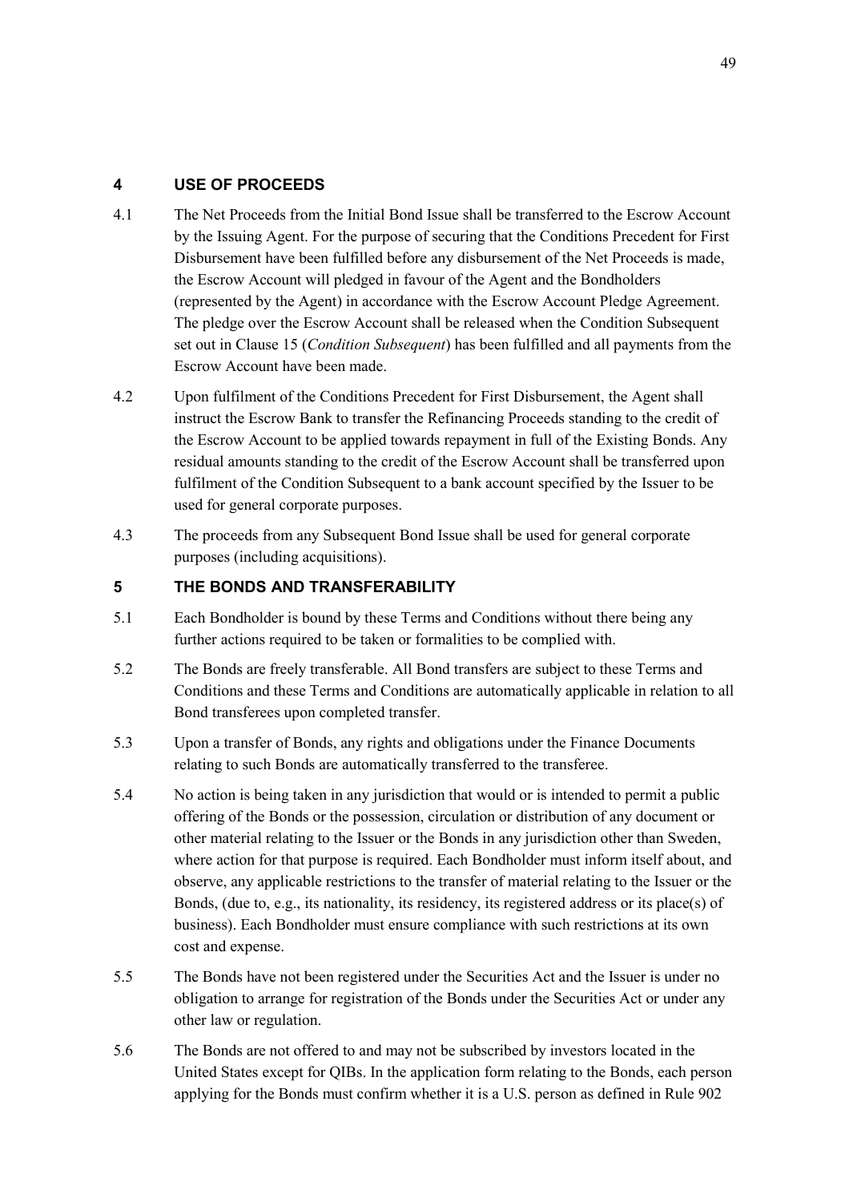## 4 USE OF PROCEEDS

4.1 The Net Proceeds from the Initial Bond Issue shall be transferred to the Escrow Account by the Issuing Agent. For the purpose of securing that the Conditions Precedent for First Disbursement have been fulfilled before any disbursement of the Net Proceeds is made, the Escrow Account will pledged in favour of the Agent and the Bondholders (represented by the Agent) in accordance with the Escrow Account Pledge Agreement. The pledge over the Escrow Account shall be released when the Condition Subsequent set out in Clause 15 (*Condition Subsequent*) has been fulfilled and all payments from the Escrow Account have been made.

4.2 Upon fulfilment of the Conditions Precedent for First Disbursement, the Agent shall instruct the Escrow Bank to transfer the Refinancing Proceeds standing to the credit of the Escrow Account to be applied towards repayment in full of the Existing Bonds. Any residual amounts standing to the credit of the Escrow Account shall be transferred upon fulfilment of the Condition Subsequent to a bank account specified by the Issuer to be used for general corporate purposes.

4.3 The proceeds from any Subsequent Bond Issue shall be used for general corporate purposes (including acquisitions).

## 5 THE BONDS AND TRANSFERABILITY

5.1 Each Bondholder is bound by these Terms and Conditions without there being any further actions required to be taken or formalities to be complied with.

5.2 The Bonds are freely transferable. All Bond transfers are subject to these Terms and Conditions and these Terms and Conditions are automatically applicable in relation to all Bond transferees upon completed transfer.

5.3 Upon a transfer of Bonds, any rights and obligations under the Finance Documents relating to such Bonds are automatically transferred to the transferee.

5.4 No action is being taken in any jurisdiction that would or is intended to permit a public offering of the Bonds or the possession, circulation or distribution of any document or other material relating to the Issuer or the Bonds in any jurisdiction other than Sweden, where action for that purpose is required. Each Bondholder must inform itself about, and observe, any applicable restrictions to the transfer of material relating to the Issuer or the Bonds, (due to, e.g., its nationality, its residency, its registered address or its place(s) of business). Each Bondholder must ensure compliance with such restrictions at its own cost and expense.

5.5 The Bonds have not been registered under the Securities Act and the Issuer is under no obligation to arrange for registration of the Bonds under the Securities Act or under any other law or regulation.

5.6 The Bonds are not offered to and may not be subscribed by investors located in the United States except for QIBs. In the application form relating to the Bonds, each person applying for the Bonds must confirm whether it is a U.S. person as defined in Rule 902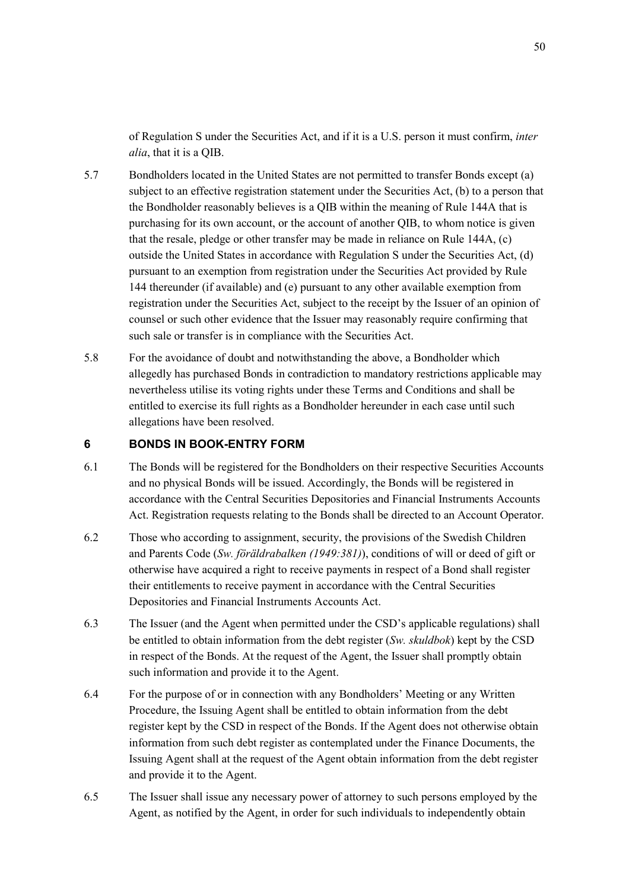of Regulation S under the Securities Act, and if it is a U.S. person it must confirm, *inter alia*, that it is a QIB.

5.7 Bondholders located in the United States are not permitted to transfer Bonds except (a) subject to an effective registration statement under the Securities Act, (b) to a person that the Bondholder reasonably believes is a QIB within the meaning of Rule 144A that is purchasing for its own account, or the account of another QIB, to whom notice is given that the resale, pledge or other transfer may be made in reliance on Rule 144A, (c) outside the United States in accordance with Regulation S under the Securities Act, (d) pursuant to an exemption from registration under the Securities Act provided by Rule 144 thereunder (if available) and (e) pursuant to any other available exemption from registration under the Securities Act, subject to the receipt by the Issuer of an opinion of counsel or such other evidence that the Issuer may reasonably require confirming that such sale or transfer is in compliance with the Securities Act.

5.8 For the avoidance of doubt and notwithstanding the above, a Bondholder which allegedly has purchased Bonds in contradiction to mandatory restrictions applicable may nevertheless utilise its voting rights under these Terms and Conditions and shall be entitled to exercise its full rights as a Bondholder hereunder in each case until such allegations have been resolved.

## 6 BONDS IN BOOK-ENTRY FORM

6.1 The Bonds will be registered for the Bondholders on their respective Securities Accounts and no physical Bonds will be issued. Accordingly, the Bonds will be registered in accordance with the Central Securities Depositories and Financial Instruments Accounts Act. Registration requests relating to the Bonds shall be directed to an Account Operator.

6.2 Those who according to assignment, security, the provisions of the Swedish Children and Parents Code (*Sw. föräldrabalken (1949:381)*), conditions of will or deed of gift or otherwise have acquired a right to receive payments in respect of a Bond shall register their entitlements to receive payment in accordance with the Central Securities Depositories and Financial Instruments Accounts Act.

6.3 The Issuer (and the Agent when permitted under the CSD's applicable regulations) shall be entitled to obtain information from the debt register (*Sw. skuldbok*) kept by the CSD in respect of the Bonds. At the request of the Agent, the Issuer shall promptly obtain such information and provide it to the Agent.

6.4 For the purpose of or in connection with any Bondholders' Meeting or any Written Procedure, the Issuing Agent shall be entitled to obtain information from the debt register kept by the CSD in respect of the Bonds. If the Agent does not otherwise obtain information from such debt register as contemplated under the Finance Documents, the Issuing Agent shall at the request of the Agent obtain information from the debt register and provide it to the Agent.

6.5 The Issuer shall issue any necessary power of attorney to such persons employed by the Agent, as notified by the Agent, in order for such individuals to independently obtain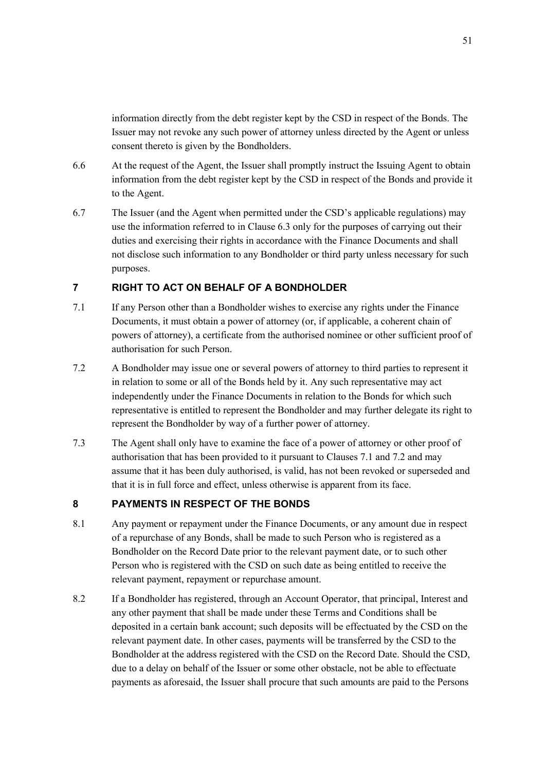information directly from the debt register kept by the CSD in respect of the Bonds. The Issuer may not revoke any such power of attorney unless directed by the Agent or unless consent thereto is given by the Bondholders.

6.6 At the request of the Agent, the Issuer shall promptly instruct the Issuing Agent to obtain information from the debt register kept by the CSD in respect of the Bonds and provide it to the Agent.

6.7 The Issuer (and the Agent when permitted under the CSD's applicable regulations) may use the information referred to in Clause 6.3 only for the purposes of carrying out their duties and exercising their rights in accordance with the Finance Documents and shall not disclose such information to any Bondholder or third party unless necessary for such purposes.

## 7 RIGHT TO ACT ON BEHALF OF A BONDHOLDER

7.1 If any Person other than a Bondholder wishes to exercise any rights under the Finance Documents, it must obtain a power of attorney (or, if applicable, a coherent chain of powers of attorney), a certificate from the authorised nominee or other sufficient proof of authorisation for such Person.

7.2 A Bondholder may issue one or several powers of attorney to third parties to represent it in relation to some or all of the Bonds held by it. Any such representative may act independently under the Finance Documents in relation to the Bonds for which such representative is entitled to represent the Bondholder and may further delegate its right to represent the Bondholder by way of a further power of attorney.

7.3 The Agent shall only have to examine the face of a power of attorney or other proof of authorisation that has been provided to it pursuant to Clauses 7.1 and 7.2 and may assume that it has been duly authorised, is valid, has not been revoked or superseded and that it is in full force and effect, unless otherwise is apparent from its face.

## 8 PAYMENTS IN RESPECT OF THE BONDS

8.1 Any payment or repayment under the Finance Documents, or any amount due in respect of a repurchase of any Bonds, shall be made to such Person who is registered as a Bondholder on the Record Date prior to the relevant payment date, or to such other Person who is registered with the CSD on such date as being entitled to receive the relevant payment, repayment or repurchase amount.

8.2 If a Bondholder has registered, through an Account Operator, that principal, Interest and any other payment that shall be made under these Terms and Conditions shall be deposited in a certain bank account; such deposits will be effectuated by the CSD on the relevant payment date. In other cases, payments will be transferred by the CSD to the Bondholder at the address registered with the CSD on the Record Date. Should the CSD, due to a delay on behalf of the Issuer or some other obstacle, not be able to effectuate payments as aforesaid, the Issuer shall procure that such amounts are paid to the Persons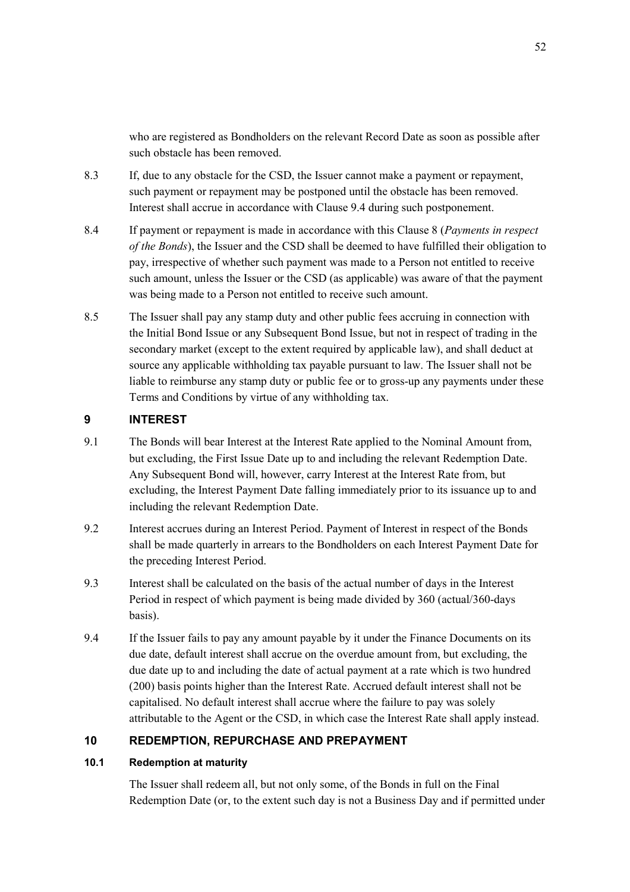who are registered as Bondholders on the relevant Record Date as soon as possible after such obstacle has been removed.

8.3 If, due to any obstacle for the CSD, the Issuer cannot make a payment or repayment, such payment or repayment may be postponed until the obstacle has been removed. Interest shall accrue in accordance with Clause 9.4 during such postponement.

8.4 If payment or repayment is made in accordance with this Clause 8 (*Payments in respect of the Bonds*), the Issuer and the CSD shall be deemed to have fulfilled their obligation to pay, irrespective of whether such payment was made to a Person not entitled to receive such amount, unless the Issuer or the CSD (as applicable) was aware of that the payment was being made to a Person not entitled to receive such amount.

8.5 The Issuer shall pay any stamp duty and other public fees accruing in connection with the Initial Bond Issue or any Subsequent Bond Issue, but not in respect of trading in the secondary market (except to the extent required by applicable law), and shall deduct at source any applicable withholding tax payable pursuant to law. The Issuer shall not be liable to reimburse any stamp duty or public fee or to gross-up any payments under these Terms and Conditions by virtue of any withholding tax.

## 9 INTEREST

9.1 The Bonds will bear Interest at the Interest Rate applied to the Nominal Amount from, but excluding, the First Issue Date up to and including the relevant Redemption Date. Any Subsequent Bond will, however, carry Interest at the Interest Rate from, but excluding, the Interest Payment Date falling immediately prior to its issuance up to and including the relevant Redemption Date.

9.2 Interest accrues during an Interest Period. Payment of Interest in respect of the Bonds shall be made quarterly in arrears to the Bondholders on each Interest Payment Date for the preceding Interest Period.

9.3 Interest shall be calculated on the basis of the actual number of days in the Interest Period in respect of which payment is being made divided by 360 (actual/360-days basis).

9.4 If the Issuer fails to pay any amount payable by it under the Finance Documents on its due date, default interest shall accrue on the overdue amount from, but excluding, the due date up to and including the date of actual payment at a rate which is two hundred (200) basis points higher than the Interest Rate. Accrued default interest shall not be capitalised. No default interest shall accrue where the failure to pay was solely attributable to the Agent or the CSD, in which case the Interest Rate shall apply instead.

## 10 REDEMPTION, REPURCHASE AND PREPAYMENT

### 10.1 Redemption at maturity

The Issuer shall redeem all, but not only some, of the Bonds in full on the Final Redemption Date (or, to the extent such day is not a Business Day and if permitted under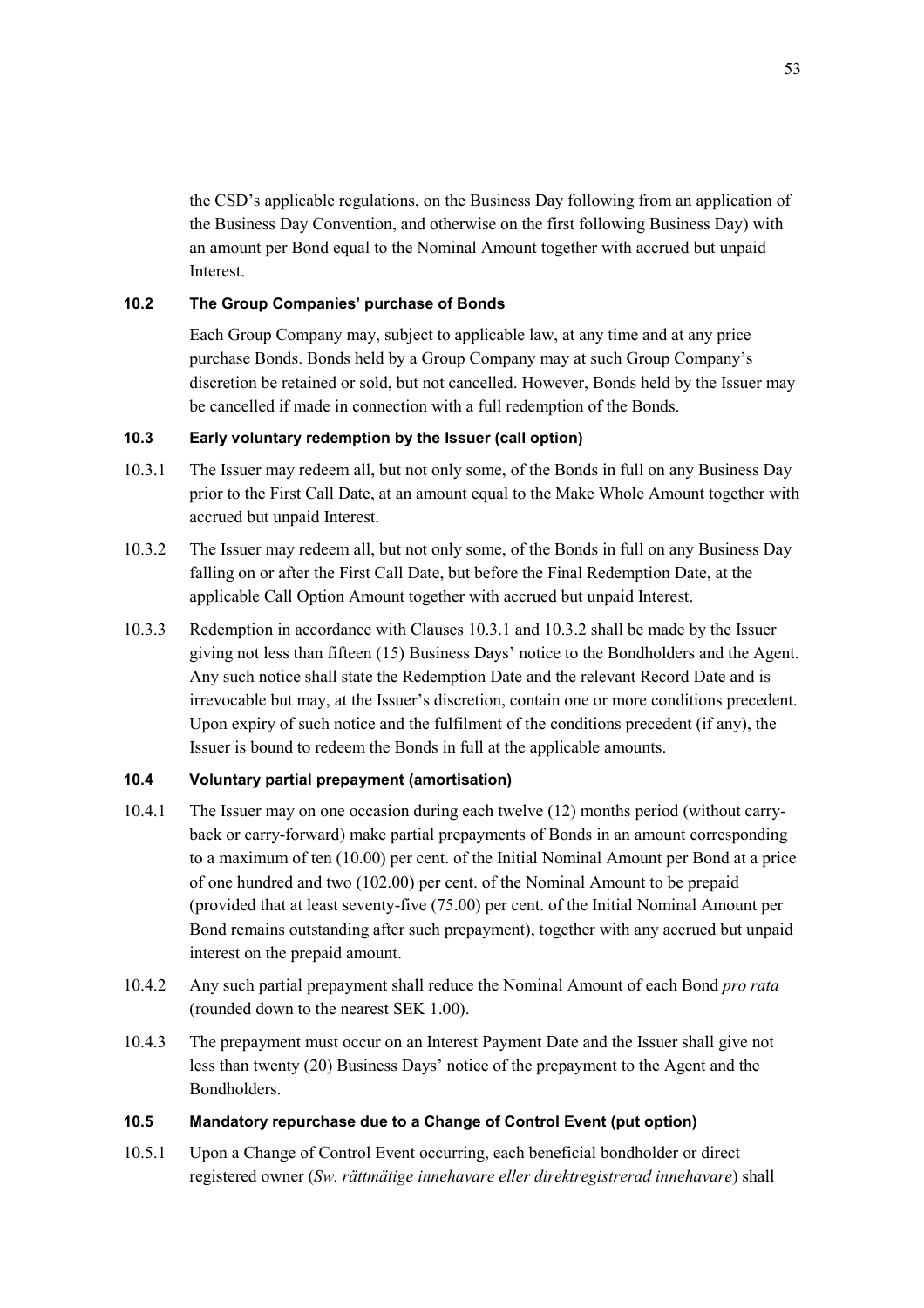the CSD's applicable regulations, on the Business Day following from an application of the Business Day Convention, and otherwise on the first following Business Day) with an amount per Bond equal to the Nominal Amount together with accrued but unpaid Interest.

### 10.2 The Group Companies' purchase of Bonds

Each Group Company may, subject to applicable law, at any time and at any price purchase Bonds. Bonds held by a Group Company may at such Group Company's discretion be retained or sold, but not cancelled. However, Bonds held by the Issuer may be cancelled if made in connection with a full redemption of the Bonds.

### 10.3 Early voluntary redemption by the Issuer (call option)

10.3.1 The Issuer may redeem all, but not only some, of the Bonds in full on any Business Day prior to the First Call Date, at an amount equal to the Make Whole Amount together with accrued but unpaid Interest.

10.3.2 The Issuer may redeem all, but not only some, of the Bonds in full on any Business Day falling on or after the First Call Date, but before the Final Redemption Date, at the applicable Call Option Amount together with accrued but unpaid Interest.

10.3.3 Redemption in accordance with Clauses 10.3.1 and 10.3.2 shall be made by the Issuer giving not less than fifteen (15) Business Days' notice to the Bondholders and the Agent. Any such notice shall state the Redemption Date and the relevant Record Date and is irrevocable but may, at the Issuer's discretion, contain one or more conditions precedent. Upon expiry of such notice and the fulfilment of the conditions precedent (if any), the Issuer is bound to redeem the Bonds in full at the applicable amounts.

### 10.4 Voluntary partial prepayment (amortisation)

10.4.1 The Issuer may on one occasion during each twelve (12) months period (without carry-back or carry-forward) make partial prepayments of Bonds in an amount corresponding to a maximum of ten (10.00) per cent. of the Initial Nominal Amount per Bond at a price of one hundred and two (102.00) per cent. of the Nominal Amount to be prepaid (provided that at least seventy-five (75.00) per cent. of the Initial Nominal Amount per Bond remains outstanding after such prepayment), together with any accrued but unpaid interest on the prepaid amount.

10.4.2 Any such partial prepayment shall reduce the Nominal Amount of each Bond *pro rata* (rounded down to the nearest SEK 1.00).

10.4.3 The prepayment must occur on an Interest Payment Date and the Issuer shall give not less than twenty (20) Business Days' notice of the prepayment to the Agent and the Bondholders.

### 10.5 Mandatory repurchase due to a Change of Control Event (put option)

10.5.1 Upon a Change of Control Event occurring, each beneficial bondholder or direct registered owner (*Sw. rättmätige innehavare eller direktregistrerad innehavare*) shall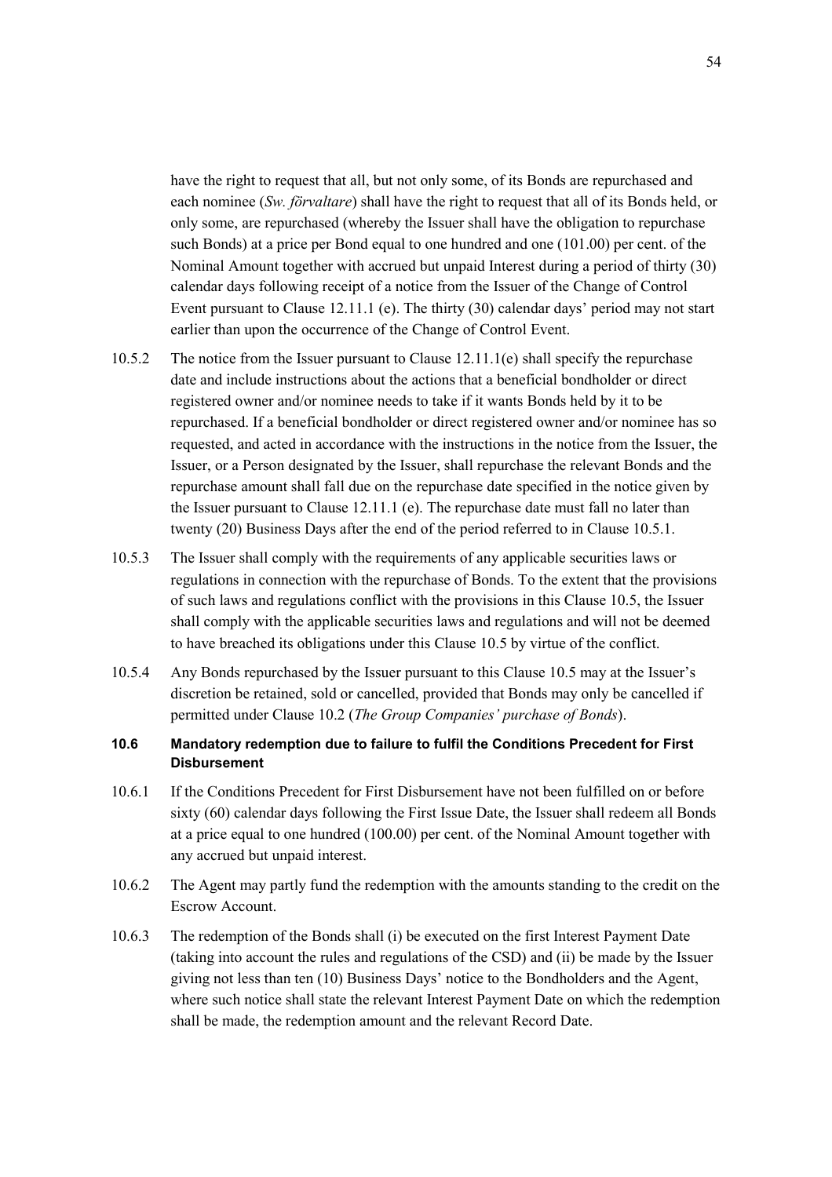have the right to request that all, but not only some, of its Bonds are repurchased and each nominee (*Sw. förvaltare*) shall have the right to request that all of its Bonds held, or only some, are repurchased (whereby the Issuer shall have the obligation to repurchase such Bonds) at a price per Bond equal to one hundred and one (101.00) per cent. of the Nominal Amount together with accrued but unpaid Interest during a period of thirty (30) calendar days following receipt of a notice from the Issuer of the Change of Control Event pursuant to Clause 12.11.1 (e). The thirty (30) calendar days' period may not start earlier than upon the occurrence of the Change of Control Event.

10.5.2 The notice from the Issuer pursuant to Clause 12.11.1(e) shall specify the repurchase date and include instructions about the actions that a beneficial bondholder or direct registered owner and/or nominee needs to take if it wants Bonds held by it to be repurchased. If a beneficial bondholder or direct registered owner and/or nominee has so requested, and acted in accordance with the instructions in the notice from the Issuer, the Issuer, or a Person designated by the Issuer, shall repurchase the relevant Bonds and the repurchase amount shall fall due on the repurchase date specified in the notice given by the Issuer pursuant to Clause 12.11.1 (e). The repurchase date must fall no later than twenty (20) Business Days after the end of the period referred to in Clause 10.5.1.

10.5.3 The Issuer shall comply with the requirements of any applicable securities laws or regulations in connection with the repurchase of Bonds. To the extent that the provisions of such laws and regulations conflict with the provisions in this Clause 10.5, the Issuer shall comply with the applicable securities laws and regulations and will not be deemed to have breached its obligations under this Clause 10.5 by virtue of the conflict.

10.5.4 Any Bonds repurchased by the Issuer pursuant to this Clause 10.5 may at the Issuer's discretion be retained, sold or cancelled, provided that Bonds may only be cancelled if permitted under Clause 10.2 (*The Group Companies' purchase of Bonds*).

### 10.6 Mandatory redemption due to failure to fulfil the Conditions Precedent for First Disbursement

10.6.1 If the Conditions Precedent for First Disbursement have not been fulfilled on or before sixty (60) calendar days following the First Issue Date, the Issuer shall redeem all Bonds at a price equal to one hundred (100.00) per cent. of the Nominal Amount together with any accrued but unpaid interest.

10.6.2 The Agent may partly fund the redemption with the amounts standing to the credit on the Escrow Account.

10.6.3 The redemption of the Bonds shall (i) be executed on the first Interest Payment Date (taking into account the rules and regulations of the CSD) and (ii) be made by the Issuer giving not less than ten (10) Business Days' notice to the Bondholders and the Agent, where such notice shall state the relevant Interest Payment Date on which the redemption shall be made, the redemption amount and the relevant Record Date.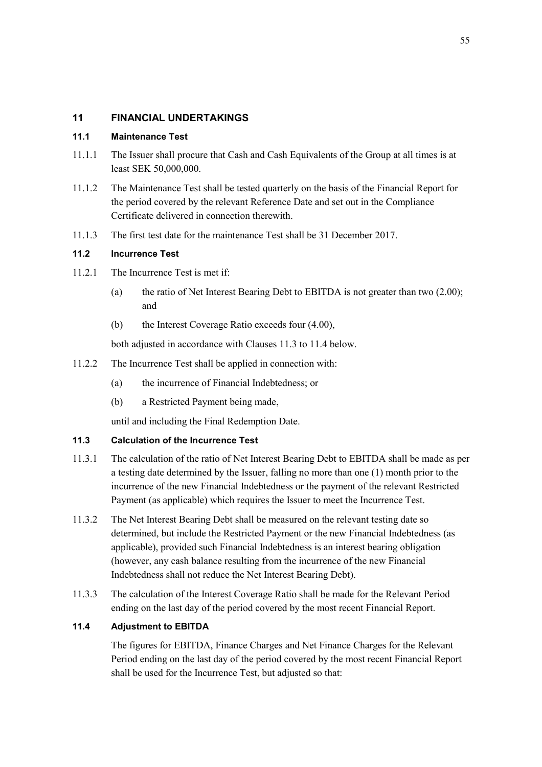## 11 FINANCIAL UNDERTAKINGS

### 11.1 Maintenance Test

11.1.1 The Issuer shall procure that Cash and Cash Equivalents of the Group at all times is at least SEK 50,000,000.

11.1.2 The Maintenance Test shall be tested quarterly on the basis of the Financial Report for the period covered by the relevant Reference Date and set out in the Compliance Certificate delivered in connection therewith.

11.1.3 The first test date for the maintenance Test shall be 31 December 2017.

### 11.2 Incurrence Test

11.2.1 The Incurrence Test is met if:

(a) the ratio of Net Interest Bearing Debt to EBITDA is not greater than two (2.00); and

(b) the Interest Coverage Ratio exceeds four (4.00),

both adjusted in accordance with Clauses 11.3 to 11.4 below.

11.2.2 The Incurrence Test shall be applied in connection with:

(a) the incurrence of Financial Indebtedness; or

(b) a Restricted Payment being made,

until and including the Final Redemption Date.

### 11.3 Calculation of the Incurrence Test

11.3.1 The calculation of the ratio of Net Interest Bearing Debt to EBITDA shall be made as per a testing date determined by the Issuer, falling no more than one (1) month prior to the incurrence of the new Financial Indebtedness or the payment of the relevant Restricted Payment (as applicable) which requires the Issuer to meet the Incurrence Test.

11.3.2 The Net Interest Bearing Debt shall be measured on the relevant testing date so determined, but include the Restricted Payment or the new Financial Indebtedness (as applicable), provided such Financial Indebtedness is an interest bearing obligation (however, any cash balance resulting from the incurrence of the new Financial Indebtedness shall not reduce the Net Interest Bearing Debt).

11.3.3 The calculation of the Interest Coverage Ratio shall be made for the Relevant Period ending on the last day of the period covered by the most recent Financial Report.

### 11.4 Adjustment to EBITDA

The figures for EBITDA, Finance Charges and Net Finance Charges for the Relevant Period ending on the last day of the period covered by the most recent Financial Report shall be used for the Incurrence Test, but adjusted so that: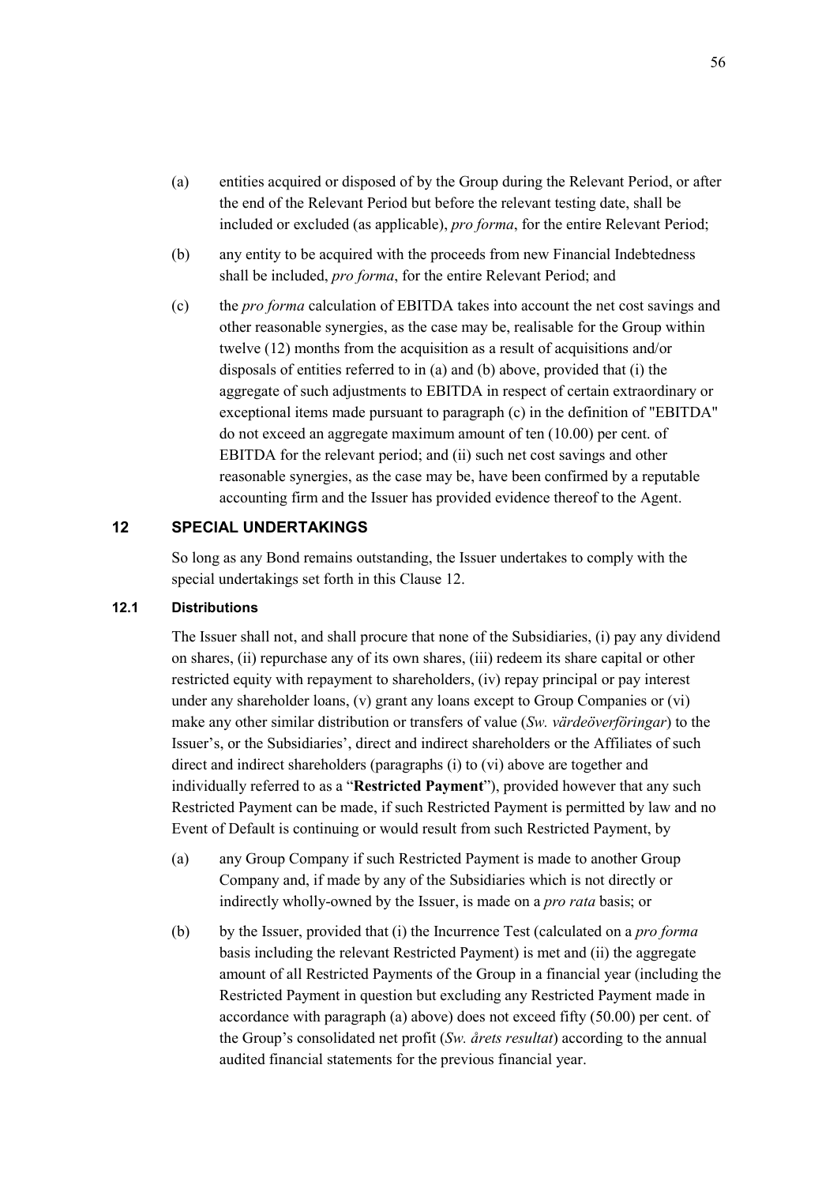(a) entities acquired or disposed of by the Group during the Relevant Period, or after the end of the Relevant Period but before the relevant testing date, shall be included or excluded (as applicable), *pro forma*, for the entire Relevant Period;

(b) any entity to be acquired with the proceeds from new Financial Indebtedness shall be included, *pro forma*, for the entire Relevant Period; and

(c) the *pro forma* calculation of EBITDA takes into account the net cost savings and other reasonable synergies, as the case may be, realisable for the Group within twelve (12) months from the acquisition as a result of acquisitions and/or disposals of entities referred to in (a) and (b) above, provided that (i) the aggregate of such adjustments to EBITDA in respect of certain extraordinary or exceptional items made pursuant to paragraph (c) in the definition of "EBITDA" do not exceed an aggregate maximum amount of ten (10.00) per cent. of EBITDA for the relevant period; and (ii) such net cost savings and other reasonable synergies, as the case may be, have been confirmed by a reputable accounting firm and the Issuer has provided evidence thereof to the Agent.

## 12 SPECIAL UNDERTAKINGS

So long as any Bond remains outstanding, the Issuer undertakes to comply with the special undertakings set forth in this Clause 12.

### 12.1 Distributions

The Issuer shall not, and shall procure that none of the Subsidiaries, (i) pay any dividend on shares, (ii) repurchase any of its own shares, (iii) redeem its share capital or other restricted equity with repayment to shareholders, (iv) repay principal or pay interest under any shareholder loans, (v) grant any loans except to Group Companies or (vi) make any other similar distribution or transfers of value (*Sw. värdeöverföringar*) to the Issuer's, or the Subsidiaries', direct and indirect shareholders or the Affiliates of such direct and indirect shareholders (paragraphs (i) to (vi) above are together and individually referred to as a "**Restricted Payment**"), provided however that any such Restricted Payment can be made, if such Restricted Payment is permitted by law and no Event of Default is continuing or would result from such Restricted Payment, by

(a) any Group Company if such Restricted Payment is made to another Group Company and, if made by any of the Subsidiaries which is not directly or indirectly wholly-owned by the Issuer, is made on a *pro rata* basis; or

(b) by the Issuer, provided that (i) the Incurrence Test (calculated on a *pro forma* basis including the relevant Restricted Payment) is met and (ii) the aggregate amount of all Restricted Payments of the Group in a financial year (including the Restricted Payment in question but excluding any Restricted Payment made in accordance with paragraph (a) above) does not exceed fifty (50.00) per cent. of the Group's consolidated net profit (*Sw. årets resultat*) according to the annual audited financial statements for the previous financial year.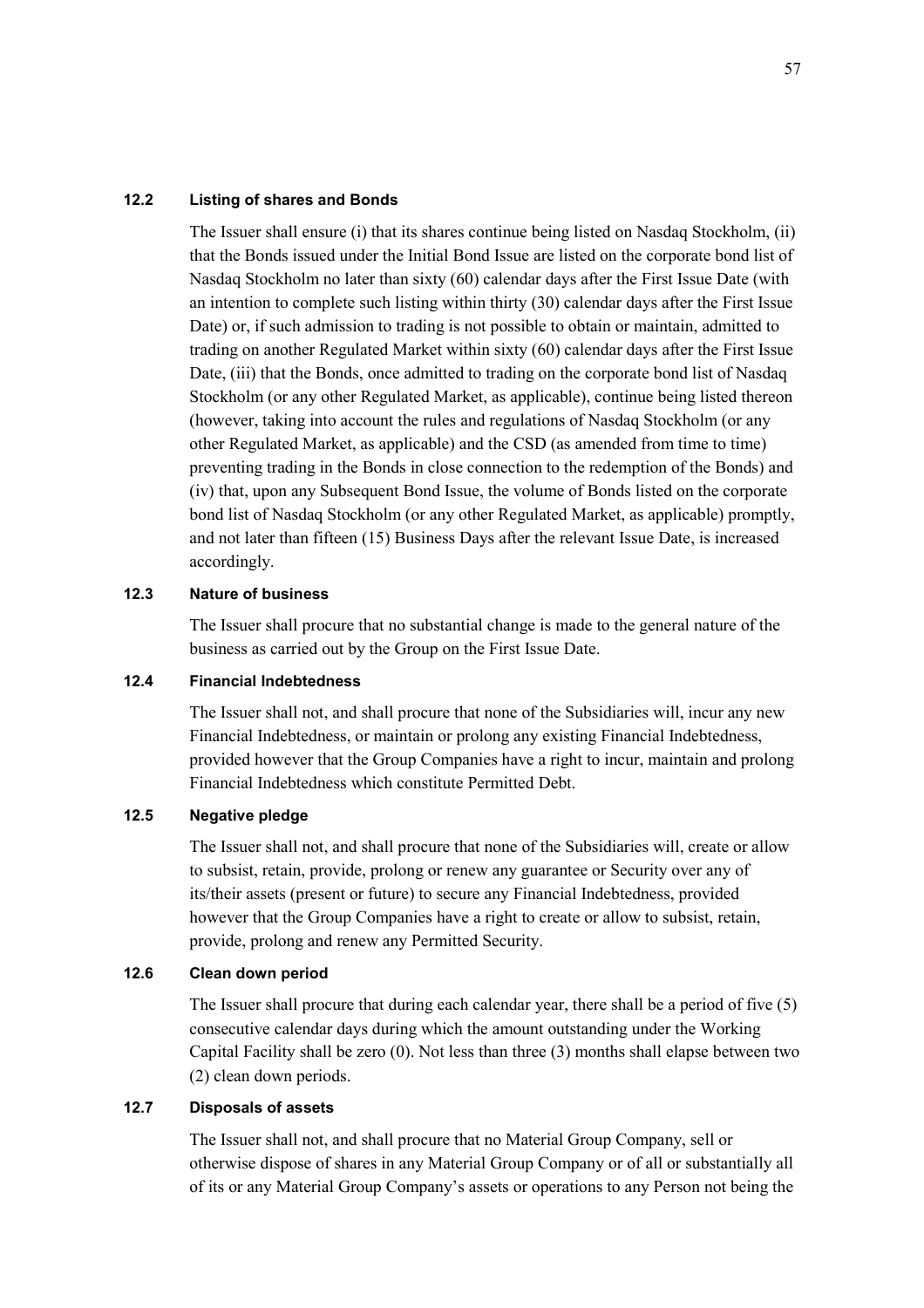### 12.2 Listing of shares and Bonds

The Issuer shall ensure (i) that its shares continue being listed on Nasdaq Stockholm, (ii) that the Bonds issued under the Initial Bond Issue are listed on the corporate bond list of Nasdaq Stockholm no later than sixty (60) calendar days after the First Issue Date (with an intention to complete such listing within thirty (30) calendar days after the First Issue Date) or, if such admission to trading is not possible to obtain or maintain, admitted to trading on another Regulated Market within sixty (60) calendar days after the First Issue Date, (iii) that the Bonds, once admitted to trading on the corporate bond list of Nasdaq Stockholm (or any other Regulated Market, as applicable), continue being listed thereon (however, taking into account the rules and regulations of Nasdaq Stockholm (or any other Regulated Market, as applicable) and the CSD (as amended from time to time) preventing trading in the Bonds in close connection to the redemption of the Bonds) and (iv) that, upon any Subsequent Bond Issue, the volume of Bonds listed on the corporate bond list of Nasdaq Stockholm (or any other Regulated Market, as applicable) promptly, and not later than fifteen (15) Business Days after the relevant Issue Date, is increased accordingly.

### 12.3 Nature of business

The Issuer shall procure that no substantial change is made to the general nature of the business as carried out by the Group on the First Issue Date.

### 12.4 Financial Indebtedness

The Issuer shall not, and shall procure that none of the Subsidiaries will, incur any new Financial Indebtedness, or maintain or prolong any existing Financial Indebtedness, provided however that the Group Companies have a right to incur, maintain and prolong Financial Indebtedness which constitute Permitted Debt.

### 12.5 Negative pledge

The Issuer shall not, and shall procure that none of the Subsidiaries will, create or allow to subsist, retain, provide, prolong or renew any guarantee or Security over any of its/their assets (present or future) to secure any Financial Indebtedness, provided however that the Group Companies have a right to create or allow to subsist, retain, provide, prolong and renew any Permitted Security.

### 12.6 Clean down period

The Issuer shall procure that during each calendar year, there shall be a period of five (5) consecutive calendar days during which the amount outstanding under the Working Capital Facility shall be zero (0). Not less than three (3) months shall elapse between two (2) clean down periods.

### 12.7 Disposals of assets

The Issuer shall not, and shall procure that no Material Group Company, sell or otherwise dispose of shares in any Material Group Company or of all or substantially all of its or any Material Group Company's assets or operations to any Person not being the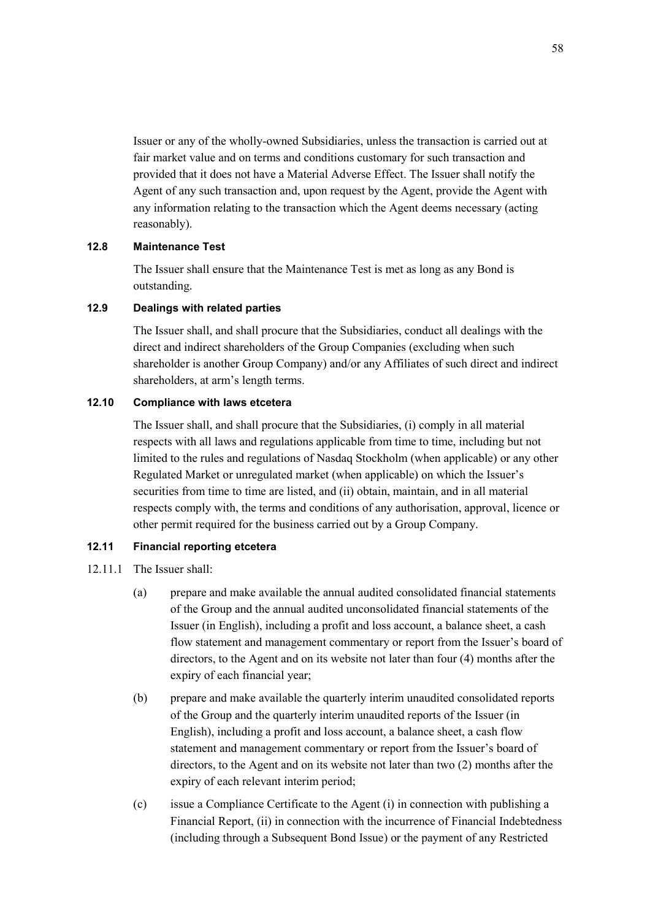Issuer or any of the wholly-owned Subsidiaries, unless the transaction is carried out at fair market value and on terms and conditions customary for such transaction and provided that it does not have a Material Adverse Effect. The Issuer shall notify the Agent of any such transaction and, upon request by the Agent, provide the Agent with any information relating to the transaction which the Agent deems necessary (acting reasonably).

### 12.8 Maintenance Test

The Issuer shall ensure that the Maintenance Test is met as long as any Bond is outstanding.

### 12.9 Dealings with related parties

The Issuer shall, and shall procure that the Subsidiaries, conduct all dealings with the direct and indirect shareholders of the Group Companies (excluding when such shareholder is another Group Company) and/or any Affiliates of such direct and indirect shareholders, at arm's length terms.

### 12.10 Compliance with laws etcetera

The Issuer shall, and shall procure that the Subsidiaries, (i) comply in all material respects with all laws and regulations applicable from time to time, including but not limited to the rules and regulations of Nasdaq Stockholm (when applicable) or any other Regulated Market or unregulated market (when applicable) on which the Issuer's securities from time to time are listed, and (ii) obtain, maintain, and in all material respects comply with, the terms and conditions of any authorisation, approval, licence or other permit required for the business carried out by a Group Company.

### 12.11 Financial reporting etcetera

12.11.1 The Issuer shall:

(a) prepare and make available the annual audited consolidated financial statements of the Group and the annual audited unconsolidated financial statements of the Issuer (in English), including a profit and loss account, a balance sheet, a cash flow statement and management commentary or report from the Issuer's board of directors, to the Agent and on its website not later than four (4) months after the expiry of each financial year;

(b) prepare and make available the quarterly interim unaudited consolidated reports of the Group and the quarterly interim unaudited reports of the Issuer (in English), including a profit and loss account, a balance sheet, a cash flow statement and management commentary or report from the Issuer's board of directors, to the Agent and on its website not later than two (2) months after the expiry of each relevant interim period;

(c) issue a Compliance Certificate to the Agent (i) in connection with publishing a Financial Report, (ii) in connection with the incurrence of Financial Indebtedness (including through a Subsequent Bond Issue) or the payment of any Restricted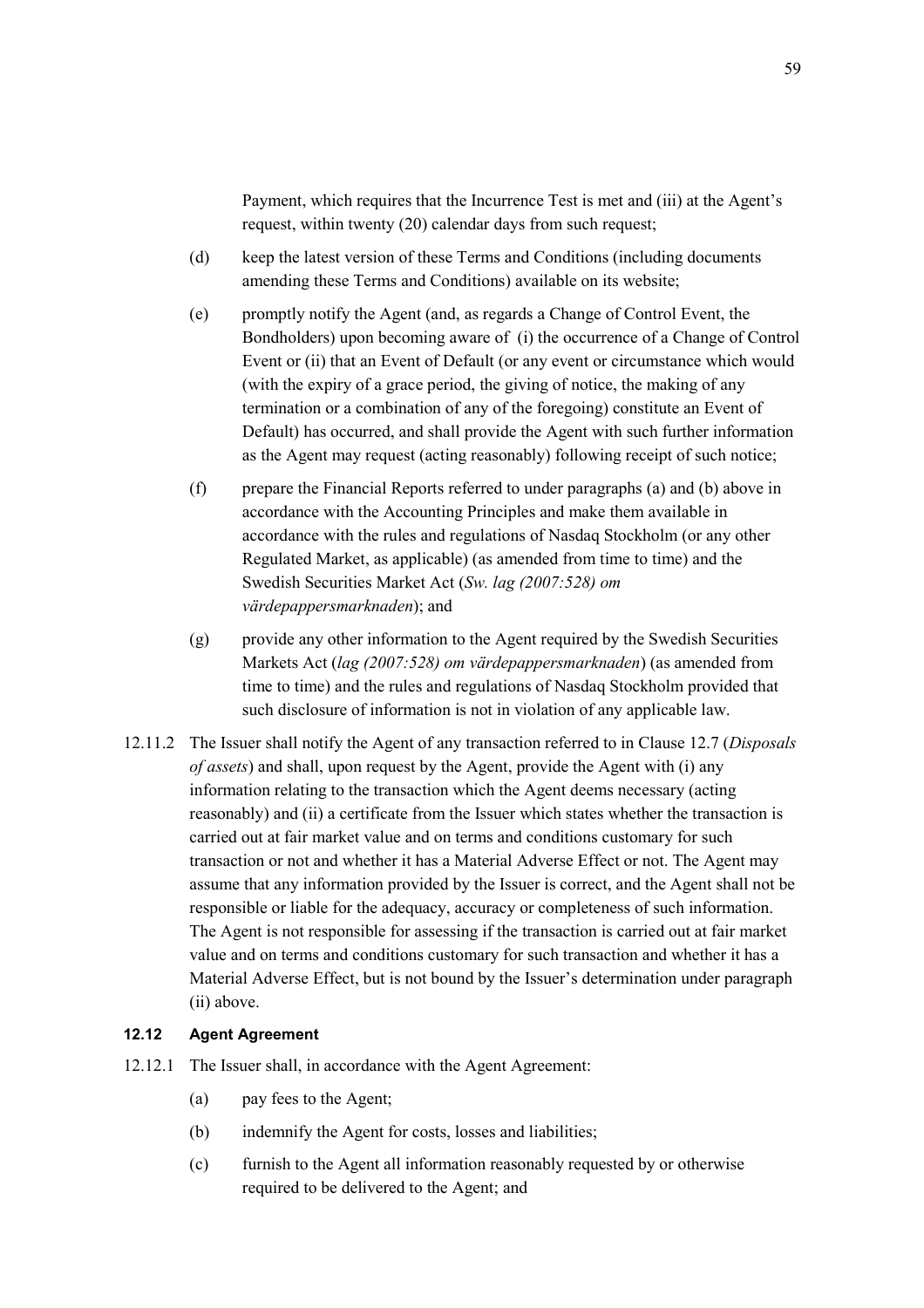Payment, which requires that the Incurrence Test is met and (iii) at the Agent's request, within twenty (20) calendar days from such request;

(d) keep the latest version of these Terms and Conditions (including documents amending these Terms and Conditions) available on its website;

(e) promptly notify the Agent (and, as regards a Change of Control Event, the Bondholders) upon becoming aware of (i) the occurrence of a Change of Control Event or (ii) that an Event of Default (or any event or circumstance which would (with the expiry of a grace period, the giving of notice, the making of any termination or a combination of any of the foregoing) constitute an Event of Default) has occurred, and shall provide the Agent with such further information as the Agent may request (acting reasonably) following receipt of such notice;

(f) prepare the Financial Reports referred to under paragraphs (a) and (b) above in accordance with the Accounting Principles and make them available in accordance with the rules and regulations of Nasdaq Stockholm (or any other Regulated Market, as applicable) (as amended from time to time) and the Swedish Securities Market Act (*Sw. lag (2007:528) om värdepappersmarknaden*); and

(g) provide any other information to the Agent required by the Swedish Securities Markets Act (*lag (2007:528) om värdepappersmarknaden*) (as amended from time to time) and the rules and regulations of Nasdaq Stockholm provided that such disclosure of information is not in violation of any applicable law.

12.11.2 The Issuer shall notify the Agent of any transaction referred to in Clause 12.7 (*Disposals of assets*) and shall, upon request by the Agent, provide the Agent with (i) any information relating to the transaction which the Agent deems necessary (acting reasonably) and (ii) a certificate from the Issuer which states whether the transaction is carried out at fair market value and on terms and conditions customary for such transaction or not and whether it has a Material Adverse Effect or not. The Agent may assume that any information provided by the Issuer is correct, and the Agent shall not be responsible or liable for the adequacy, accuracy or completeness of such information. The Agent is not responsible for assessing if the transaction is carried out at fair market value and on terms and conditions customary for such transaction and whether it has a Material Adverse Effect, but is not bound by the Issuer's determination under paragraph (ii) above.

### 12.12 Agent Agreement

12.12.1 The Issuer shall, in accordance with the Agent Agreement:

(a) pay fees to the Agent;

(b) indemnify the Agent for costs, losses and liabilities;

(c) furnish to the Agent all information reasonably requested by or otherwise required to be delivered to the Agent; and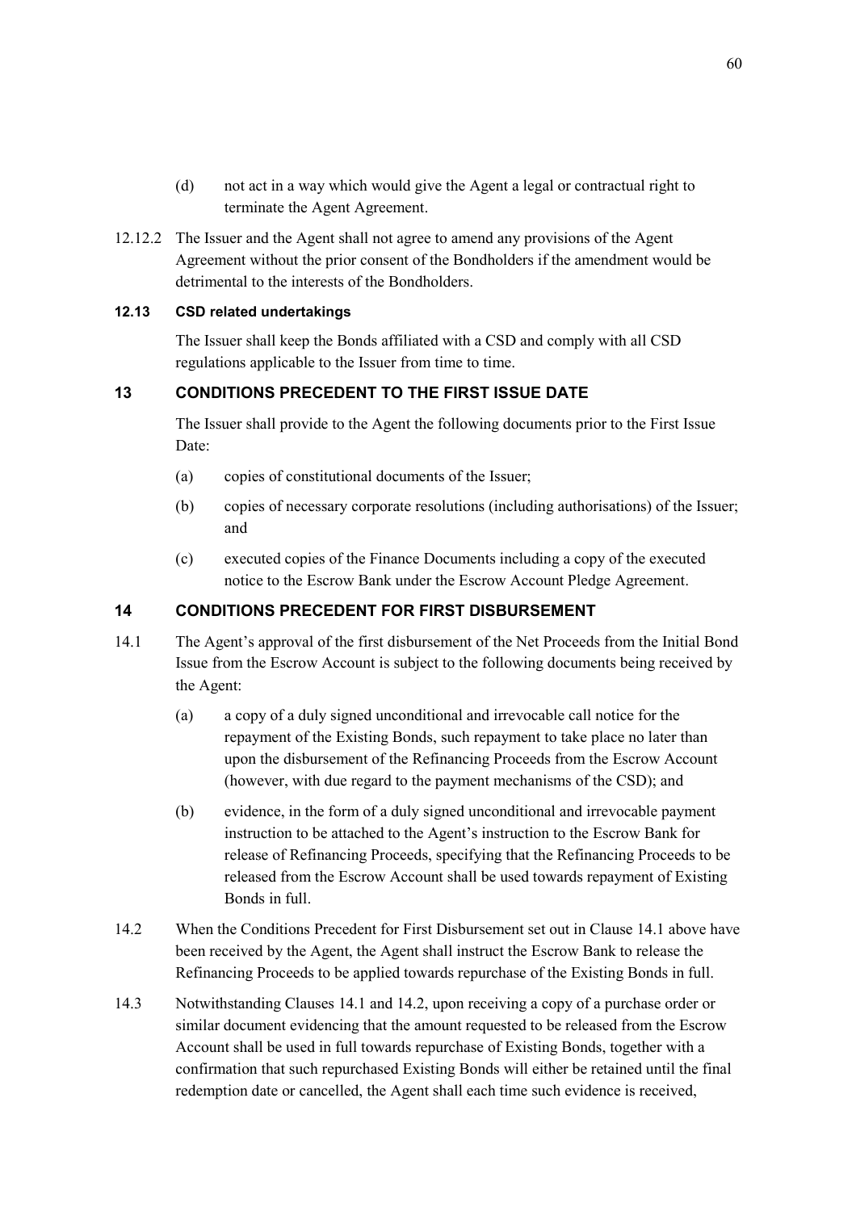(d) not act in a way which would give the Agent a legal or contractual right to terminate the Agent Agreement.

12.12.2 The Issuer and the Agent shall not agree to amend any provisions of the Agent Agreement without the prior consent of the Bondholders if the amendment would be detrimental to the interests of the Bondholders.

**12.13 CSD related undertakings**

The Issuer shall keep the Bonds affiliated with a CSD and comply with all CSD regulations applicable to the Issuer from time to time.

## 13 CONDITIONS PRECEDENT TO THE FIRST ISSUE DATE

The Issuer shall provide to the Agent the following documents prior to the First Issue Date:

(a) copies of constitutional documents of the Issuer;

(b) copies of necessary corporate resolutions (including authorisations) of the Issuer; and

(c) executed copies of the Finance Documents including a copy of the executed notice to the Escrow Bank under the Escrow Account Pledge Agreement.

## 14 CONDITIONS PRECEDENT FOR FIRST DISBURSEMENT

14.1 The Agent's approval of the first disbursement of the Net Proceeds from the Initial Bond Issue from the Escrow Account is subject to the following documents being received by the Agent:

(a) a copy of a duly signed unconditional and irrevocable call notice for the repayment of the Existing Bonds, such repayment to take place no later than upon the disbursement of the Refinancing Proceeds from the Escrow Account (however, with due regard to the payment mechanisms of the CSD); and

(b) evidence, in the form of a duly signed unconditional and irrevocable payment instruction to be attached to the Agent's instruction to the Escrow Bank for release of Refinancing Proceeds, specifying that the Refinancing Proceeds to be released from the Escrow Account shall be used towards repayment of Existing Bonds in full.

14.2 When the Conditions Precedent for First Disbursement set out in Clause 14.1 above have been received by the Agent, the Agent shall instruct the Escrow Bank to release the Refinancing Proceeds to be applied towards repurchase of the Existing Bonds in full.

14.3 Notwithstanding Clauses 14.1 and 14.2, upon receiving a copy of a purchase order or similar document evidencing that the amount requested to be released from the Escrow Account shall be used in full towards repurchase of Existing Bonds, together with a confirmation that such repurchased Existing Bonds will either be retained until the final redemption date or cancelled, the Agent shall each time such evidence is received,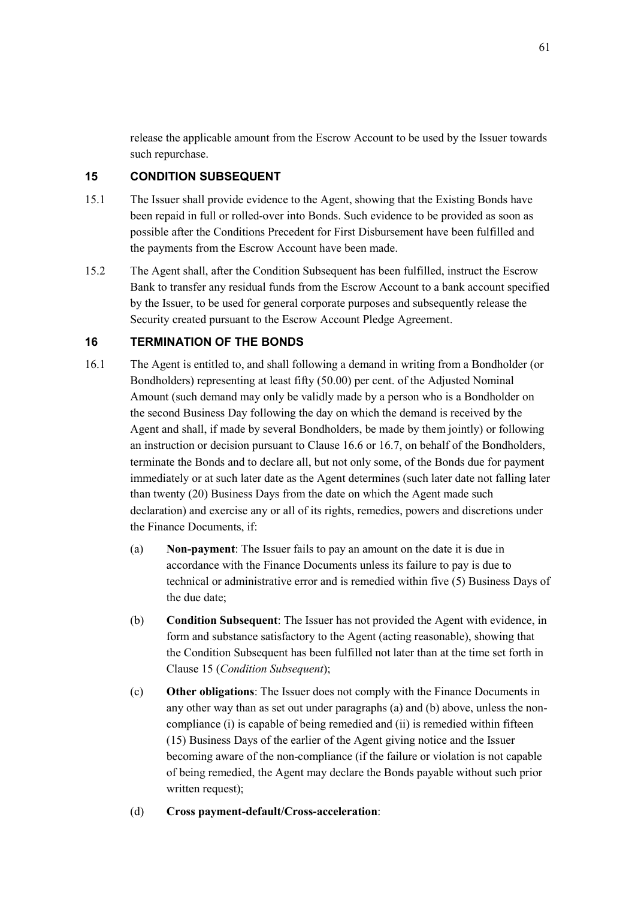release the applicable amount from the Escrow Account to be used by the Issuer towards such repurchase.

## 15 CONDITION SUBSEQUENT

15.1 The Issuer shall provide evidence to the Agent, showing that the Existing Bonds have been repaid in full or rolled-over into Bonds. Such evidence to be provided as soon as possible after the Conditions Precedent for First Disbursement have been fulfilled and the payments from the Escrow Account have been made.

15.2 The Agent shall, after the Condition Subsequent has been fulfilled, instruct the Escrow Bank to transfer any residual funds from the Escrow Account to a bank account specified by the Issuer, to be used for general corporate purposes and subsequently release the Security created pursuant to the Escrow Account Pledge Agreement.

## 16 TERMINATION OF THE BONDS

16.1 The Agent is entitled to, and shall following a demand in writing from a Bondholder (or Bondholders) representing at least fifty (50.00) per cent. of the Adjusted Nominal Amount (such demand may only be validly made by a person who is a Bondholder on the second Business Day following the day on which the demand is received by the Agent and shall, if made by several Bondholders, be made by them jointly) or following an instruction or decision pursuant to Clause 16.6 or 16.7, on behalf of the Bondholders, terminate the Bonds and to declare all, but not only some, of the Bonds due for payment immediately or at such later date as the Agent determines (such later date not falling later than twenty (20) Business Days from the date on which the Agent made such declaration) and exercise any or all of its rights, remedies, powers and discretions under the Finance Documents, if:

(a) **Non-payment**: The Issuer fails to pay an amount on the date it is due in accordance with the Finance Documents unless its failure to pay is due to technical or administrative error and is remedied within five (5) Business Days of the due date;

(b) **Condition Subsequent**: The Issuer has not provided the Agent with evidence, in form and substance satisfactory to the Agent (acting reasonable), showing that the Condition Subsequent has been fulfilled not later than at the time set forth in Clause 15 (*Condition Subsequent*);

(c) **Other obligations**: The Issuer does not comply with the Finance Documents in any other way than as set out under paragraphs (a) and (b) above, unless the non-compliance (i) is capable of being remedied and (ii) is remedied within fifteen (15) Business Days of the earlier of the Agent giving notice and the Issuer becoming aware of the non-compliance (if the failure or violation is not capable of being remedied, the Agent may declare the Bonds payable without such prior written request);

(d) **Cross payment-default/Cross-acceleration**: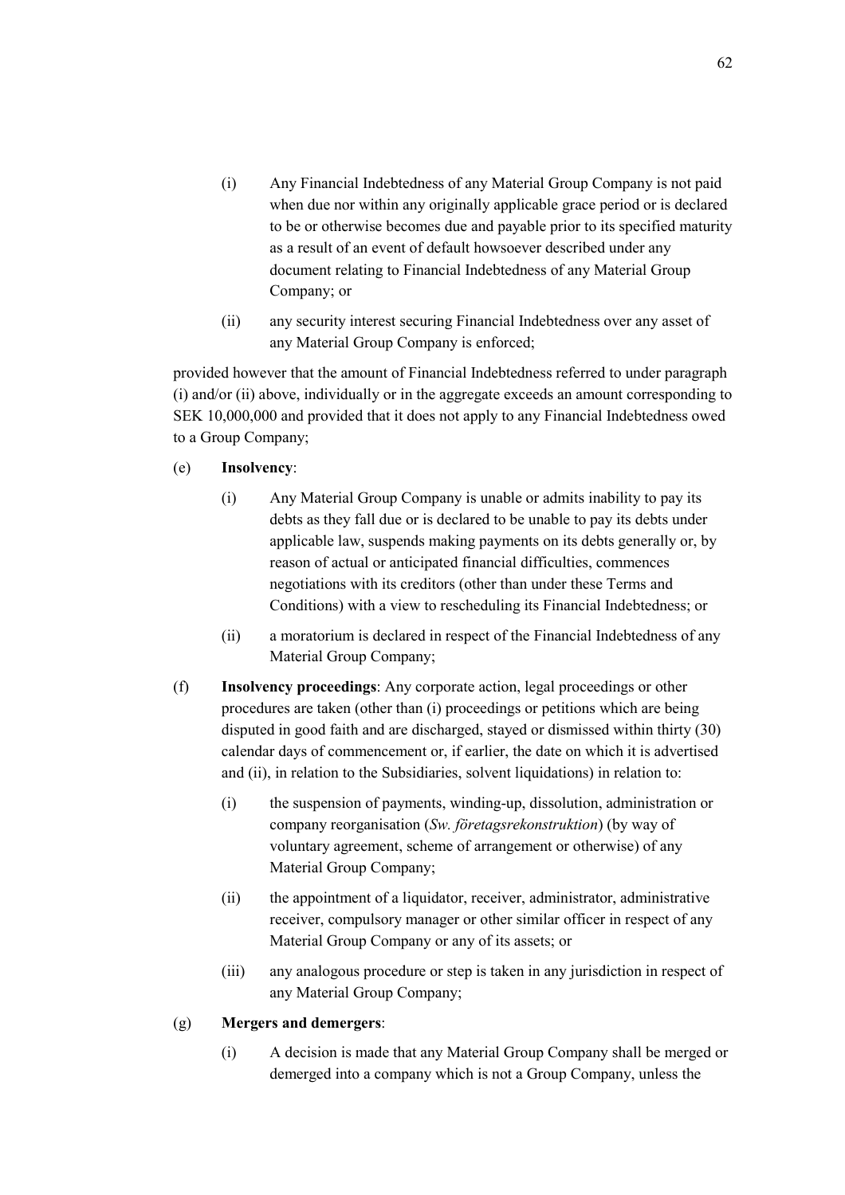(i) Any Financial Indebtedness of any Material Group Company is not paid when due nor within any originally applicable grace period or is declared to be or otherwise becomes due and payable prior to its specified maturity as a result of an event of default howsoever described under any document relating to Financial Indebtedness of any Material Group Company; or

(ii) any security interest securing Financial Indebtedness over any asset of any Material Group Company is enforced;

provided however that the amount of Financial Indebtedness referred to under paragraph (i) and/or (ii) above, individually or in the aggregate exceeds an amount corresponding to SEK 10,000,000 and provided that it does not apply to any Financial Indebtedness owed to a Group Company;

(e) **Insolvency**:

(i) Any Material Group Company is unable or admits inability to pay its debts as they fall due or is declared to be unable to pay its debts under applicable law, suspends making payments on its debts generally or, by reason of actual or anticipated financial difficulties, commences negotiations with its creditors (other than under these Terms and Conditions) with a view to rescheduling its Financial Indebtedness; or

(ii) a moratorium is declared in respect of the Financial Indebtedness of any Material Group Company;

(f) **Insolvency proceedings**: Any corporate action, legal proceedings or other procedures are taken (other than (i) proceedings or petitions which are being disputed in good faith and are discharged, stayed or dismissed within thirty (30) calendar days of commencement or, if earlier, the date on which it is advertised and (ii), in relation to the Subsidiaries, solvent liquidations) in relation to:

(i) the suspension of payments, winding-up, dissolution, administration or company reorganisation (*Sw. företagsrekonstruktion*) (by way of voluntary agreement, scheme of arrangement or otherwise) of any Material Group Company;

(ii) the appointment of a liquidator, receiver, administrator, administrative receiver, compulsory manager or other similar officer in respect of any Material Group Company or any of its assets; or

(iii) any analogous procedure or step is taken in any jurisdiction in respect of any Material Group Company;

(g) **Mergers and demergers**:

(i) A decision is made that any Material Group Company shall be merged or demerged into a company which is not a Group Company, unless the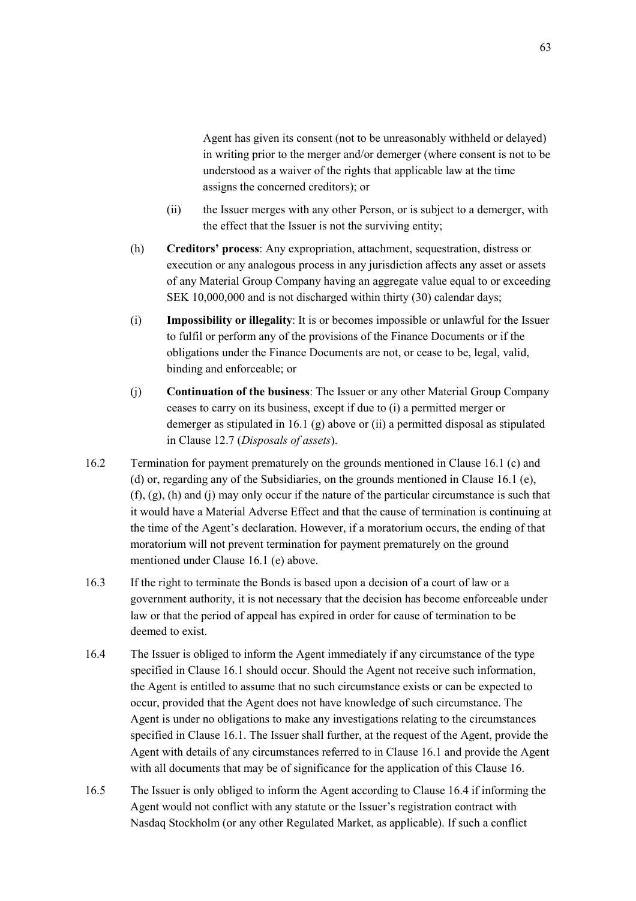Agent has given its consent (not to be unreasonably withheld or delayed) in writing prior to the merger and/or demerger (where consent is not to be understood as a waiver of the rights that applicable law at the time assigns the concerned creditors); or

(ii) the Issuer merges with any other Person, or is subject to a demerger, with the effect that the Issuer is not the surviving entity;

(h) **Creditors' process**: Any expropriation, attachment, sequestration, distress or execution or any analogous process in any jurisdiction affects any asset or assets of any Material Group Company having an aggregate value equal to or exceeding SEK 10,000,000 and is not discharged within thirty (30) calendar days;

(i) **Impossibility or illegality**: It is or becomes impossible or unlawful for the Issuer to fulfil or perform any of the provisions of the Finance Documents or if the obligations under the Finance Documents are not, or cease to be, legal, valid, binding and enforceable; or

(j) **Continuation of the business**: The Issuer or any other Material Group Company ceases to carry on its business, except if due to (i) a permitted merger or demerger as stipulated in 16.1 (g) above or (ii) a permitted disposal as stipulated in Clause 12.7 (*Disposals of assets*).

16.2 Termination for payment prematurely on the grounds mentioned in Clause 16.1 (c) and (d) or, regarding any of the Subsidiaries, on the grounds mentioned in Clause 16.1 (e), (f), (g), (h) and (j) may only occur if the nature of the particular circumstance is such that it would have a Material Adverse Effect and that the cause of termination is continuing at the time of the Agent's declaration. However, if a moratorium occurs, the ending of that moratorium will not prevent termination for payment prematurely on the ground mentioned under Clause 16.1 (e) above.

16.3 If the right to terminate the Bonds is based upon a decision of a court of law or a government authority, it is not necessary that the decision has become enforceable under law or that the period of appeal has expired in order for cause of termination to be deemed to exist.

16.4 The Issuer is obliged to inform the Agent immediately if any circumstance of the type specified in Clause 16.1 should occur. Should the Agent not receive such information, the Agent is entitled to assume that no such circumstance exists or can be expected to occur, provided that the Agent does not have knowledge of such circumstance. The Agent is under no obligations to make any investigations relating to the circumstances specified in Clause 16.1. The Issuer shall further, at the request of the Agent, provide the Agent with details of any circumstances referred to in Clause 16.1 and provide the Agent with all documents that may be of significance for the application of this Clause 16.

16.5 The Issuer is only obliged to inform the Agent according to Clause 16.4 if informing the Agent would not conflict with any statute or the Issuer's registration contract with Nasdaq Stockholm (or any other Regulated Market, as applicable). If such a conflict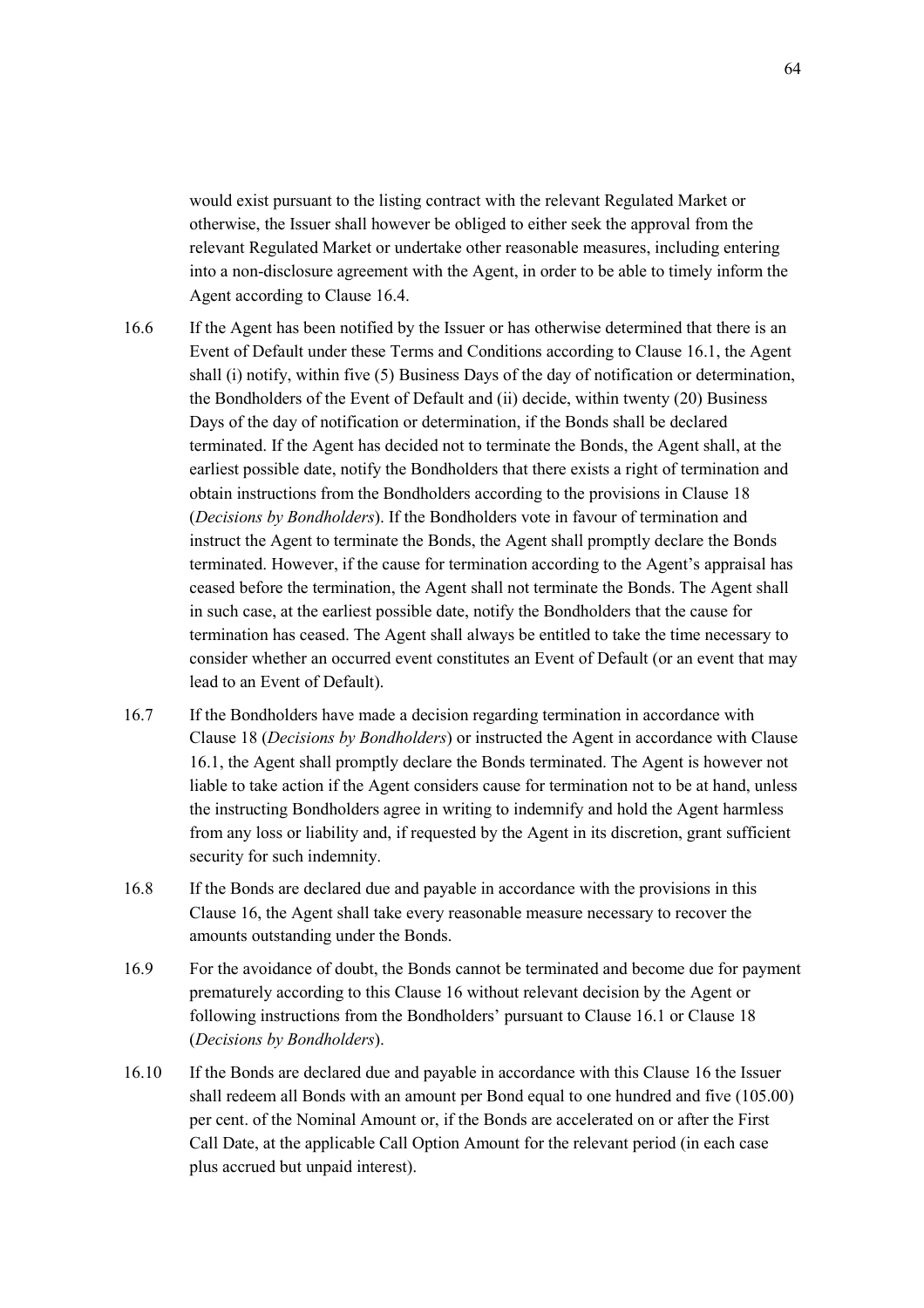would exist pursuant to the listing contract with the relevant Regulated Market or otherwise, the Issuer shall however be obliged to either seek the approval from the relevant Regulated Market or undertake other reasonable measures, including entering into a non-disclosure agreement with the Agent, in order to be able to timely inform the Agent according to Clause 16.4.

16.6 If the Agent has been notified by the Issuer or has otherwise determined that there is an Event of Default under these Terms and Conditions according to Clause 16.1, the Agent shall (i) notify, within five (5) Business Days of the day of notification or determination, the Bondholders of the Event of Default and (ii) decide, within twenty (20) Business Days of the day of notification or determination, if the Bonds shall be declared terminated. If the Agent has decided not to terminate the Bonds, the Agent shall, at the earliest possible date, notify the Bondholders that there exists a right of termination and obtain instructions from the Bondholders according to the provisions in Clause 18 (*Decisions by Bondholders*). If the Bondholders vote in favour of termination and instruct the Agent to terminate the Bonds, the Agent shall promptly declare the Bonds terminated. However, if the cause for termination according to the Agent's appraisal has ceased before the termination, the Agent shall not terminate the Bonds. The Agent shall in such case, at the earliest possible date, notify the Bondholders that the cause for termination has ceased. The Agent shall always be entitled to take the time necessary to consider whether an occurred event constitutes an Event of Default (or an event that may lead to an Event of Default).

16.7 If the Bondholders have made a decision regarding termination in accordance with Clause 18 (*Decisions by Bondholders*) or instructed the Agent in accordance with Clause 16.1, the Agent shall promptly declare the Bonds terminated. The Agent is however not liable to take action if the Agent considers cause for termination not to be at hand, unless the instructing Bondholders agree in writing to indemnify and hold the Agent harmless from any loss or liability and, if requested by the Agent in its discretion, grant sufficient security for such indemnity.

16.8 If the Bonds are declared due and payable in accordance with the provisions in this Clause 16, the Agent shall take every reasonable measure necessary to recover the amounts outstanding under the Bonds.

16.9 For the avoidance of doubt, the Bonds cannot be terminated and become due for payment prematurely according to this Clause 16 without relevant decision by the Agent or following instructions from the Bondholders' pursuant to Clause 16.1 or Clause 18 (*Decisions by Bondholders*).

16.10 If the Bonds are declared due and payable in accordance with this Clause 16 the Issuer shall redeem all Bonds with an amount per Bond equal to one hundred and five (105.00) per cent. of the Nominal Amount or, if the Bonds are accelerated on or after the First Call Date, at the applicable Call Option Amount for the relevant period (in each case plus accrued but unpaid interest).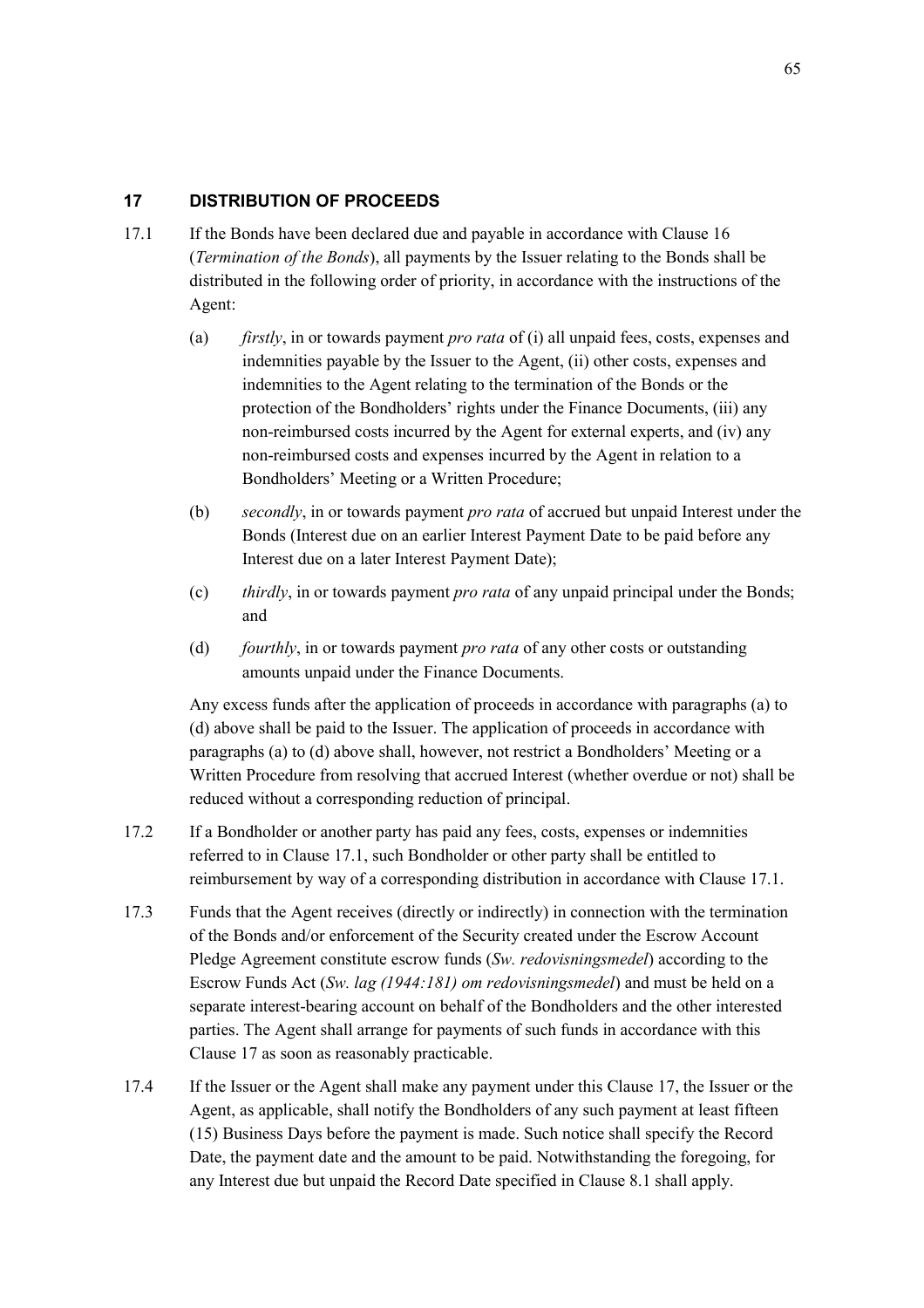## 17 DISTRIBUTION OF PROCEEDS

17.1 If the Bonds have been declared due and payable in accordance with Clause 16 (*Termination of the Bonds*), all payments by the Issuer relating to the Bonds shall be distributed in the following order of priority, in accordance with the instructions of the Agent:

(a) *firstly*, in or towards payment *pro rata* of (i) all unpaid fees, costs, expenses and indemnities payable by the Issuer to the Agent, (ii) other costs, expenses and indemnities to the Agent relating to the termination of the Bonds or the protection of the Bondholders' rights under the Finance Documents, (iii) any non-reimbursed costs incurred by the Agent for external experts, and (iv) any non-reimbursed costs and expenses incurred by the Agent in relation to a Bondholders' Meeting or a Written Procedure;

(b) *secondly*, in or towards payment *pro rata* of accrued but unpaid Interest under the Bonds (Interest due on an earlier Interest Payment Date to be paid before any Interest due on a later Interest Payment Date);

(c) *thirdly*, in or towards payment *pro rata* of any unpaid principal under the Bonds; and

(d) *fourthly*, in or towards payment *pro rata* of any other costs or outstanding amounts unpaid under the Finance Documents.

Any excess funds after the application of proceeds in accordance with paragraphs (a) to (d) above shall be paid to the Issuer. The application of proceeds in accordance with paragraphs (a) to (d) above shall, however, not restrict a Bondholders' Meeting or a Written Procedure from resolving that accrued Interest (whether overdue or not) shall be reduced without a corresponding reduction of principal.

17.2 If a Bondholder or another party has paid any fees, costs, expenses or indemnities referred to in Clause 17.1, such Bondholder or other party shall be entitled to reimbursement by way of a corresponding distribution in accordance with Clause 17.1.

17.3 Funds that the Agent receives (directly or indirectly) in connection with the termination of the Bonds and/or enforcement of the Security created under the Escrow Account Pledge Agreement constitute escrow funds (*Sw. redovisningsmedel*) according to the Escrow Funds Act (*Sw. lag (1944:181) om redovisningsmedel*) and must be held on a separate interest-bearing account on behalf of the Bondholders and the other interested parties. The Agent shall arrange for payments of such funds in accordance with this Clause 17 as soon as reasonably practicable.

17.4 If the Issuer or the Agent shall make any payment under this Clause 17, the Issuer or the Agent, as applicable, shall notify the Bondholders of any such payment at least fifteen (15) Business Days before the payment is made. Such notice shall specify the Record Date, the payment date and the amount to be paid. Notwithstanding the foregoing, for any Interest due but unpaid the Record Date specified in Clause 8.1 shall apply.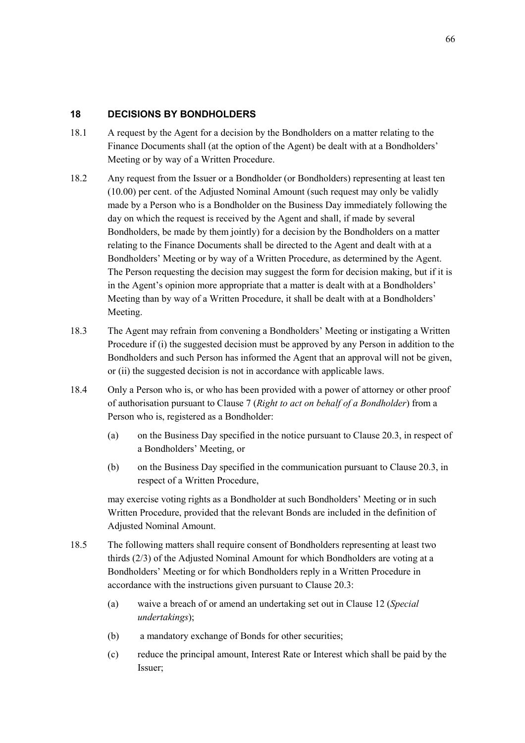## 18 DECISIONS BY BONDHOLDERS

18.1 A request by the Agent for a decision by the Bondholders on a matter relating to the Finance Documents shall (at the option of the Agent) be dealt with at a Bondholders' Meeting or by way of a Written Procedure.

18.2 Any request from the Issuer or a Bondholder (or Bondholders) representing at least ten (10.00) per cent. of the Adjusted Nominal Amount (such request may only be validly made by a Person who is a Bondholder on the Business Day immediately following the day on which the request is received by the Agent and shall, if made by several Bondholders, be made by them jointly) for a decision by the Bondholders on a matter relating to the Finance Documents shall be directed to the Agent and dealt with at a Bondholders' Meeting or by way of a Written Procedure, as determined by the Agent. The Person requesting the decision may suggest the form for decision making, but if it is in the Agent's opinion more appropriate that a matter is dealt with at a Bondholders' Meeting than by way of a Written Procedure, it shall be dealt with at a Bondholders' Meeting.

18.3 The Agent may refrain from convening a Bondholders' Meeting or instigating a Written Procedure if (i) the suggested decision must be approved by any Person in addition to the Bondholders and such Person has informed the Agent that an approval will not be given, or (ii) the suggested decision is not in accordance with applicable laws.

18.4 Only a Person who is, or who has been provided with a power of attorney or other proof of authorisation pursuant to Clause 7 (*Right to act on behalf of a Bondholder*) from a Person who is, registered as a Bondholder:

(a) on the Business Day specified in the notice pursuant to Clause 20.3, in respect of a Bondholders' Meeting, or

(b) on the Business Day specified in the communication pursuant to Clause 20.3, in respect of a Written Procedure,

may exercise voting rights as a Bondholder at such Bondholders' Meeting or in such Written Procedure, provided that the relevant Bonds are included in the definition of Adjusted Nominal Amount.

18.5 The following matters shall require consent of Bondholders representing at least two thirds (2/3) of the Adjusted Nominal Amount for which Bondholders are voting at a Bondholders' Meeting or for which Bondholders reply in a Written Procedure in accordance with the instructions given pursuant to Clause 20.3:

(a) waive a breach of or amend an undertaking set out in Clause 12 (*Special undertakings*);

(b) a mandatory exchange of Bonds for other securities;

(c) reduce the principal amount, Interest Rate or Interest which shall be paid by the Issuer;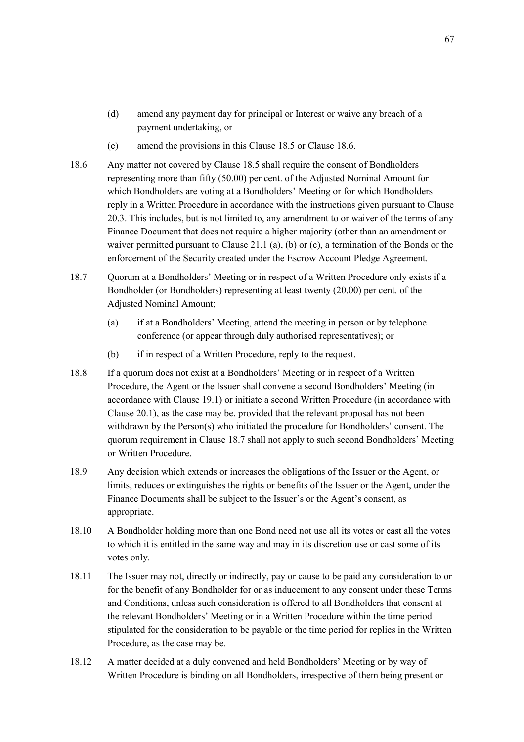(d) amend any payment day for principal or Interest or waive any breach of a payment undertaking, or

(e) amend the provisions in this Clause 18.5 or Clause 18.6.

18.6 Any matter not covered by Clause 18.5 shall require the consent of Bondholders representing more than fifty (50.00) per cent. of the Adjusted Nominal Amount for which Bondholders are voting at a Bondholders' Meeting or for which Bondholders reply in a Written Procedure in accordance with the instructions given pursuant to Clause 20.3. This includes, but is not limited to, any amendment to or waiver of the terms of any Finance Document that does not require a higher majority (other than an amendment or waiver permitted pursuant to Clause 21.1 (a), (b) or (c), a termination of the Bonds or the enforcement of the Security created under the Escrow Account Pledge Agreement.

18.7 Quorum at a Bondholders' Meeting or in respect of a Written Procedure only exists if a Bondholder (or Bondholders) representing at least twenty (20.00) per cent. of the Adjusted Nominal Amount;

(a) if at a Bondholders' Meeting, attend the meeting in person or by telephone conference (or appear through duly authorised representatives); or

(b) if in respect of a Written Procedure, reply to the request.

18.8 If a quorum does not exist at a Bondholders' Meeting or in respect of a Written Procedure, the Agent or the Issuer shall convene a second Bondholders' Meeting (in accordance with Clause 19.1) or initiate a second Written Procedure (in accordance with Clause 20.1), as the case may be, provided that the relevant proposal has not been withdrawn by the Person(s) who initiated the procedure for Bondholders' consent. The quorum requirement in Clause 18.7 shall not apply to such second Bondholders' Meeting or Written Procedure.

18.9 Any decision which extends or increases the obligations of the Issuer or the Agent, or limits, reduces or extinguishes the rights or benefits of the Issuer or the Agent, under the Finance Documents shall be subject to the Issuer's or the Agent's consent, as appropriate.

18.10 A Bondholder holding more than one Bond need not use all its votes or cast all the votes to which it is entitled in the same way and may in its discretion use or cast some of its votes only.

18.11 The Issuer may not, directly or indirectly, pay or cause to be paid any consideration to or for the benefit of any Bondholder for or as inducement to any consent under these Terms and Conditions, unless such consideration is offered to all Bondholders that consent at the relevant Bondholders' Meeting or in a Written Procedure within the time period stipulated for the consideration to be payable or the time period for replies in the Written Procedure, as the case may be.

18.12 A matter decided at a duly convened and held Bondholders' Meeting or by way of Written Procedure is binding on all Bondholders, irrespective of them being present or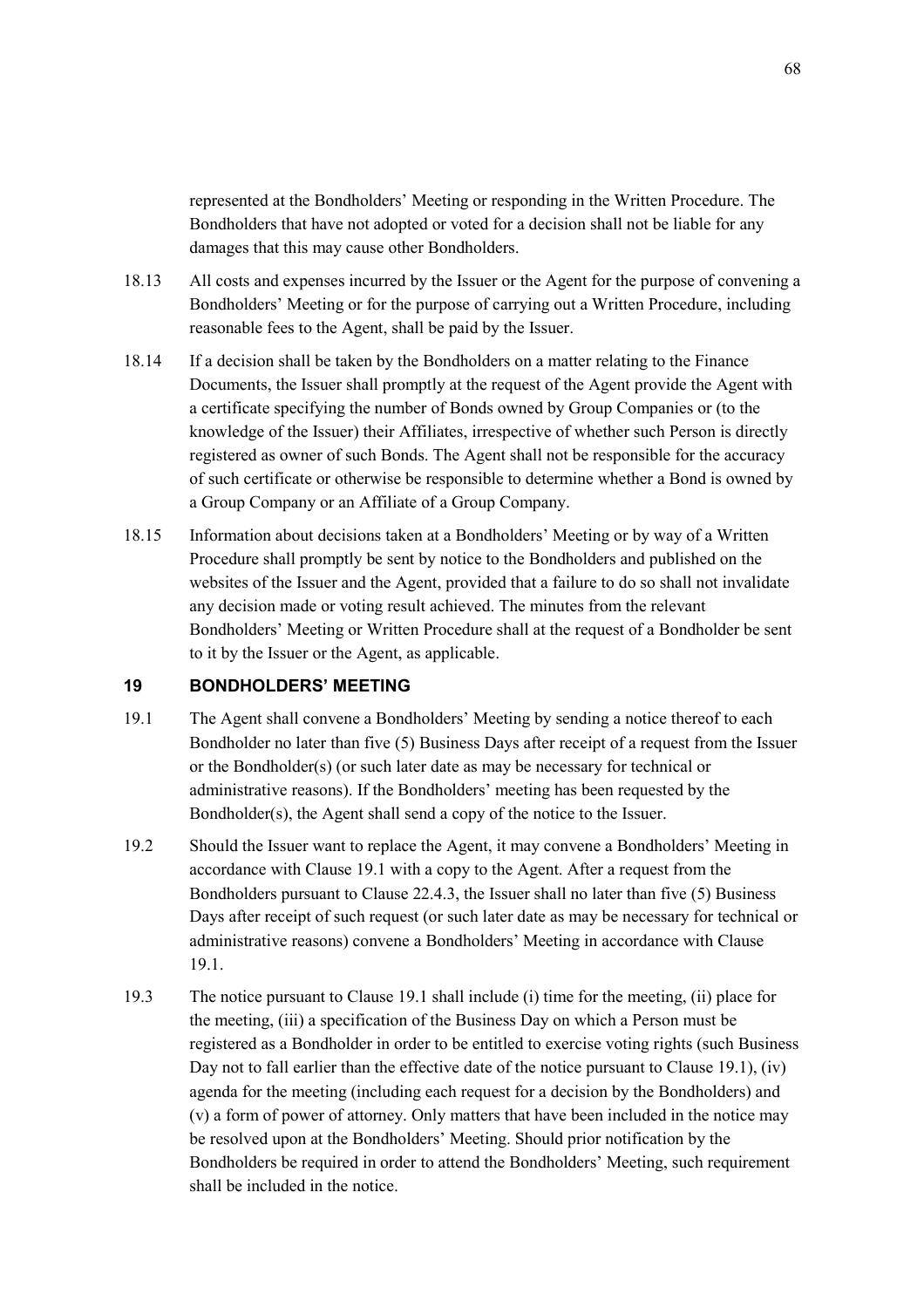represented at the Bondholders' Meeting or responding in the Written Procedure. The Bondholders that have not adopted or voted for a decision shall not be liable for any damages that this may cause other Bondholders.

18.13 All costs and expenses incurred by the Issuer or the Agent for the purpose of convening a Bondholders' Meeting or for the purpose of carrying out a Written Procedure, including reasonable fees to the Agent, shall be paid by the Issuer.

18.14 If a decision shall be taken by the Bondholders on a matter relating to the Finance Documents, the Issuer shall promptly at the request of the Agent provide the Agent with a certificate specifying the number of Bonds owned by Group Companies or (to the knowledge of the Issuer) their Affiliates, irrespective of whether such Person is directly registered as owner of such Bonds. The Agent shall not be responsible for the accuracy of such certificate or otherwise be responsible to determine whether a Bond is owned by a Group Company or an Affiliate of a Group Company.

18.15 Information about decisions taken at a Bondholders' Meeting or by way of a Written Procedure shall promptly be sent by notice to the Bondholders and published on the websites of the Issuer and the Agent, provided that a failure to do so shall not invalidate any decision made or voting result achieved. The minutes from the relevant Bondholders' Meeting or Written Procedure shall at the request of a Bondholder be sent to it by the Issuer or the Agent, as applicable.

## 19 BONDHOLDERS' MEETING

19.1 The Agent shall convene a Bondholders' Meeting by sending a notice thereof to each Bondholder no later than five (5) Business Days after receipt of a request from the Issuer or the Bondholder(s) (or such later date as may be necessary for technical or administrative reasons). If the Bondholders' meeting has been requested by the Bondholder(s), the Agent shall send a copy of the notice to the Issuer.

19.2 Should the Issuer want to replace the Agent, it may convene a Bondholders' Meeting in accordance with Clause 19.1 with a copy to the Agent. After a request from the Bondholders pursuant to Clause 22.4.3, the Issuer shall no later than five (5) Business Days after receipt of such request (or such later date as may be necessary for technical or administrative reasons) convene a Bondholders' Meeting in accordance with Clause 19.1.

19.3 The notice pursuant to Clause 19.1 shall include (i) time for the meeting, (ii) place for the meeting, (iii) a specification of the Business Day on which a Person must be registered as a Bondholder in order to be entitled to exercise voting rights (such Business Day not to fall earlier than the effective date of the notice pursuant to Clause 19.1), (iv) agenda for the meeting (including each request for a decision by the Bondholders) and (v) a form of power of attorney. Only matters that have been included in the notice may be resolved upon at the Bondholders' Meeting. Should prior notification by the Bondholders be required in order to attend the Bondholders' Meeting, such requirement shall be included in the notice.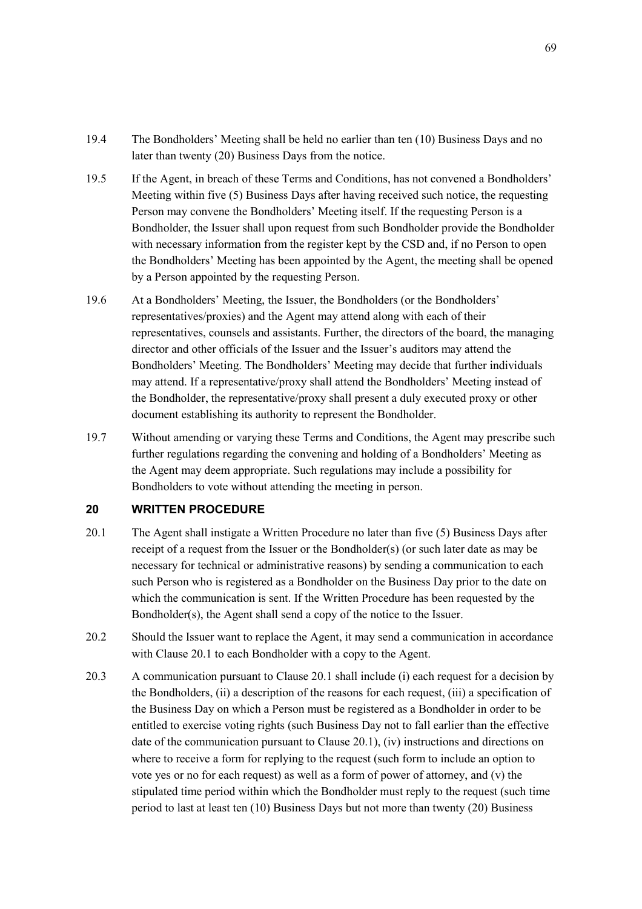19.4 The Bondholders' Meeting shall be held no earlier than ten (10) Business Days and no later than twenty (20) Business Days from the notice.

19.5 If the Agent, in breach of these Terms and Conditions, has not convened a Bondholders' Meeting within five (5) Business Days after having received such notice, the requesting Person may convene the Bondholders' Meeting itself. If the requesting Person is a Bondholder, the Issuer shall upon request from such Bondholder provide the Bondholder with necessary information from the register kept by the CSD and, if no Person to open the Bondholders' Meeting has been appointed by the Agent, the meeting shall be opened by a Person appointed by the requesting Person.

19.6 At a Bondholders' Meeting, the Issuer, the Bondholders (or the Bondholders' representatives/proxies) and the Agent may attend along with each of their representatives, counsels and assistants. Further, the directors of the board, the managing director and other officials of the Issuer and the Issuer's auditors may attend the Bondholders' Meeting. The Bondholders' Meeting may decide that further individuals may attend. If a representative/proxy shall attend the Bondholders' Meeting instead of the Bondholder, the representative/proxy shall present a duly executed proxy or other document establishing its authority to represent the Bondholder.

19.7 Without amending or varying these Terms and Conditions, the Agent may prescribe such further regulations regarding the convening and holding of a Bondholders' Meeting as the Agent may deem appropriate. Such regulations may include a possibility for Bondholders to vote without attending the meeting in person.

## 20 WRITTEN PROCEDURE

20.1 The Agent shall instigate a Written Procedure no later than five (5) Business Days after receipt of a request from the Issuer or the Bondholder(s) (or such later date as may be necessary for technical or administrative reasons) by sending a communication to each such Person who is registered as a Bondholder on the Business Day prior to the date on which the communication is sent. If the Written Procedure has been requested by the Bondholder(s), the Agent shall send a copy of the notice to the Issuer.

20.2 Should the Issuer want to replace the Agent, it may send a communication in accordance with Clause 20.1 to each Bondholder with a copy to the Agent.

20.3 A communication pursuant to Clause 20.1 shall include (i) each request for a decision by the Bondholders, (ii) a description of the reasons for each request, (iii) a specification of the Business Day on which a Person must be registered as a Bondholder in order to be entitled to exercise voting rights (such Business Day not to fall earlier than the effective date of the communication pursuant to Clause 20.1), (iv) instructions and directions on where to receive a form for replying to the request (such form to include an option to vote yes or no for each request) as well as a form of power of attorney, and (v) the stipulated time period within which the Bondholder must reply to the request (such time period to last at least ten (10) Business Days but not more than twenty (20) Business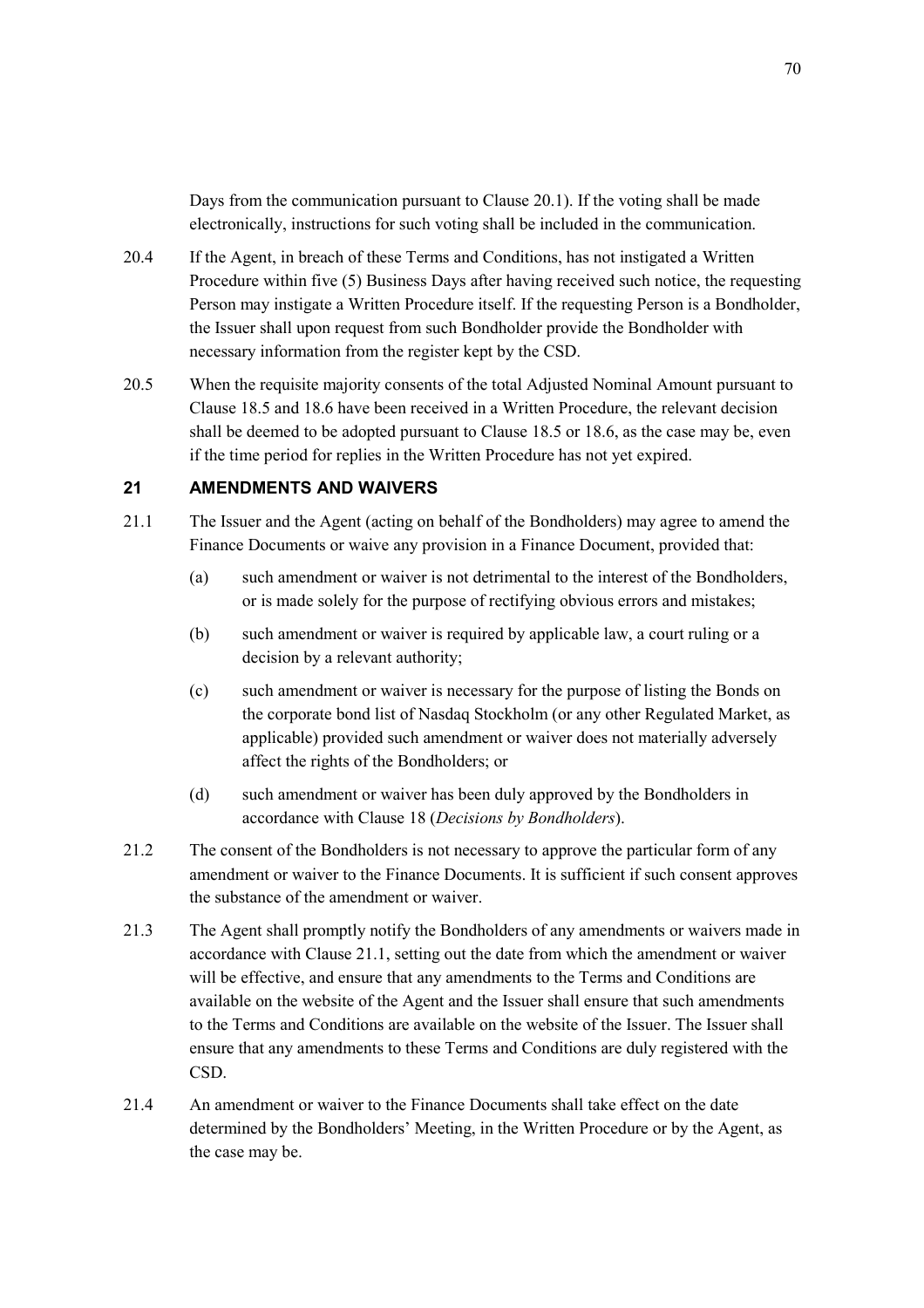Days from the communication pursuant to Clause 20.1). If the voting shall be made electronically, instructions for such voting shall be included in the communication.

20.4 If the Agent, in breach of these Terms and Conditions, has not instigated a Written Procedure within five (5) Business Days after having received such notice, the requesting Person may instigate a Written Procedure itself. If the requesting Person is a Bondholder, the Issuer shall upon request from such Bondholder provide the Bondholder with necessary information from the register kept by the CSD.

20.5 When the requisite majority consents of the total Adjusted Nominal Amount pursuant to Clause 18.5 and 18.6 have been received in a Written Procedure, the relevant decision shall be deemed to be adopted pursuant to Clause 18.5 or 18.6, as the case may be, even if the time period for replies in the Written Procedure has not yet expired.

## 21 AMENDMENTS AND WAIVERS

21.1 The Issuer and the Agent (acting on behalf of the Bondholders) may agree to amend the Finance Documents or waive any provision in a Finance Document, provided that:

(a) such amendment or waiver is not detrimental to the interest of the Bondholders, or is made solely for the purpose of rectifying obvious errors and mistakes;

(b) such amendment or waiver is required by applicable law, a court ruling or a decision by a relevant authority;

(c) such amendment or waiver is necessary for the purpose of listing the Bonds on the corporate bond list of Nasdaq Stockholm (or any other Regulated Market, as applicable) provided such amendment or waiver does not materially adversely affect the rights of the Bondholders; or

(d) such amendment or waiver has been duly approved by the Bondholders in accordance with Clause 18 (*Decisions by Bondholders*).

21.2 The consent of the Bondholders is not necessary to approve the particular form of any amendment or waiver to the Finance Documents. It is sufficient if such consent approves the substance of the amendment or waiver.

21.3 The Agent shall promptly notify the Bondholders of any amendments or waivers made in accordance with Clause 21.1, setting out the date from which the amendment or waiver will be effective, and ensure that any amendments to the Terms and Conditions are available on the website of the Agent and the Issuer shall ensure that such amendments to the Terms and Conditions are available on the website of the Issuer. The Issuer shall ensure that any amendments to these Terms and Conditions are duly registered with the CSD.

21.4 An amendment or waiver to the Finance Documents shall take effect on the date determined by the Bondholders' Meeting, in the Written Procedure or by the Agent, as the case may be.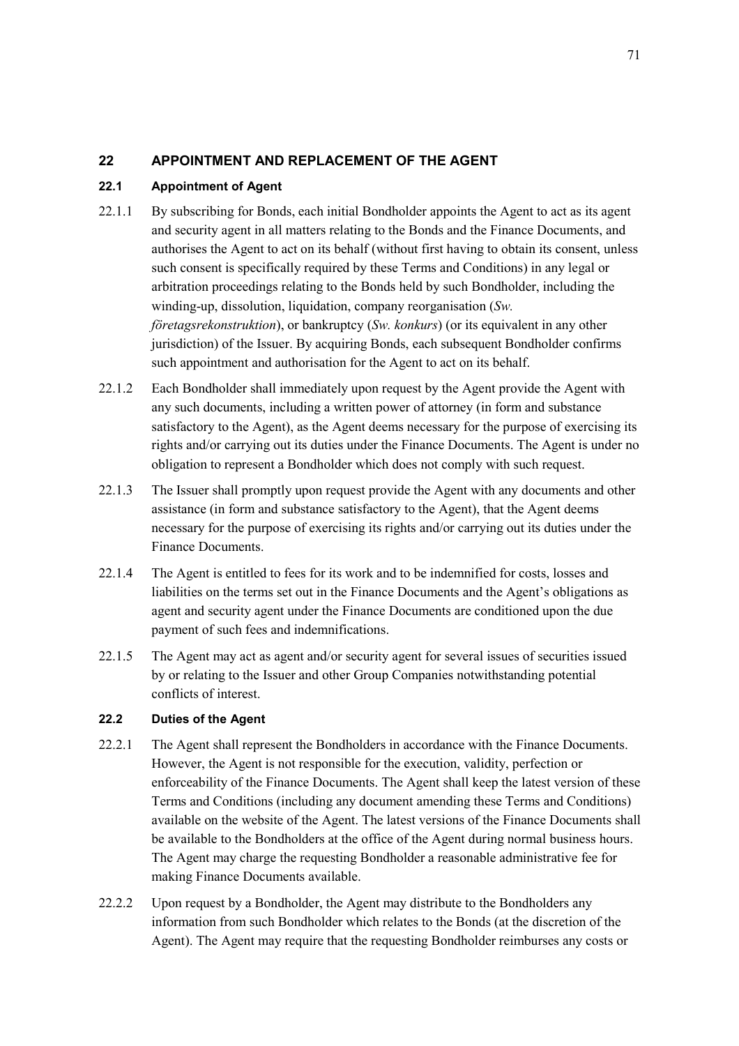## 22 APPOINTMENT AND REPLACEMENT OF THE AGENT

### 22.1 Appointment of Agent

22.1.1 By subscribing for Bonds, each initial Bondholder appoints the Agent to act as its agent and security agent in all matters relating to the Bonds and the Finance Documents, and authorises the Agent to act on its behalf (without first having to obtain its consent, unless such consent is specifically required by these Terms and Conditions) in any legal or arbitration proceedings relating to the Bonds held by such Bondholder, including the winding-up, dissolution, liquidation, company reorganisation (*Sw. företagsrekonstruktion*), or bankruptcy (*Sw. konkurs*) (or its equivalent in any other jurisdiction) of the Issuer. By acquiring Bonds, each subsequent Bondholder confirms such appointment and authorisation for the Agent to act on its behalf.

22.1.2 Each Bondholder shall immediately upon request by the Agent provide the Agent with any such documents, including a written power of attorney (in form and substance satisfactory to the Agent), as the Agent deems necessary for the purpose of exercising its rights and/or carrying out its duties under the Finance Documents. The Agent is under no obligation to represent a Bondholder which does not comply with such request.

22.1.3 The Issuer shall promptly upon request provide the Agent with any documents and other assistance (in form and substance satisfactory to the Agent), that the Agent deems necessary for the purpose of exercising its rights and/or carrying out its duties under the Finance Documents.

22.1.4 The Agent is entitled to fees for its work and to be indemnified for costs, losses and liabilities on the terms set out in the Finance Documents and the Agent's obligations as agent and security agent under the Finance Documents are conditioned upon the due payment of such fees and indemnifications.

22.1.5 The Agent may act as agent and/or security agent for several issues of securities issued by or relating to the Issuer and other Group Companies notwithstanding potential conflicts of interest.

### 22.2 Duties of the Agent

22.2.1 The Agent shall represent the Bondholders in accordance with the Finance Documents. However, the Agent is not responsible for the execution, validity, perfection or enforceability of the Finance Documents. The Agent shall keep the latest version of these Terms and Conditions (including any document amending these Terms and Conditions) available on the website of the Agent. The latest versions of the Finance Documents shall be available to the Bondholders at the office of the Agent during normal business hours. The Agent may charge the requesting Bondholder a reasonable administrative fee for making Finance Documents available.

22.2.2 Upon request by a Bondholder, the Agent may distribute to the Bondholders any information from such Bondholder which relates to the Bonds (at the discretion of the Agent). The Agent may require that the requesting Bondholder reimburses any costs or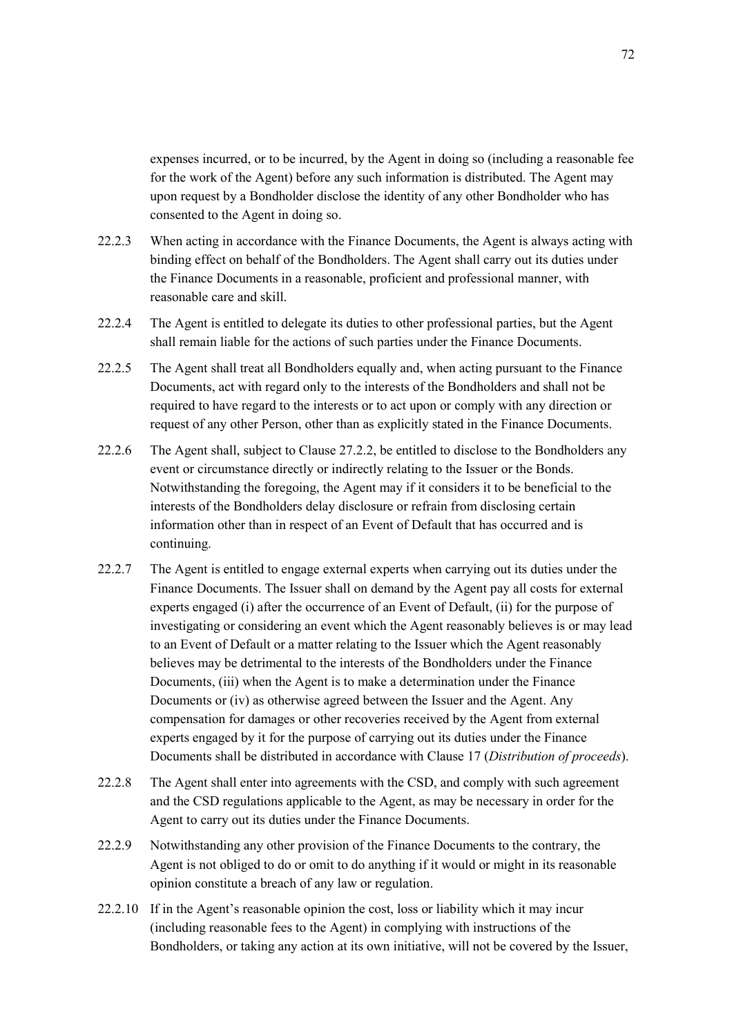expenses incurred, or to be incurred, by the Agent in doing so (including a reasonable fee for the work of the Agent) before any such information is distributed. The Agent may upon request by a Bondholder disclose the identity of any other Bondholder who has consented to the Agent in doing so.

22.2.3 When acting in accordance with the Finance Documents, the Agent is always acting with binding effect on behalf of the Bondholders. The Agent shall carry out its duties under the Finance Documents in a reasonable, proficient and professional manner, with reasonable care and skill.

22.2.4 The Agent is entitled to delegate its duties to other professional parties, but the Agent shall remain liable for the actions of such parties under the Finance Documents.

22.2.5 The Agent shall treat all Bondholders equally and, when acting pursuant to the Finance Documents, act with regard only to the interests of the Bondholders and shall not be required to have regard to the interests or to act upon or comply with any direction or request of any other Person, other than as explicitly stated in the Finance Documents.

22.2.6 The Agent shall, subject to Clause 27.2.2, be entitled to disclose to the Bondholders any event or circumstance directly or indirectly relating to the Issuer or the Bonds. Notwithstanding the foregoing, the Agent may if it considers it to be beneficial to the interests of the Bondholders delay disclosure or refrain from disclosing certain information other than in respect of an Event of Default that has occurred and is continuing.

22.2.7 The Agent is entitled to engage external experts when carrying out its duties under the Finance Documents. The Issuer shall on demand by the Agent pay all costs for external experts engaged (i) after the occurrence of an Event of Default, (ii) for the purpose of investigating or considering an event which the Agent reasonably believes is or may lead to an Event of Default or a matter relating to the Issuer which the Agent reasonably believes may be detrimental to the interests of the Bondholders under the Finance Documents, (iii) when the Agent is to make a determination under the Finance Documents or (iv) as otherwise agreed between the Issuer and the Agent. Any compensation for damages or other recoveries received by the Agent from external experts engaged by it for the purpose of carrying out its duties under the Finance Documents shall be distributed in accordance with Clause 17 (*Distribution of proceeds*).

22.2.8 The Agent shall enter into agreements with the CSD, and comply with such agreement and the CSD regulations applicable to the Agent, as may be necessary in order for the Agent to carry out its duties under the Finance Documents.

22.2.9 Notwithstanding any other provision of the Finance Documents to the contrary, the Agent is not obliged to do or omit to do anything if it would or might in its reasonable opinion constitute a breach of any law or regulation.

22.2.10 If in the Agent's reasonable opinion the cost, loss or liability which it may incur (including reasonable fees to the Agent) in complying with instructions of the Bondholders, or taking any action at its own initiative, will not be covered by the Issuer,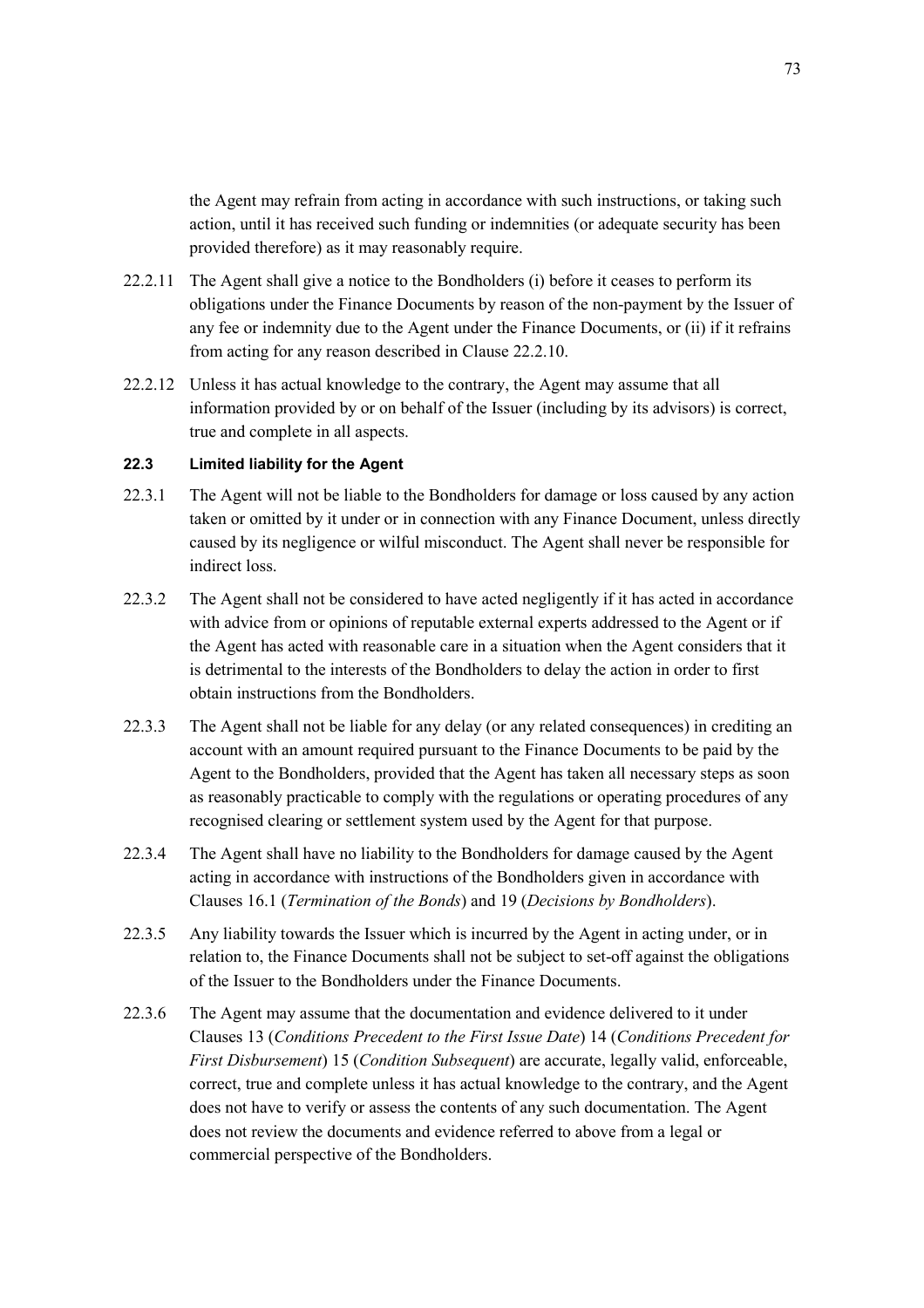the Agent may refrain from acting in accordance with such instructions, or taking such action, until it has received such funding or indemnities (or adequate security has been provided therefore) as it may reasonably require.

22.2.11 The Agent shall give a notice to the Bondholders (i) before it ceases to perform its obligations under the Finance Documents by reason of the non-payment by the Issuer of any fee or indemnity due to the Agent under the Finance Documents, or (ii) if it refrains from acting for any reason described in Clause 22.2.10.

22.2.12 Unless it has actual knowledge to the contrary, the Agent may assume that all information provided by or on behalf of the Issuer (including by its advisors) is correct, true and complete in all aspects.

### 22.3 Limited liability for the Agent

22.3.1 The Agent will not be liable to the Bondholders for damage or loss caused by any action taken or omitted by it under or in connection with any Finance Document, unless directly caused by its negligence or wilful misconduct. The Agent shall never be responsible for indirect loss.

22.3.2 The Agent shall not be considered to have acted negligently if it has acted in accordance with advice from or opinions of reputable external experts addressed to the Agent or if the Agent has acted with reasonable care in a situation when the Agent considers that it is detrimental to the interests of the Bondholders to delay the action in order to first obtain instructions from the Bondholders.

22.3.3 The Agent shall not be liable for any delay (or any related consequences) in crediting an account with an amount required pursuant to the Finance Documents to be paid by the Agent to the Bondholders, provided that the Agent has taken all necessary steps as soon as reasonably practicable to comply with the regulations or operating procedures of any recognised clearing or settlement system used by the Agent for that purpose.

22.3.4 The Agent shall have no liability to the Bondholders for damage caused by the Agent acting in accordance with instructions of the Bondholders given in accordance with Clauses 16.1 (*Termination of the Bonds*) and 19 (*Decisions by Bondholders*).

22.3.5 Any liability towards the Issuer which is incurred by the Agent in acting under, or in relation to, the Finance Documents shall not be subject to set-off against the obligations of the Issuer to the Bondholders under the Finance Documents.

22.3.6 The Agent may assume that the documentation and evidence delivered to it under Clauses 13 (*Conditions Precedent to the First Issue Date*) 14 (*Conditions Precedent for First Disbursement*) 15 (*Condition Subsequent*) are accurate, legally valid, enforceable, correct, true and complete unless it has actual knowledge to the contrary, and the Agent does not have to verify or assess the contents of any such documentation. The Agent does not review the documents and evidence referred to above from a legal or commercial perspective of the Bondholders.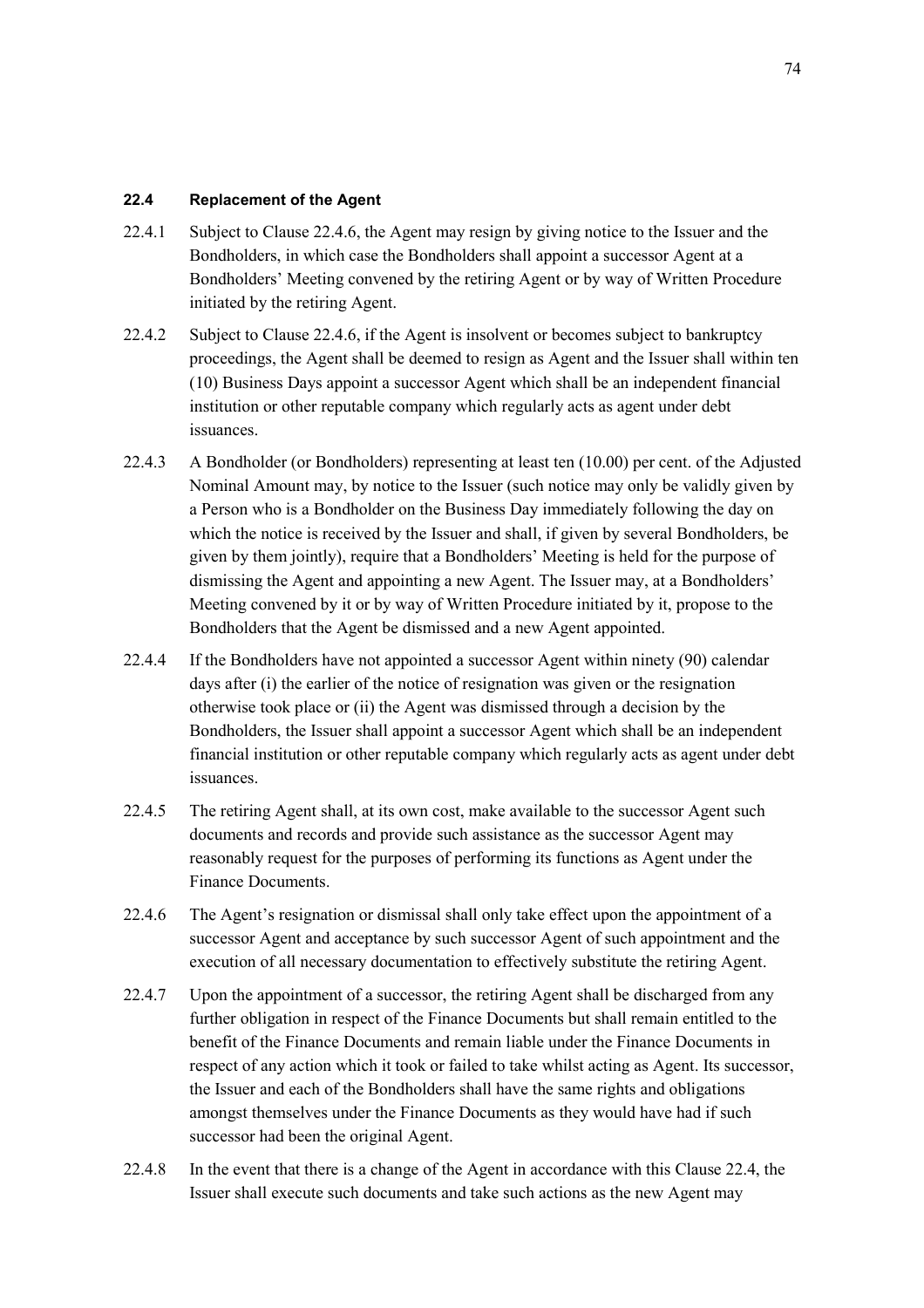### 22.4 Replacement of the Agent

22.4.1 Subject to Clause 22.4.6, the Agent may resign by giving notice to the Issuer and the Bondholders, in which case the Bondholders shall appoint a successor Agent at a Bondholders' Meeting convened by the retiring Agent or by way of Written Procedure initiated by the retiring Agent.

22.4.2 Subject to Clause 22.4.6, if the Agent is insolvent or becomes subject to bankruptcy proceedings, the Agent shall be deemed to resign as Agent and the Issuer shall within ten (10) Business Days appoint a successor Agent which shall be an independent financial institution or other reputable company which regularly acts as agent under debt issuances.

22.4.3 A Bondholder (or Bondholders) representing at least ten (10.00) per cent. of the Adjusted Nominal Amount may, by notice to the Issuer (such notice may only be validly given by a Person who is a Bondholder on the Business Day immediately following the day on which the notice is received by the Issuer and shall, if given by several Bondholders, be given by them jointly), require that a Bondholders' Meeting is held for the purpose of dismissing the Agent and appointing a new Agent. The Issuer may, at a Bondholders' Meeting convened by it or by way of Written Procedure initiated by it, propose to the Bondholders that the Agent be dismissed and a new Agent appointed.

22.4.4 If the Bondholders have not appointed a successor Agent within ninety (90) calendar days after (i) the earlier of the notice of resignation was given or the resignation otherwise took place or (ii) the Agent was dismissed through a decision by the Bondholders, the Issuer shall appoint a successor Agent which shall be an independent financial institution or other reputable company which regularly acts as agent under debt issuances.

22.4.5 The retiring Agent shall, at its own cost, make available to the successor Agent such documents and records and provide such assistance as the successor Agent may reasonably request for the purposes of performing its functions as Agent under the Finance Documents.

22.4.6 The Agent's resignation or dismissal shall only take effect upon the appointment of a successor Agent and acceptance by such successor Agent of such appointment and the execution of all necessary documentation to effectively substitute the retiring Agent.

22.4.7 Upon the appointment of a successor, the retiring Agent shall be discharged from any further obligation in respect of the Finance Documents but shall remain entitled to the benefit of the Finance Documents and remain liable under the Finance Documents in respect of any action which it took or failed to take whilst acting as Agent. Its successor, the Issuer and each of the Bondholders shall have the same rights and obligations amongst themselves under the Finance Documents as they would have had if such successor had been the original Agent.

22.4.8 In the event that there is a change of the Agent in accordance with this Clause 22.4, the Issuer shall execute such documents and take such actions as the new Agent may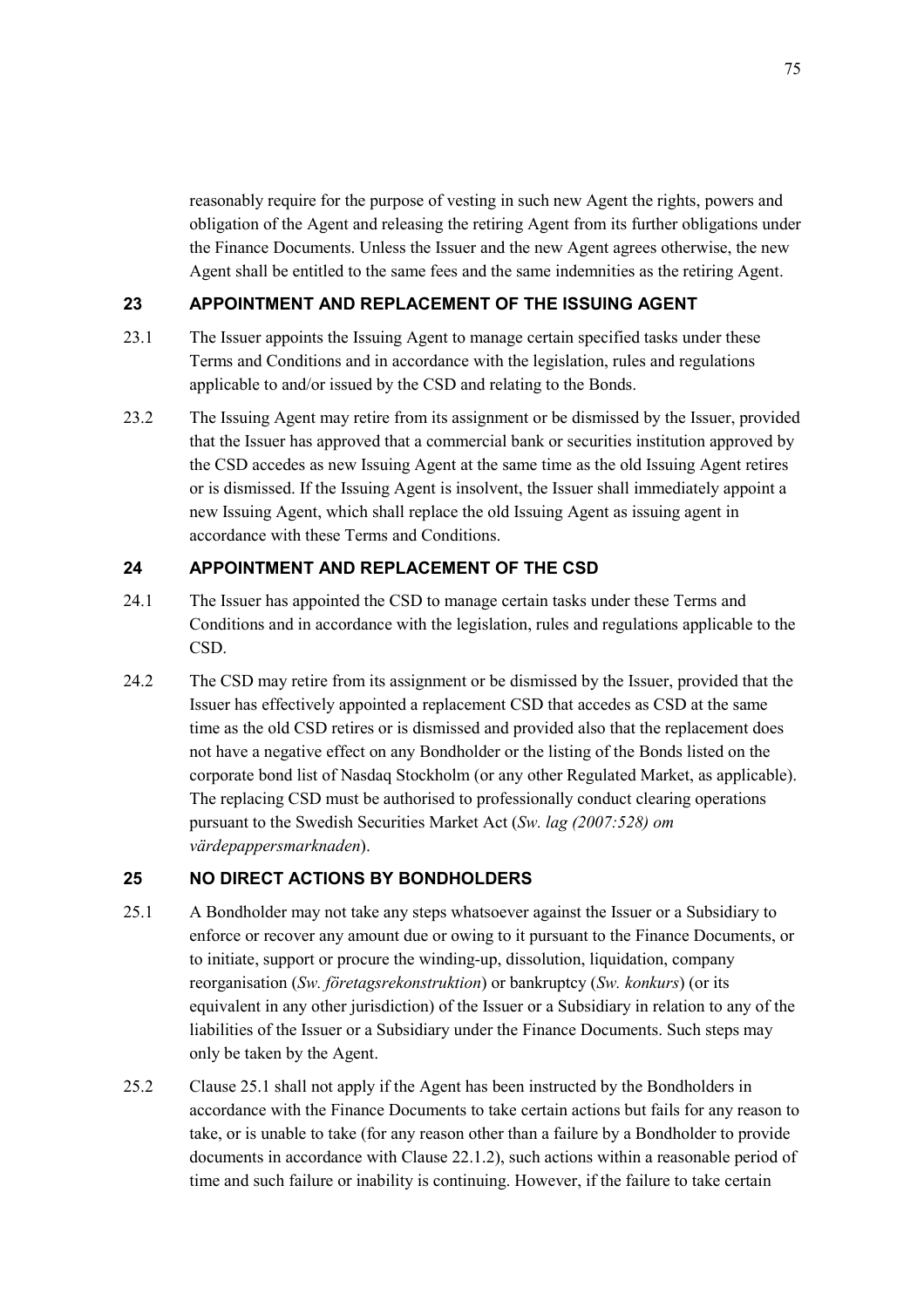reasonably require for the purpose of vesting in such new Agent the rights, powers and obligation of the Agent and releasing the retiring Agent from its further obligations under the Finance Documents. Unless the Issuer and the new Agent agrees otherwise, the new Agent shall be entitled to the same fees and the same indemnities as the retiring Agent.

## 23 APPOINTMENT AND REPLACEMENT OF THE ISSUING AGENT

23.1 The Issuer appoints the Issuing Agent to manage certain specified tasks under these Terms and Conditions and in accordance with the legislation, rules and regulations applicable to and/or issued by the CSD and relating to the Bonds.

23.2 The Issuing Agent may retire from its assignment or be dismissed by the Issuer, provided that the Issuer has approved that a commercial bank or securities institution approved by the CSD accedes as new Issuing Agent at the same time as the old Issuing Agent retires or is dismissed. If the Issuing Agent is insolvent, the Issuer shall immediately appoint a new Issuing Agent, which shall replace the old Issuing Agent as issuing agent in accordance with these Terms and Conditions.

## 24 APPOINTMENT AND REPLACEMENT OF THE CSD

24.1 The Issuer has appointed the CSD to manage certain tasks under these Terms and Conditions and in accordance with the legislation, rules and regulations applicable to the CSD.

24.2 The CSD may retire from its assignment or be dismissed by the Issuer, provided that the Issuer has effectively appointed a replacement CSD that accedes as CSD at the same time as the old CSD retires or is dismissed and provided also that the replacement does not have a negative effect on any Bondholder or the listing of the Bonds listed on the corporate bond list of Nasdaq Stockholm (or any other Regulated Market, as applicable). The replacing CSD must be authorised to professionally conduct clearing operations pursuant to the Swedish Securities Market Act (*Sw. lag (2007:528) om värdepappersmarknaden*).

## 25 NO DIRECT ACTIONS BY BONDHOLDERS

25.1 A Bondholder may not take any steps whatsoever against the Issuer or a Subsidiary to enforce or recover any amount due or owing to it pursuant to the Finance Documents, or to initiate, support or procure the winding-up, dissolution, liquidation, company reorganisation (*Sw. företagsrekonstruktion*) or bankruptcy (*Sw. konkurs*) (or its equivalent in any other jurisdiction) of the Issuer or a Subsidiary in relation to any of the liabilities of the Issuer or a Subsidiary under the Finance Documents. Such steps may only be taken by the Agent.

25.2 Clause 25.1 shall not apply if the Agent has been instructed by the Bondholders in accordance with the Finance Documents to take certain actions but fails for any reason to take, or is unable to take (for any reason other than a failure by a Bondholder to provide documents in accordance with Clause 22.1.2), such actions within a reasonable period of time and such failure or inability is continuing. However, if the failure to take certain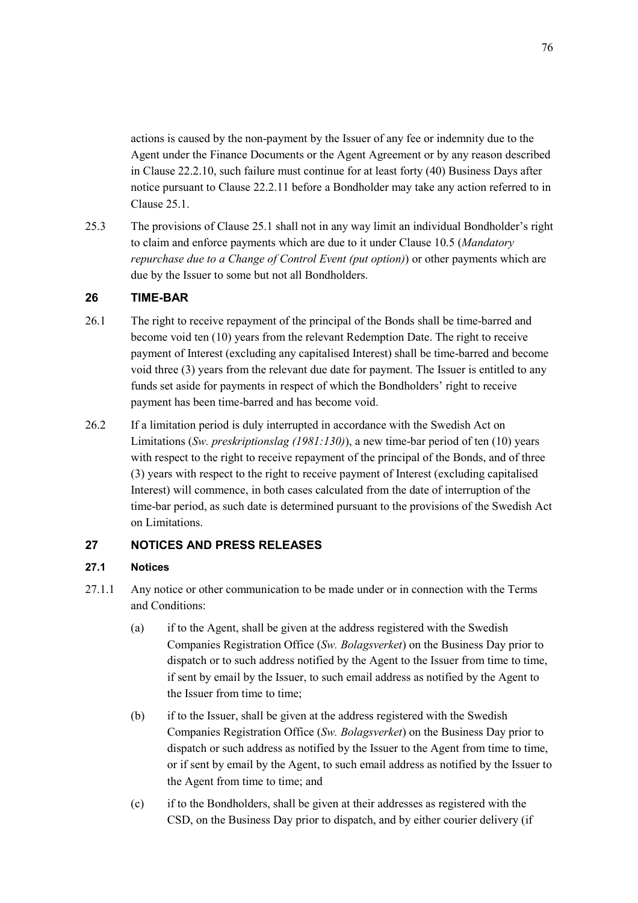actions is caused by the non-payment by the Issuer of any fee or indemnity due to the Agent under the Finance Documents or the Agent Agreement or by any reason described in Clause 22.2.10, such failure must continue for at least forty (40) Business Days after notice pursuant to Clause 22.2.11 before a Bondholder may take any action referred to in Clause 25.1.

25.3 The provisions of Clause 25.1 shall not in any way limit an individual Bondholder's right to claim and enforce payments which are due to it under Clause 10.5 (*Mandatory repurchase due to a Change of Control Event (put option)*) or other payments which are due by the Issuer to some but not all Bondholders.

## 26 TIME-BAR

26.1 The right to receive repayment of the principal of the Bonds shall be time-barred and become void ten (10) years from the relevant Redemption Date. The right to receive payment of Interest (excluding any capitalised Interest) shall be time-barred and become void three (3) years from the relevant due date for payment. The Issuer is entitled to any funds set aside for payments in respect of which the Bondholders' right to receive payment has been time-barred and has become void.

26.2 If a limitation period is duly interrupted in accordance with the Swedish Act on Limitations (*Sw. preskriptionslag (1981:130)*), a new time-bar period of ten (10) years with respect to the right to receive repayment of the principal of the Bonds, and of three (3) years with respect to the right to receive payment of Interest (excluding capitalised Interest) will commence, in both cases calculated from the date of interruption of the time-bar period, as such date is determined pursuant to the provisions of the Swedish Act on Limitations.

## 27 NOTICES AND PRESS RELEASES

### 27.1 Notices

27.1.1 Any notice or other communication to be made under or in connection with the Terms and Conditions:

(a) if to the Agent, shall be given at the address registered with the Swedish Companies Registration Office (*Sw. Bolagsverket*) on the Business Day prior to dispatch or to such address notified by the Agent to the Issuer from time to time, if sent by email by the Issuer, to such email address as notified by the Agent to the Issuer from time to time;

(b) if to the Issuer, shall be given at the address registered with the Swedish Companies Registration Office (*Sw. Bolagsverket*) on the Business Day prior to dispatch or such address as notified by the Issuer to the Agent from time to time, or if sent by email by the Agent, to such email address as notified by the Issuer to the Agent from time to time; and

(c) if to the Bondholders, shall be given at their addresses as registered with the CSD, on the Business Day prior to dispatch, and by either courier delivery (if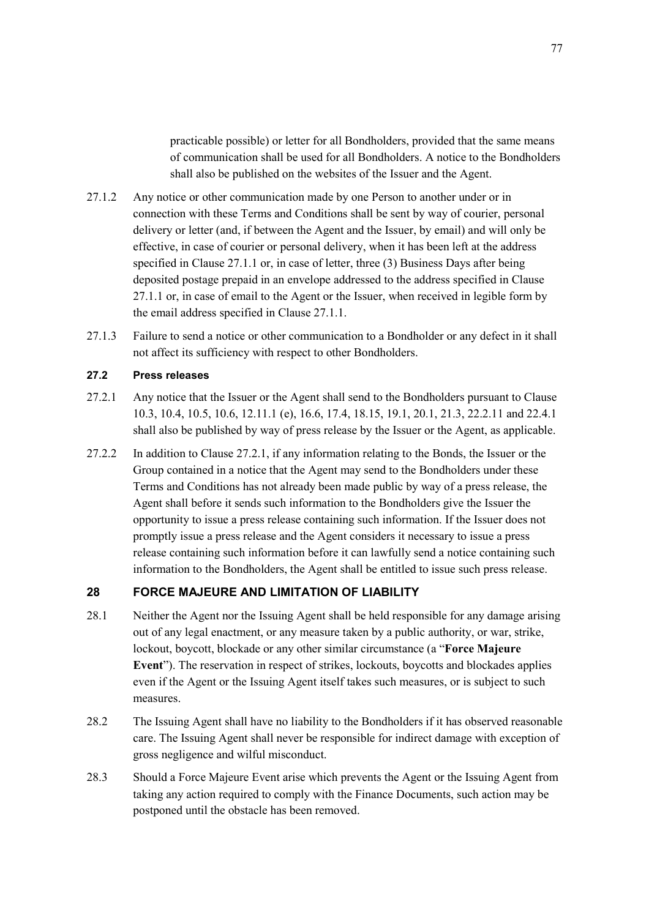practicable possible) or letter for all Bondholders, provided that the same means of communication shall be used for all Bondholders. A notice to the Bondholders shall also be published on the websites of the Issuer and the Agent.

27.1.2 Any notice or other communication made by one Person to another under or in connection with these Terms and Conditions shall be sent by way of courier, personal delivery or letter (and, if between the Agent and the Issuer, by email) and will only be effective, in case of courier or personal delivery, when it has been left at the address specified in Clause 27.1.1 or, in case of letter, three (3) Business Days after being deposited postage prepaid in an envelope addressed to the address specified in Clause 27.1.1 or, in case of email to the Agent or the Issuer, when received in legible form by the email address specified in Clause 27.1.1.

27.1.3 Failure to send a notice or other communication to a Bondholder or any defect in it shall not affect its sufficiency with respect to other Bondholders.

### 27.2 Press releases

27.2.1 Any notice that the Issuer or the Agent shall send to the Bondholders pursuant to Clause 10.3, 10.4, 10.5, 10.6, 12.11.1 (e), 16.6, 17.4, 18.15, 19.1, 20.1, 21.3, 22.2.11 and 22.4.1 shall also be published by way of press release by the Issuer or the Agent, as applicable.

27.2.2 In addition to Clause 27.2.1, if any information relating to the Bonds, the Issuer or the Group contained in a notice that the Agent may send to the Bondholders under these Terms and Conditions has not already been made public by way of a press release, the Agent shall before it sends such information to the Bondholders give the Issuer the opportunity to issue a press release containing such information. If the Issuer does not promptly issue a press release and the Agent considers it necessary to issue a press release containing such information before it can lawfully send a notice containing such information to the Bondholders, the Agent shall be entitled to issue such press release.

## 28 FORCE MAJEURE AND LIMITATION OF LIABILITY

28.1 Neither the Agent nor the Issuing Agent shall be held responsible for any damage arising out of any legal enactment, or any measure taken by a public authority, or war, strike, lockout, boycott, blockade or any other similar circumstance (a "**Force Majeure Event**"). The reservation in respect of strikes, lockouts, boycotts and blockades applies even if the Agent or the Issuing Agent itself takes such measures, or is subject to such measures.

28.2 The Issuing Agent shall have no liability to the Bondholders if it has observed reasonable care. The Issuing Agent shall never be responsible for indirect damage with exception of gross negligence and wilful misconduct.

28.3 Should a Force Majeure Event arise which prevents the Agent or the Issuing Agent from taking any action required to comply with the Finance Documents, such action may be postponed until the obstacle has been removed.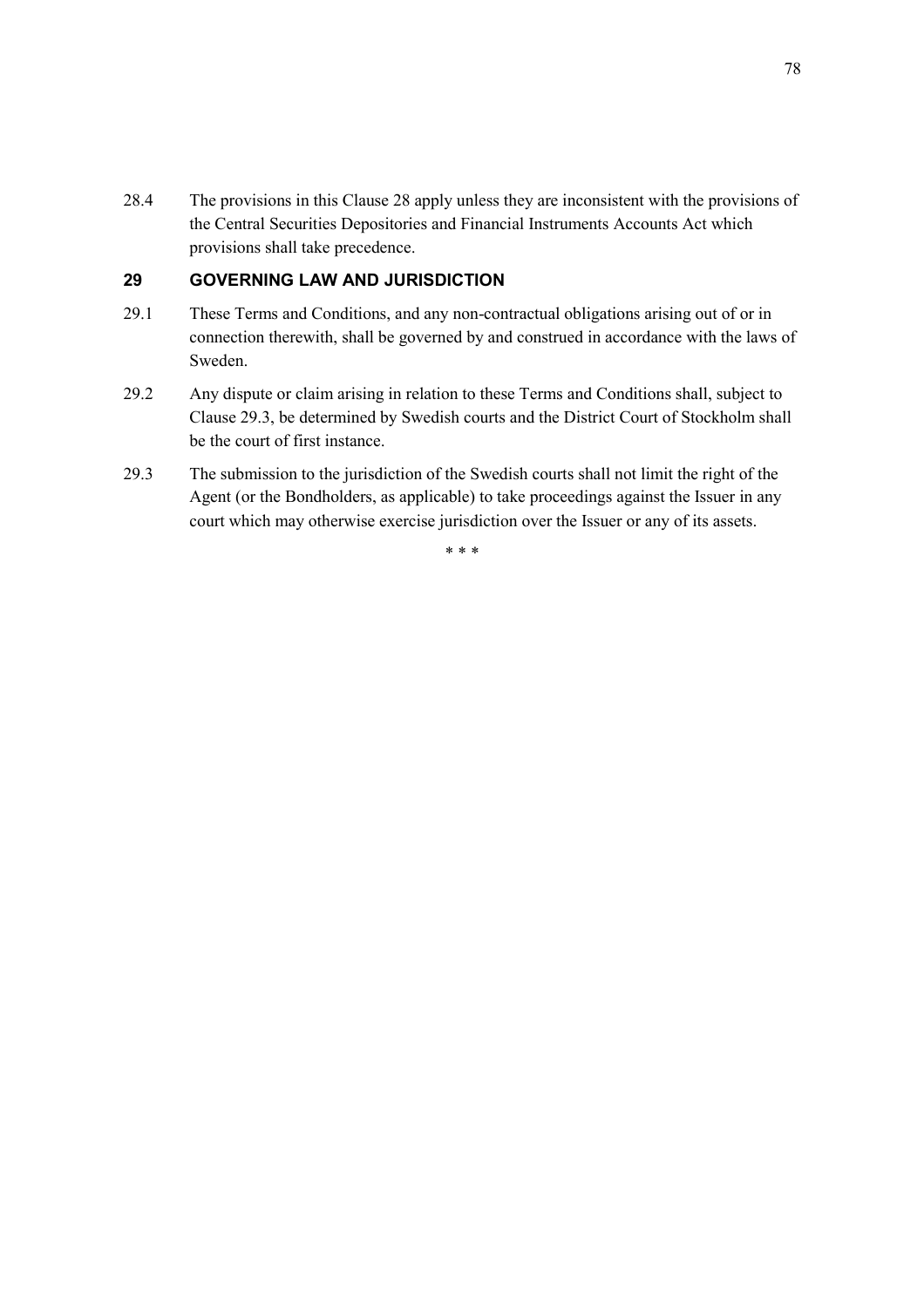28.4 The provisions in this Clause 28 apply unless they are inconsistent with the provisions of the Central Securities Depositories and Financial Instruments Accounts Act which provisions shall take precedence.

## 29 GOVERNING LAW AND JURISDICTION

29.1 These Terms and Conditions, and any non-contractual obligations arising out of or in connection therewith, shall be governed by and construed in accordance with the laws of Sweden.

29.2 Any dispute or claim arising in relation to these Terms and Conditions shall, subject to Clause 29.3, be determined by Swedish courts and the District Court of Stockholm shall be the court of first instance.

29.3 The submission to the jurisdiction of the Swedish courts shall not limit the right of the Agent (or the Bondholders, as applicable) to take proceedings against the Issuer in any court which may otherwise exercise jurisdiction over the Issuer or any of its assets.

\* \* \*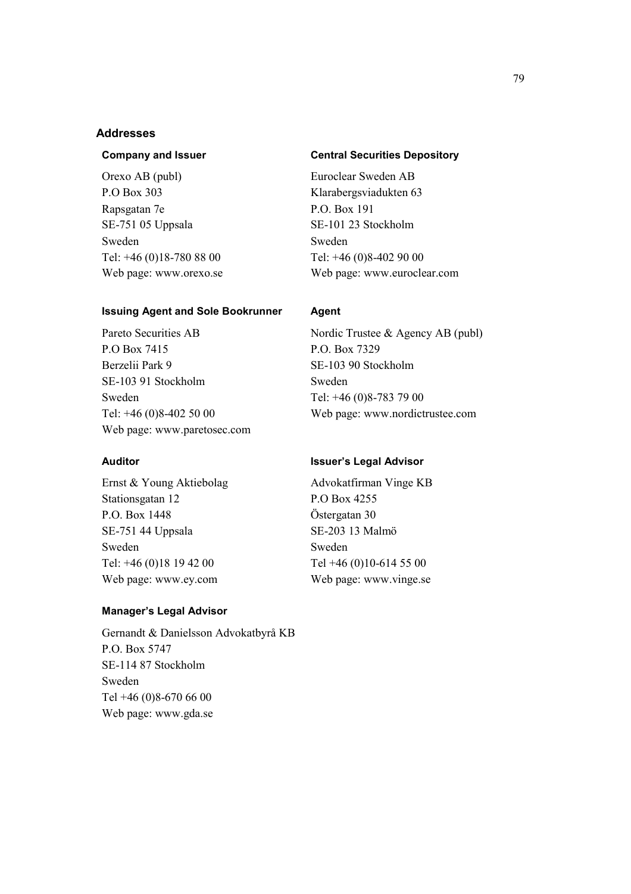## Addresses

### Company and Issuer

Orexo AB (publ)
P.O Box 303
Rapsgatan 7e
SE-751 05 Uppsala
Sweden
Tel: +46 (0)18-780 88 00
Web page: www.orexo.se

### Central Securities Depository

Euroclear Sweden AB
Klarabergsviadukten 63
P.O. Box 191
SE-101 23 Stockholm
Sweden
Tel: +46 (0)8-402 90 00
Web page: www.euroclear.com

### Issuing Agent and Sole Bookrunner

Pareto Securities AB
P.O Box 7415
Berzelii Park 9
SE-103 91 Stockholm
Sweden
Tel: +46 (0)8-402 50 00
Web page: www.paretosec.com

### Agent

Nordic Trustee & Agency AB (publ)
P.O. Box 7329
SE-103 90 Stockholm
Sweden
Tel: +46 (0)8-783 79 00
Web page: www.nordictrustee.com

### Auditor

Ernst & Young Aktiebolag
Stationsgatan 12
P.O. Box 1448
SE-751 44 Uppsala
Sweden
Tel: +46 (0)18 19 42 00
Web page: www.ey.com

### Issuer's Legal Advisor

Advokatfirman Vinge KB
P.O Box 4255
Östergatan 30
SE-203 13 Malmö
Sweden
Tel +46 (0)10-614 55 00
Web page: www.vinge.se

### Manager's Legal Advisor

Gernandt & Danielsson Advokatbyrå KB
P.O. Box 5747
SE-114 87 Stockholm
Sweden
Tel +46 (0)8-670 66 00
Web page: www.gda.se